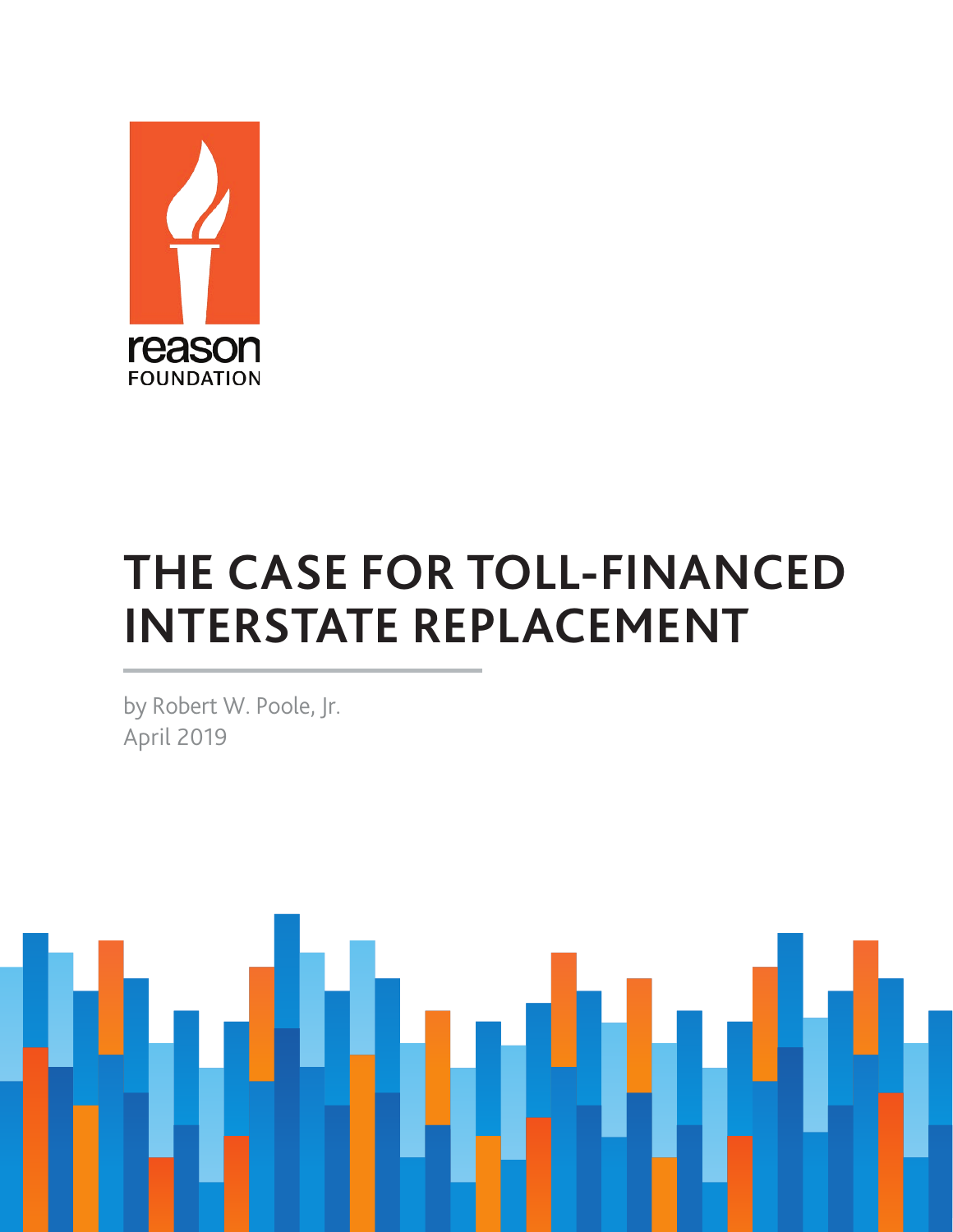reason
FOUNDATION

# THE CASE FOR TOLL-FINANCED INTERSTATE REPLACEMENT

by Robert W. Poole, Jr.
April 2019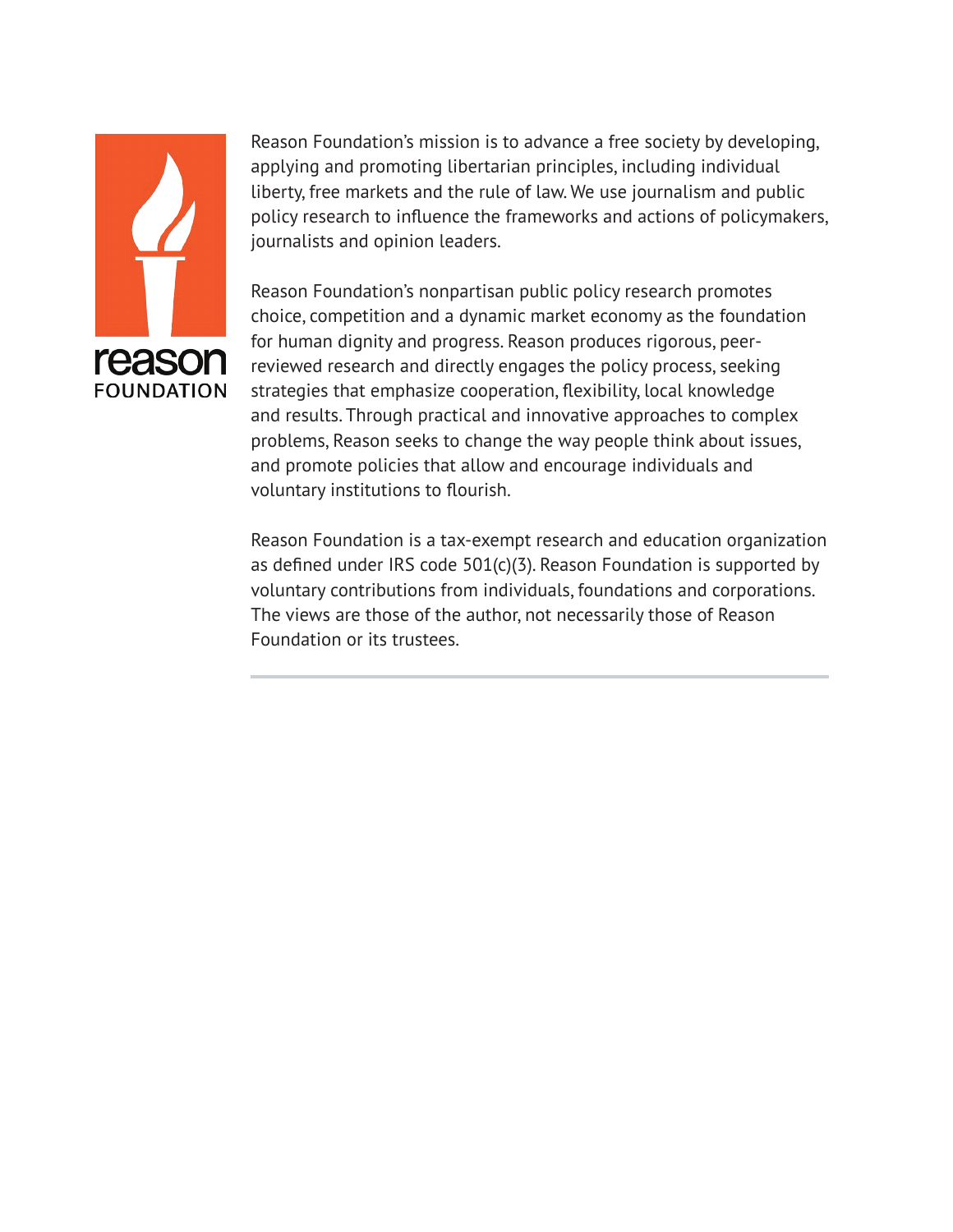Reason Foundation's mission is to advance a free society by developing, applying and promoting libertarian principles, including individual liberty, free markets and the rule of law. We use journalism and public policy research to influence the frameworks and actions of policymakers, journalists and opinion leaders.

Reason Foundation's nonpartisan public policy research promotes choice, competition and a dynamic market economy as the foundation for human dignity and progress. Reason produces rigorous, peer-reviewed research and directly engages the policy process, seeking strategies that emphasize cooperation, flexibility, local knowledge and results. Through practical and innovative approaches to complex problems, Reason seeks to change the way people think about issues, and promote policies that allow and encourage individuals and voluntary institutions to flourish.

Reason Foundation is a tax-exempt research and education organization as defined under IRS code 501(c)(3). Reason Foundation is supported by voluntary contributions from individuals, foundations and corporations. The views are those of the author, not necessarily those of Reason Foundation or its trustees.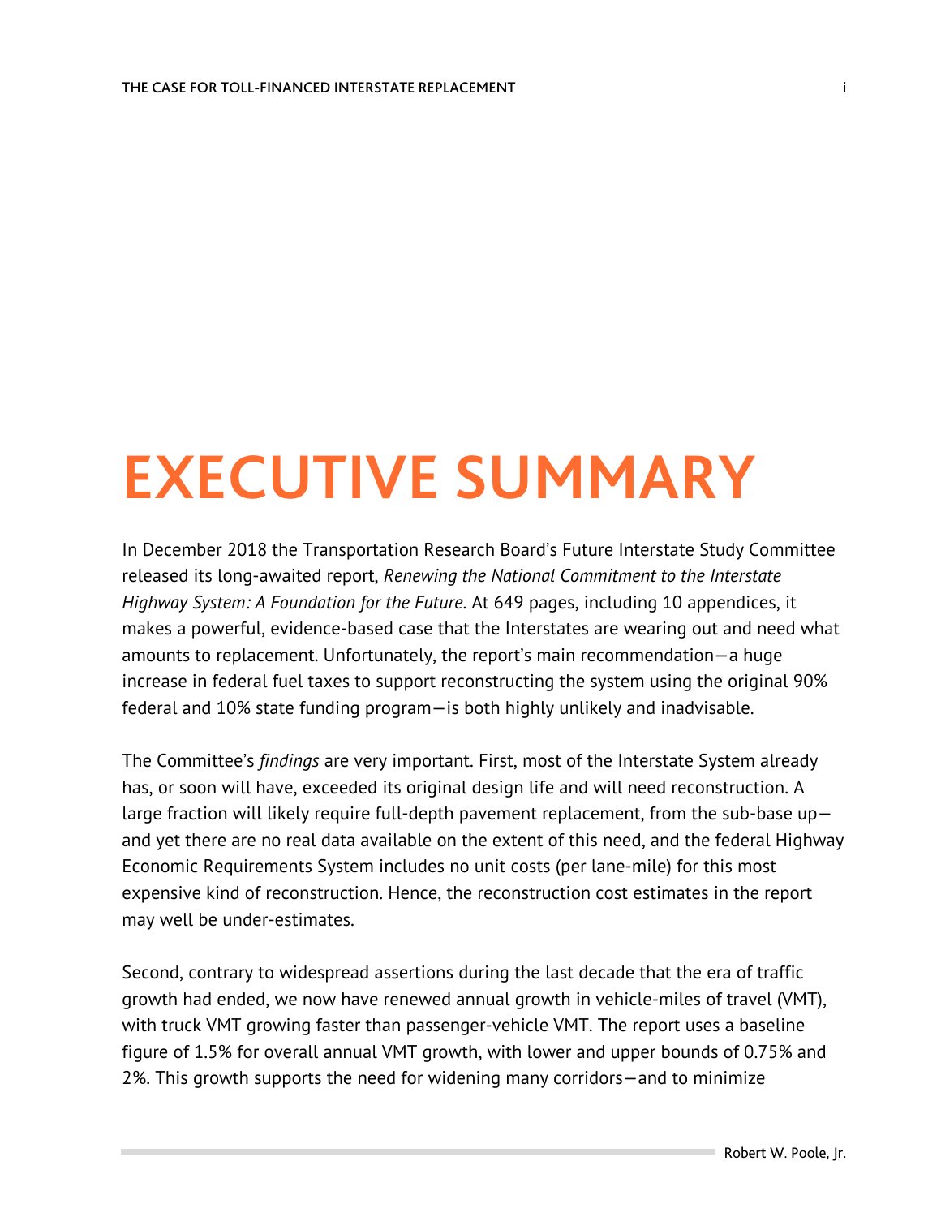# EXECUTIVE SUMMARY

In December 2018 the Transportation Research Board's Future Interstate Study Committee released its long-awaited report, *Renewing the National Commitment to the Interstate Highway System: A Foundation for the Future*. At 649 pages, including 10 appendices, it makes a powerful, evidence-based case that the Interstates are wearing out and need what amounts to replacement. Unfortunately, the report's main recommendation—a huge increase in federal fuel taxes to support reconstructing the system using the original 90% federal and 10% state funding program—is both highly unlikely and inadvisable.

The Committee's *findings* are very important. First, most of the Interstate System already has, or soon will have, exceeded its original design life and will need reconstruction. A large fraction will likely require full-depth pavement replacement, from the sub-base up—and yet there are no real data available on the extent of this need, and the federal Highway Economic Requirements System includes no unit costs (per lane-mile) for this most expensive kind of reconstruction. Hence, the reconstruction cost estimates in the report may well be under-estimates.

Second, contrary to widespread assertions during the last decade that the era of traffic growth had ended, we now have renewed annual growth in vehicle-miles of travel (VMT), with truck VMT growing faster than passenger-vehicle VMT. The report uses a baseline figure of 1.5% for overall annual VMT growth, with lower and upper bounds of 0.75% and 2%. This growth supports the need for widening many corridors—and to minimize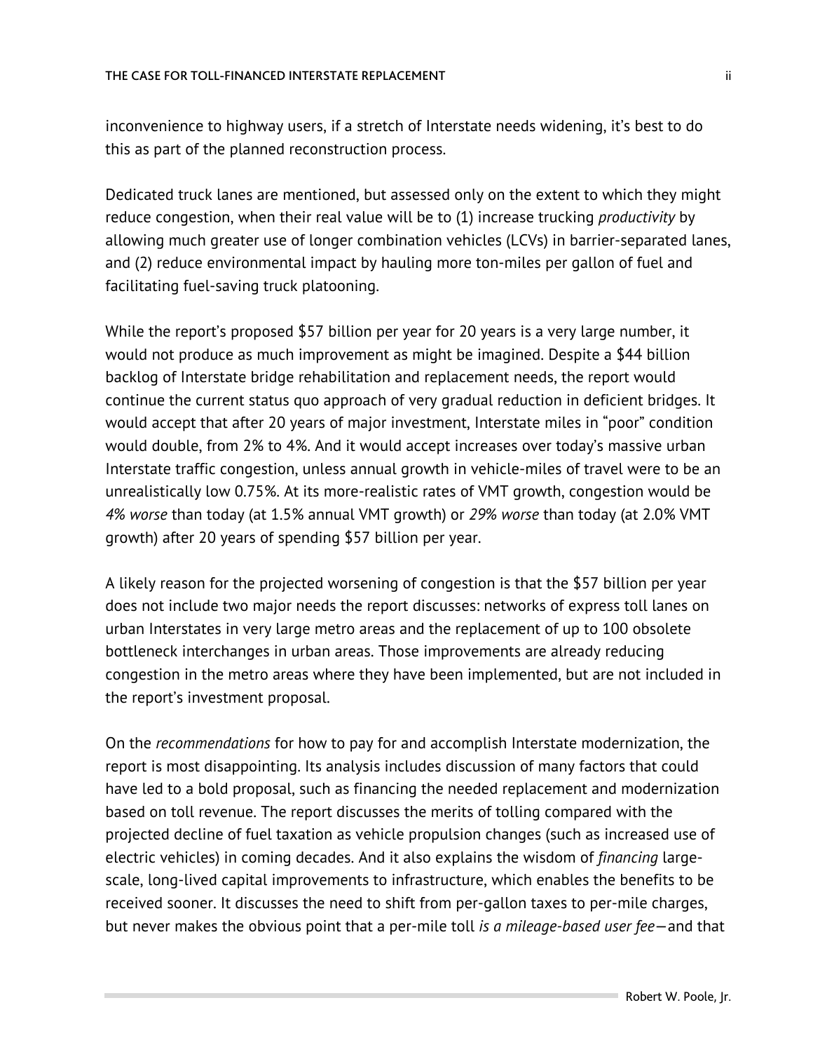inconvenience to highway users, if a stretch of Interstate needs widening, it's best to do this as part of the planned reconstruction process.

Dedicated truck lanes are mentioned, but assessed only on the extent to which they might reduce congestion, when their real value will be to (1) increase trucking *productivity* by allowing much greater use of longer combination vehicles (LCVs) in barrier-separated lanes, and (2) reduce environmental impact by hauling more ton-miles per gallon of fuel and facilitating fuel-saving truck platooning.

While the report's proposed $57 billion per year for 20 years is a very large number, it would not produce as much improvement as might be imagined. Despite a $44 billion backlog of Interstate bridge rehabilitation and replacement needs, the report would continue the current status quo approach of very gradual reduction in deficient bridges. It would accept that after 20 years of major investment, Interstate miles in "poor" condition would double, from 2% to 4%. And it would accept increases over today's massive urban Interstate traffic congestion, unless annual growth in vehicle-miles of travel were to be an unrealistically low 0.75%. At its more-realistic rates of VMT growth, congestion would be *4% worse* than today (at 1.5% annual VMT growth) or *29% worse* than today (at 2.0% VMT growth) after 20 years of spending $57 billion per year.

A likely reason for the projected worsening of congestion is that the $57 billion per year does not include two major needs the report discusses: networks of express toll lanes on urban Interstates in very large metro areas and the replacement of up to 100 obsolete bottleneck interchanges in urban areas. Those improvements are already reducing congestion in the metro areas where they have been implemented, but are not included in the report's investment proposal.

On the *recommendations* for how to pay for and accomplish Interstate modernization, the report is most disappointing. Its analysis includes discussion of many factors that could have led to a bold proposal, such as financing the needed replacement and modernization based on toll revenue. The report discusses the merits of tolling compared with the projected decline of fuel taxation as vehicle propulsion changes (such as increased use of electric vehicles) in coming decades. And it also explains the wisdom of *financing* large-scale, long-lived capital improvements to infrastructure, which enables the benefits to be received sooner. It discusses the need to shift from per-gallon taxes to per-mile charges, but never makes the obvious point that a per-mile toll *is a mileage-based user fee*—and that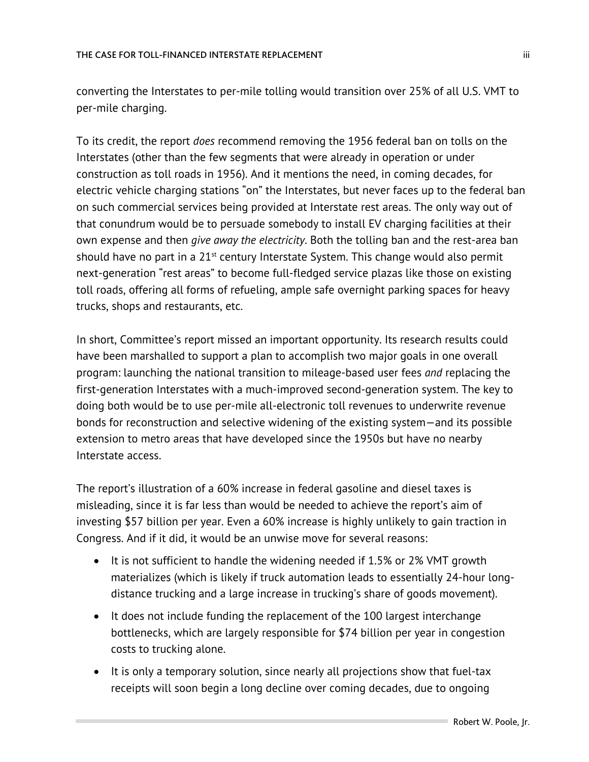converting the Interstates to per-mile tolling would transition over 25% of all U.S. VMT to per-mile charging.

To its credit, the report *does* recommend removing the 1956 federal ban on tolls on the Interstates (other than the few segments that were already in operation or under construction as toll roads in 1956). And it mentions the need, in coming decades, for electric vehicle charging stations "on" the Interstates, but never faces up to the federal ban on such commercial services being provided at Interstate rest areas. The only way out of that conundrum would be to persuade somebody to install EV charging facilities at their own expense and then *give away the electricity*. Both the tolling ban and the rest-area ban should have no part in a 21st century Interstate System. This change would also permit next-generation "rest areas" to become full-fledged service plazas like those on existing toll roads, offering all forms of refueling, ample safe overnight parking spaces for heavy trucks, shops and restaurants, etc.

In short, Committee's report missed an important opportunity. Its research results could have been marshalled to support a plan to accomplish two major goals in one overall program: launching the national transition to mileage-based user fees *and* replacing the first-generation Interstates with a much-improved second-generation system. The key to doing both would be to use per-mile all-electronic toll revenues to underwrite revenue bonds for reconstruction and selective widening of the existing system—and its possible extension to metro areas that have developed since the 1950s but have no nearby Interstate access.

The report's illustration of a 60% increase in federal gasoline and diesel taxes is misleading, since it is far less than would be needed to achieve the report's aim of investing $57 billion per year. Even a 60% increase is highly unlikely to gain traction in Congress. And if it did, it would be an unwise move for several reasons:

- It is not sufficient to handle the widening needed if 1.5% or 2% VMT growth materializes (which is likely if truck automation leads to essentially 24-hour long-distance trucking and a large increase in trucking's share of goods movement).
- It does not include funding the replacement of the 100 largest interchange bottlenecks, which are largely responsible for $74 billion per year in congestion costs to trucking alone.
- It is only a temporary solution, since nearly all projections show that fuel-tax receipts will soon begin a long decline over coming decades, due to ongoing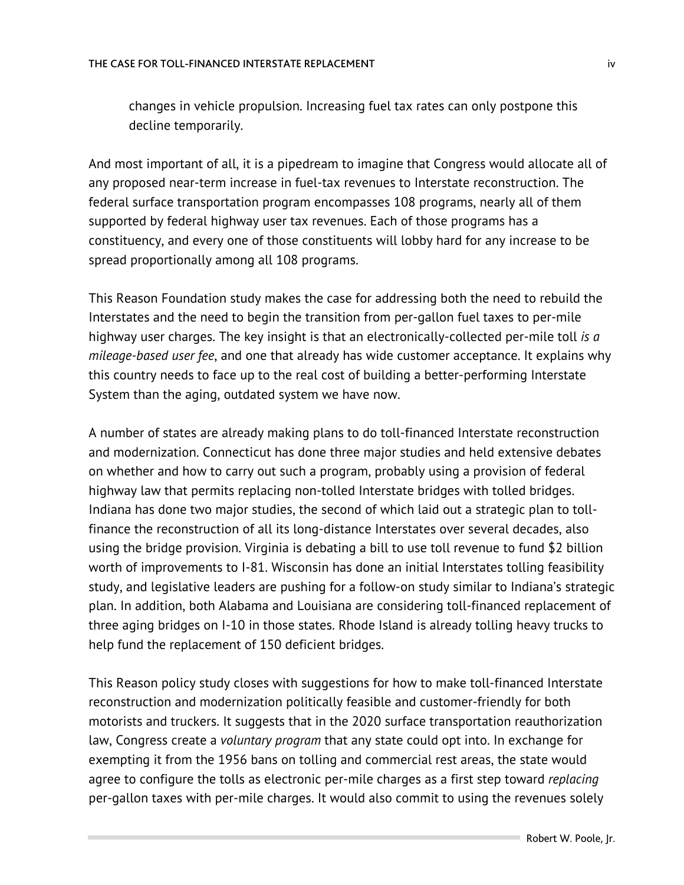changes in vehicle propulsion. Increasing fuel tax rates can only postpone this decline temporarily.

And most important of all, it is a pipedream to imagine that Congress would allocate all of any proposed near-term increase in fuel-tax revenues to Interstate reconstruction. The federal surface transportation program encompasses 108 programs, nearly all of them supported by federal highway user tax revenues. Each of those programs has a constituency, and every one of those constituents will lobby hard for any increase to be spread proportionally among all 108 programs.

This Reason Foundation study makes the case for addressing both the need to rebuild the Interstates and the need to begin the transition from per-gallon fuel taxes to per-mile highway user charges. The key insight is that an electronically-collected per-mile toll *is a mileage-based user fee*, and one that already has wide customer acceptance. It explains why this country needs to face up to the real cost of building a better-performing Interstate System than the aging, outdated system we have now.

A number of states are already making plans to do toll-financed Interstate reconstruction and modernization. Connecticut has done three major studies and held extensive debates on whether and how to carry out such a program, probably using a provision of federal highway law that permits replacing non-tolled Interstate bridges with tolled bridges. Indiana has done two major studies, the second of which laid out a strategic plan to toll-finance the reconstruction of all its long-distance Interstates over several decades, also using the bridge provision. Virginia is debating a bill to use toll revenue to fund $2 billion worth of improvements to I-81. Wisconsin has done an initial Interstates tolling feasibility study, and legislative leaders are pushing for a follow-on study similar to Indiana's strategic plan. In addition, both Alabama and Louisiana are considering toll-financed replacement of three aging bridges on I-10 in those states. Rhode Island is already tolling heavy trucks to help fund the replacement of 150 deficient bridges.

This Reason policy study closes with suggestions for how to make toll-financed Interstate reconstruction and modernization politically feasible and customer-friendly for both motorists and truckers. It suggests that in the 2020 surface transportation reauthorization law, Congress create a *voluntary program* that any state could opt into. In exchange for exempting it from the 1956 bans on tolling and commercial rest areas, the state would agree to configure the tolls as electronic per-mile charges as a first step toward *replacing* per-gallon taxes with per-mile charges. It would also commit to using the revenues solely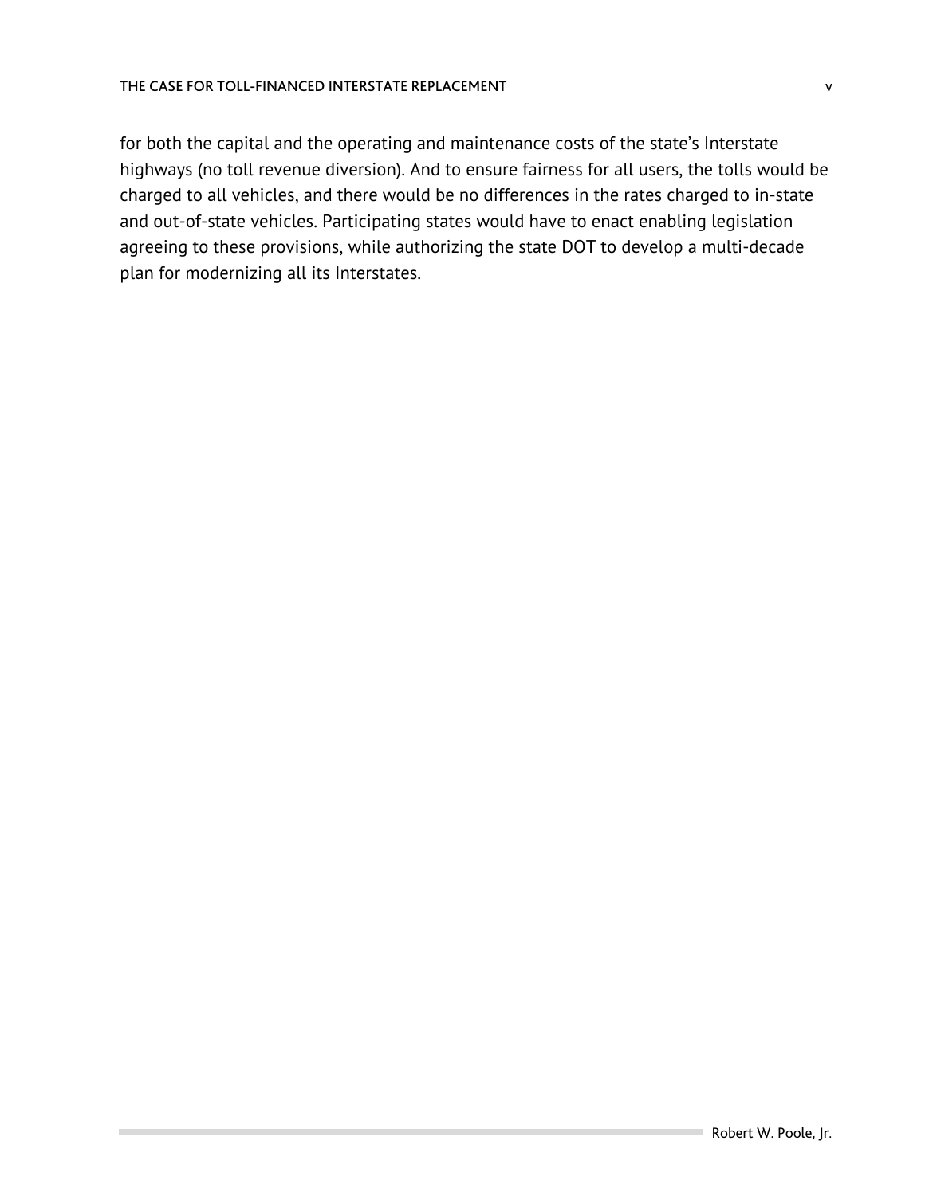for both the capital and the operating and maintenance costs of the state's Interstate highways (no toll revenue diversion). And to ensure fairness for all users, the tolls would be charged to all vehicles, and there would be no differences in the rates charged to in-state and out-of-state vehicles. Participating states would have to enact enabling legislation agreeing to these provisions, while authorizing the state DOT to develop a multi-decade plan for modernizing all its Interstates.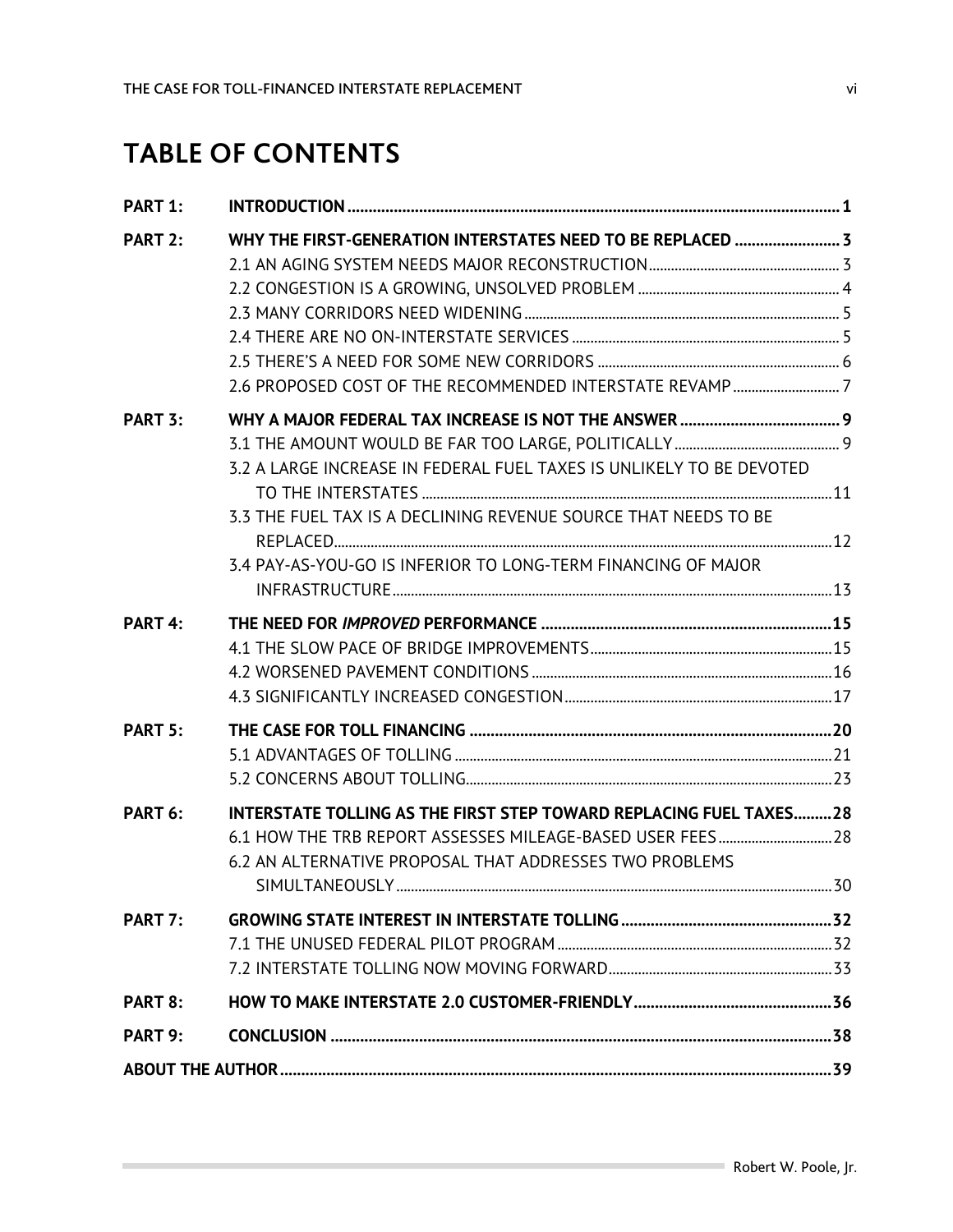# TABLE OF CONTENTS

| | | |
|---|---|---|
| **PART 1:** | **INTRODUCTION** | **1** |
| **PART 2:** | **WHY THE FIRST-GENERATION INTERSTATES NEED TO BE REPLACED** | **3** |
| | 2.1 AN AGING SYSTEM NEEDS MAJOR RECONSTRUCTION | 3 |
| | 2.2 CONGESTION IS A GROWING, UNSOLVED PROBLEM | 4 |
| | 2.3 MANY CORRIDORS NEED WIDENING | 5 |
| | 2.4 THERE ARE NO ON-INTERSTATE SERVICES | 5 |
| | 2.5 THERE'S A NEED FOR SOME NEW CORRIDORS | 6 |
| | 2.6 PROPOSED COST OF THE RECOMMENDED INTERSTATE REVAMP | 7 |
| **PART 3:** | **WHY A MAJOR FEDERAL TAX INCREASE IS NOT THE ANSWER** | **9** |
| | 3.1 THE AMOUNT WOULD BE FAR TOO LARGE, POLITICALLY | 9 |
| | 3.2 A LARGE INCREASE IN FEDERAL FUEL TAXES IS UNLIKELY TO BE DEVOTED TO THE INTERSTATES | 11 |
| | 3.3 THE FUEL TAX IS A DECLINING REVENUE SOURCE THAT NEEDS TO BE REPLACED | 12 |
| | 3.4 PAY-AS-YOU-GO IS INFERIOR TO LONG-TERM FINANCING OF MAJOR INFRASTRUCTURE | 13 |
| **PART 4:** | **THE NEED FOR *IMPROVED* PERFORMANCE** | **15** |
| | 4.1 THE SLOW PACE OF BRIDGE IMPROVEMENTS | 15 |
| | 4.2 WORSENED PAVEMENT CONDITIONS | 16 |
| | 4.3 SIGNIFICANTLY INCREASED CONGESTION | 17 |
| **PART 5:** | **THE CASE FOR TOLL FINANCING** | **20** |
| | 5.1 ADVANTAGES OF TOLLING | 21 |
| | 5.2 CONCERNS ABOUT TOLLING | 23 |
| **PART 6:** | **INTERSTATE TOLLING AS THE FIRST STEP TOWARD REPLACING FUEL TAXES** | **28** |
| | 6.1 HOW THE TRB REPORT ASSESSES MILEAGE-BASED USER FEES | 28 |
| | 6.2 AN ALTERNATIVE PROPOSAL THAT ADDRESSES TWO PROBLEMS SIMULTANEOUSLY | 30 |
| **PART 7:** | **GROWING STATE INTEREST IN INTERSTATE TOLLING** | **32** |
| | 7.1 THE UNUSED FEDERAL PILOT PROGRAM | 32 |
| | 7.2 INTERSTATE TOLLING NOW MOVING FORWARD | 33 |
| **PART 8:** | **HOW TO MAKE INTERSTATE 2.0 CUSTOMER-FRIENDLY** | **36** |
| **PART 9:** | **CONCLUSION** | **38** |
| **ABOUT THE AUTHOR** | | **39** |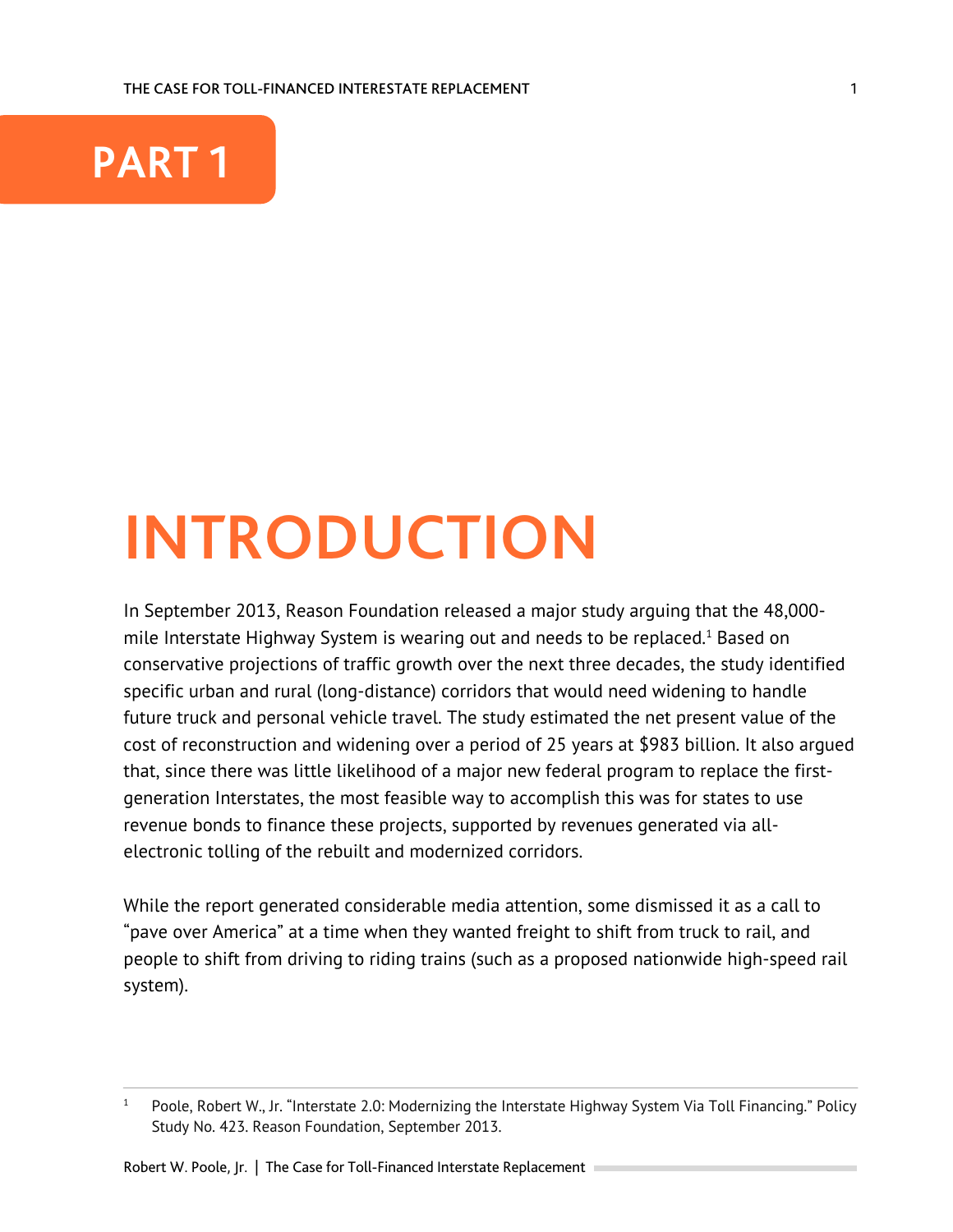# PART 1

# INTRODUCTION

In September 2013, Reason Foundation released a major study arguing that the 48,000-mile Interstate Highway System is wearing out and needs to be replaced.[1] Based on conservative projections of traffic growth over the next three decades, the study identified specific urban and rural (long-distance) corridors that would need widening to handle future truck and personal vehicle travel. The study estimated the net present value of the cost of reconstruction and widening over a period of 25 years at $983 billion. It also argued that, since there was little likelihood of a major new federal program to replace the first-generation Interstates, the most feasible way to accomplish this was for states to use revenue bonds to finance these projects, supported by revenues generated via all-electronic tolling of the rebuilt and modernized corridors.

While the report generated considerable media attention, some dismissed it as a call to "pave over America" at a time when they wanted freight to shift from truck to rail, and people to shift from driving to riding trains (such as a proposed nationwide high-speed rail system).

---

[1] Poole, Robert W., Jr. "Interstate 2.0: Modernizing the Interstate Highway System Via Toll Financing." Policy Study No. 423. Reason Foundation, September 2013.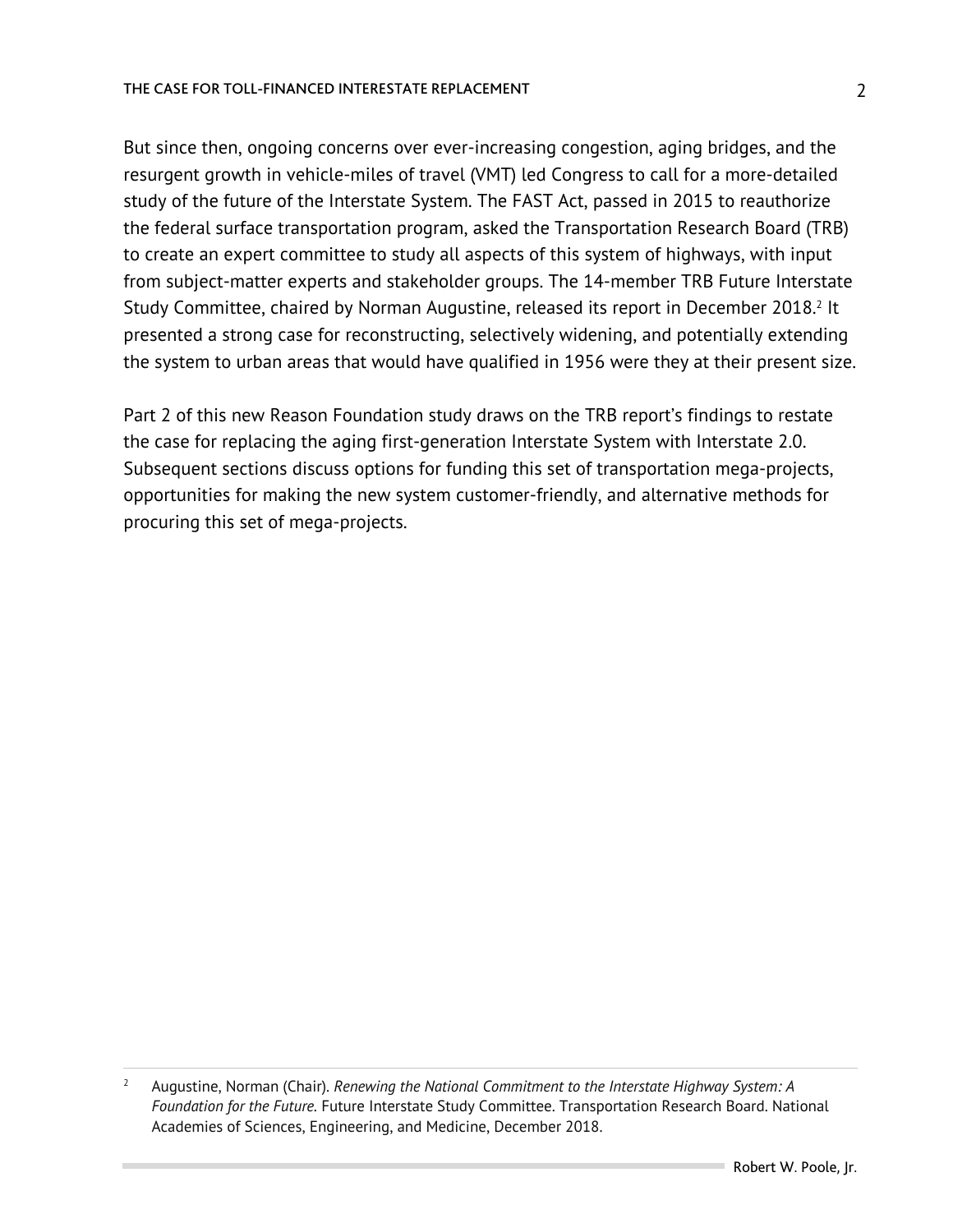But since then, ongoing concerns over ever-increasing congestion, aging bridges, and the resurgent growth in vehicle-miles of travel (VMT) led Congress to call for a more-detailed study of the future of the Interstate System. The FAST Act, passed in 2015 to reauthorize the federal surface transportation program, asked the Transportation Research Board (TRB) to create an expert committee to study all aspects of this system of highways, with input from subject-matter experts and stakeholder groups. The 14-member TRB Future Interstate Study Committee, chaired by Norman Augustine, released its report in December 2018.[2] It presented a strong case for reconstructing, selectively widening, and potentially extending the system to urban areas that would have qualified in 1956 were they at their present size.

Part 2 of this new Reason Foundation study draws on the TRB report's findings to restate the case for replacing the aging first-generation Interstate System with Interstate 2.0. Subsequent sections discuss options for funding this set of transportation mega-projects, opportunities for making the new system customer-friendly, and alternative methods for procuring this set of mega-projects.

---

[2] Augustine, Norman (Chair). *Renewing the National Commitment to the Interstate Highway System: A Foundation for the Future*. Future Interstate Study Committee. Transportation Research Board. National Academies of Sciences, Engineering, and Medicine, December 2018.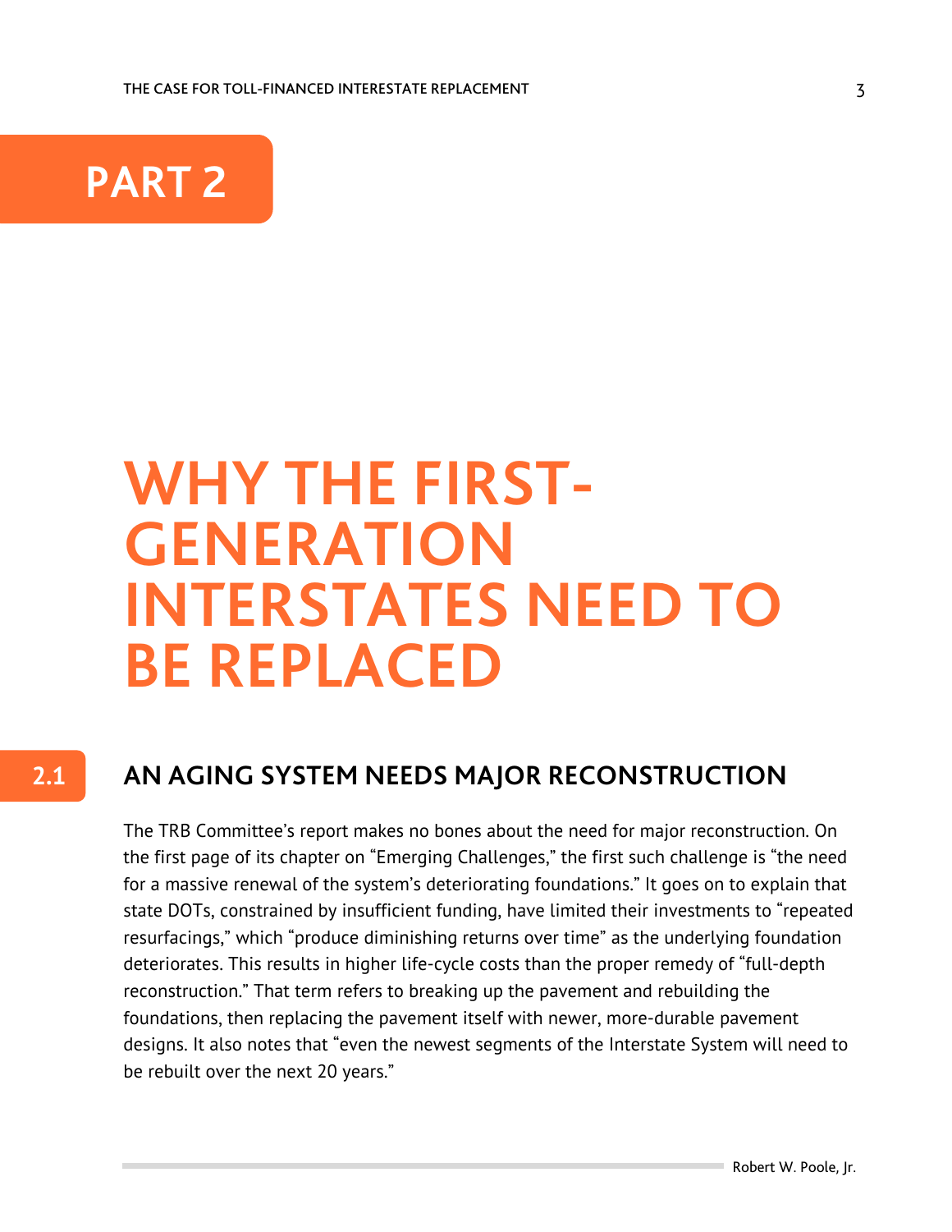# PART 2

# WHY THE FIRST-GENERATION INTERSTATES NEED TO BE REPLACED

## 2.1 AN AGING SYSTEM NEEDS MAJOR RECONSTRUCTION

The TRB Committee's report makes no bones about the need for major reconstruction. On the first page of its chapter on "Emerging Challenges," the first such challenge is "the need for a massive renewal of the system's deteriorating foundations." It goes on to explain that state DOTs, constrained by insufficient funding, have limited their investments to "repeated resurfacings," which "produce diminishing returns over time" as the underlying foundation deteriorates. This results in higher life-cycle costs than the proper remedy of "full-depth reconstruction." That term refers to breaking up the pavement and rebuilding the foundations, then replacing the pavement itself with newer, more-durable pavement designs. It also notes that "even the newest segments of the Interstate System will need to be rebuilt over the next 20 years."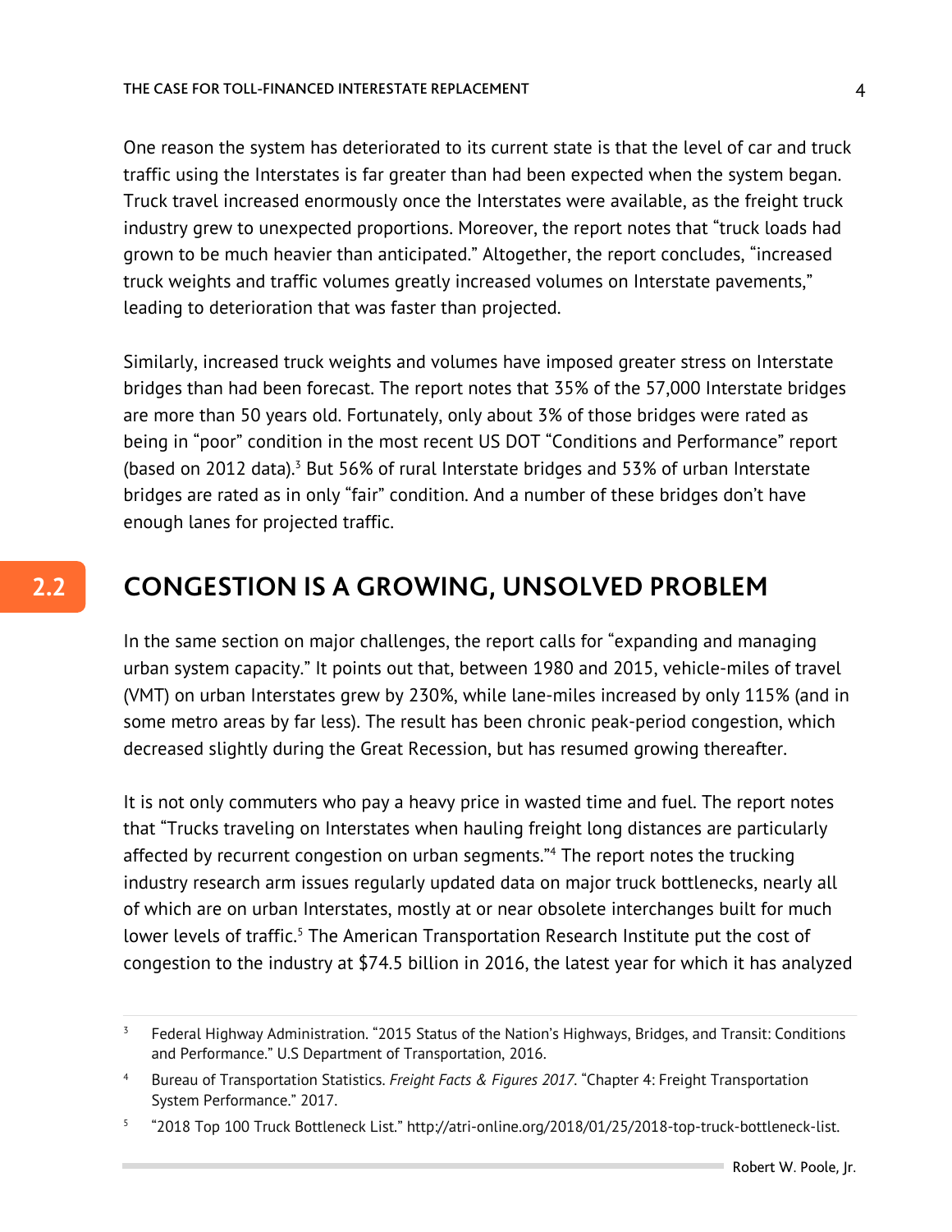One reason the system has deteriorated to its current state is that the level of car and truck traffic using the Interstates is far greater than had been expected when the system began. Truck travel increased enormously once the Interstates were available, as the freight truck industry grew to unexpected proportions. Moreover, the report notes that "truck loads had grown to be much heavier than anticipated." Altogether, the report concludes, "increased truck weights and traffic volumes greatly increased volumes on Interstate pavements," leading to deterioration that was faster than projected.

Similarly, increased truck weights and volumes have imposed greater stress on Interstate bridges than had been forecast. The report notes that 35% of the 57,000 Interstate bridges are more than 50 years old. Fortunately, only about 3% of those bridges were rated as being in "poor" condition in the most recent US DOT "Conditions and Performance" report (based on 2012 data).[3] But 56% of rural Interstate bridges and 53% of urban Interstate bridges are rated as in only "fair" condition. And a number of these bridges don't have enough lanes for projected traffic.

## 2.2 CONGESTION IS A GROWING, UNSOLVED PROBLEM

In the same section on major challenges, the report calls for "expanding and managing urban system capacity." It points out that, between 1980 and 2015, vehicle-miles of travel (VMT) on urban Interstates grew by 230%, while lane-miles increased by only 115% (and in some metro areas by far less). The result has been chronic peak-period congestion, which decreased slightly during the Great Recession, but has resumed growing thereafter.

It is not only commuters who pay a heavy price in wasted time and fuel. The report notes that "Trucks traveling on Interstates when hauling freight long distances are particularly affected by recurrent congestion on urban segments."[4] The report notes the trucking industry research arm issues regularly updated data on major truck bottlenecks, nearly all of which are on urban Interstates, mostly at or near obsolete interchanges built for much lower levels of traffic.[5] The American Transportation Research Institute put the cost of congestion to the industry at $74.5 billion in 2016, the latest year for which it has analyzed

---

[3] Federal Highway Administration. "2015 Status of the Nation's Highways, Bridges, and Transit: Conditions and Performance." U.S Department of Transportation, 2016.

[4] Bureau of Transportation Statistics. *Freight Facts & Figures 2017*. "Chapter 4: Freight Transportation System Performance." 2017.

[5] "2018 Top 100 Truck Bottleneck List." http://atri-online.org/2018/01/25/2018-top-truck-bottleneck-list.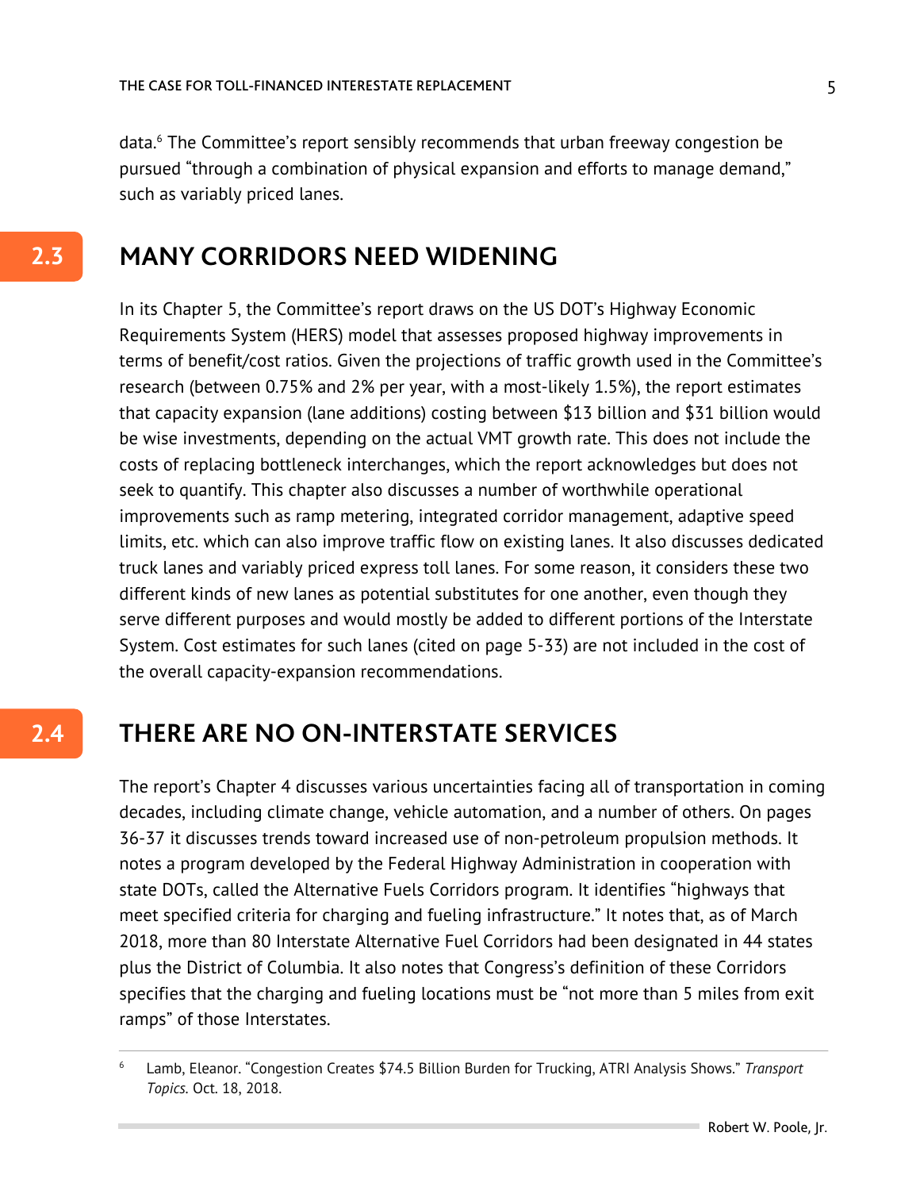data.[6] The Committee's report sensibly recommends that urban freeway congestion be pursued "through a combination of physical expansion and efforts to manage demand," such as variably priced lanes.

## 2.3 MANY CORRIDORS NEED WIDENING

In its Chapter 5, the Committee's report draws on the US DOT's Highway Economic Requirements System (HERS) model that assesses proposed highway improvements in terms of benefit/cost ratios. Given the projections of traffic growth used in the Committee's research (between 0.75% and 2% per year, with a most-likely 1.5%), the report estimates that capacity expansion (lane additions) costing between $13 billion and $31 billion would be wise investments, depending on the actual VMT growth rate. This does not include the costs of replacing bottleneck interchanges, which the report acknowledges but does not seek to quantify. This chapter also discusses a number of worthwhile operational improvements such as ramp metering, integrated corridor management, adaptive speed limits, etc. which can also improve traffic flow on existing lanes. It also discusses dedicated truck lanes and variably priced express toll lanes. For some reason, it considers these two different kinds of new lanes as potential substitutes for one another, even though they serve different purposes and would mostly be added to different portions of the Interstate System. Cost estimates for such lanes (cited on page 5-33) are not included in the cost of the overall capacity-expansion recommendations.

## 2.4 THERE ARE NO ON-INTERSTATE SERVICES

The report's Chapter 4 discusses various uncertainties facing all of transportation in coming decades, including climate change, vehicle automation, and a number of others. On pages 36-37 it discusses trends toward increased use of non-petroleum propulsion methods. It notes a program developed by the Federal Highway Administration in cooperation with state DOTs, called the Alternative Fuels Corridors program. It identifies "highways that meet specified criteria for charging and fueling infrastructure." It notes that, as of March 2018, more than 80 Interstate Alternative Fuel Corridors had been designated in 44 states plus the District of Columbia. It also notes that Congress's definition of these Corridors specifies that the charging and fueling locations must be "not more than 5 miles from exit ramps" of those Interstates.

---

[6] Lamb, Eleanor. "Congestion Creates $74.5 Billion Burden for Trucking, ATRI Analysis Shows." *Transport Topics.* Oct. 18, 2018.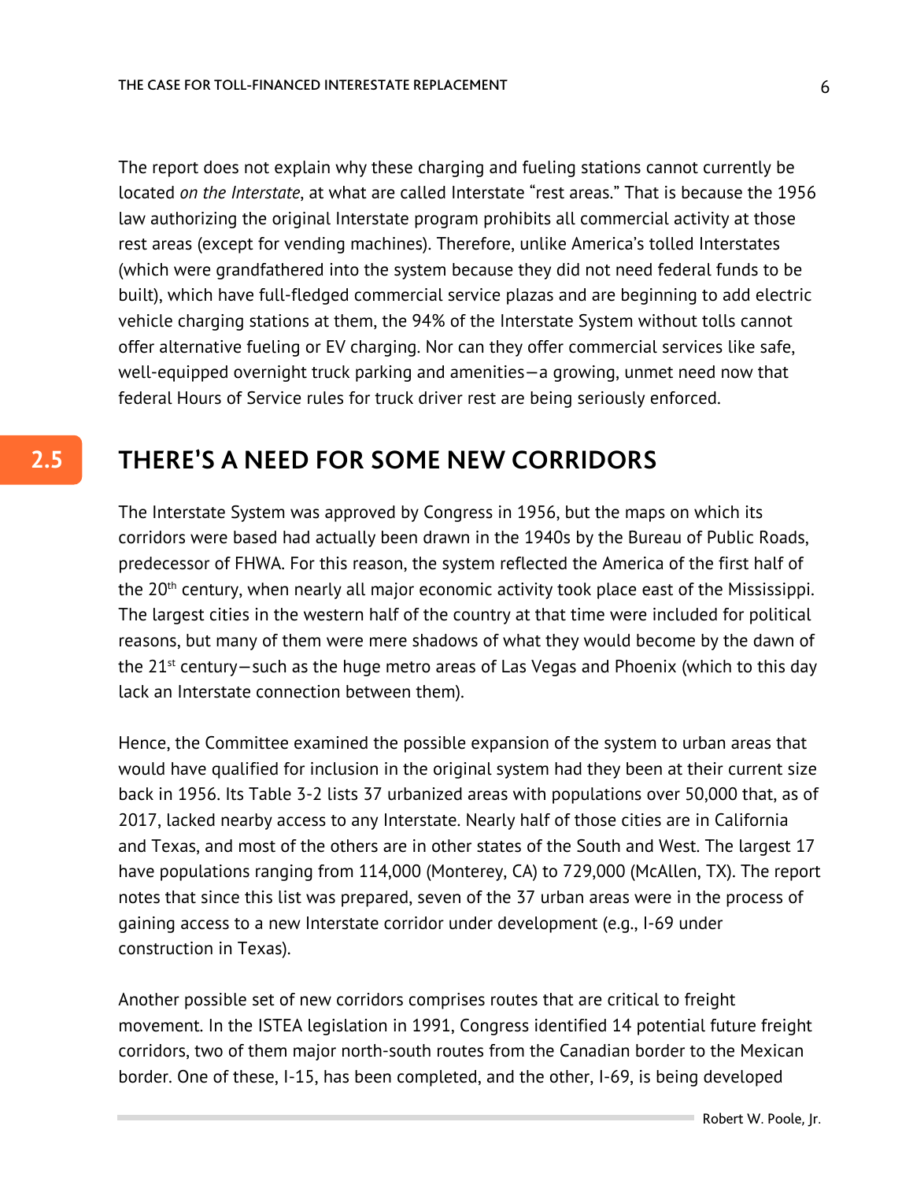The report does not explain why these charging and fueling stations cannot currently be located *on the Interstate*, at what are called Interstate “rest areas.” That is because the 1956 law authorizing the original Interstate program prohibits all commercial activity at those rest areas (except for vending machines). Therefore, unlike America’s tolled Interstates (which were grandfathered into the system because they did not need federal funds to be built), which have full-fledged commercial service plazas and are beginning to add electric vehicle charging stations at them, the 94% of the Interstate System without tolls cannot offer alternative fueling or EV charging. Nor can they offer commercial services like safe, well-equipped overnight truck parking and amenities—a growing, unmet need now that federal Hours of Service rules for truck driver rest are being seriously enforced.

## 2.5 THERE'S A NEED FOR SOME NEW CORRIDORS

The Interstate System was approved by Congress in 1956, but the maps on which its corridors were based had actually been drawn in the 1940s by the Bureau of Public Roads, predecessor of FHWA. For this reason, the system reflected the America of the first half of the 20th century, when nearly all major economic activity took place east of the Mississippi. The largest cities in the western half of the country at that time were included for political reasons, but many of them were mere shadows of what they would become by the dawn of the 21st century—such as the huge metro areas of Las Vegas and Phoenix (which to this day lack an Interstate connection between them).

Hence, the Committee examined the possible expansion of the system to urban areas that would have qualified for inclusion in the original system had they been at their current size back in 1956. Its Table 3-2 lists 37 urbanized areas with populations over 50,000 that, as of 2017, lacked nearby access to any Interstate. Nearly half of those cities are in California and Texas, and most of the others are in other states of the South and West. The largest 17 have populations ranging from 114,000 (Monterey, CA) to 729,000 (McAllen, TX). The report notes that since this list was prepared, seven of the 37 urban areas were in the process of gaining access to a new Interstate corridor under development (e.g., I-69 under construction in Texas).

Another possible set of new corridors comprises routes that are critical to freight movement. In the ISTEA legislation in 1991, Congress identified 14 potential future freight corridors, two of them major north-south routes from the Canadian border to the Mexican border. One of these, I-15, has been completed, and the other, I-69, is being developed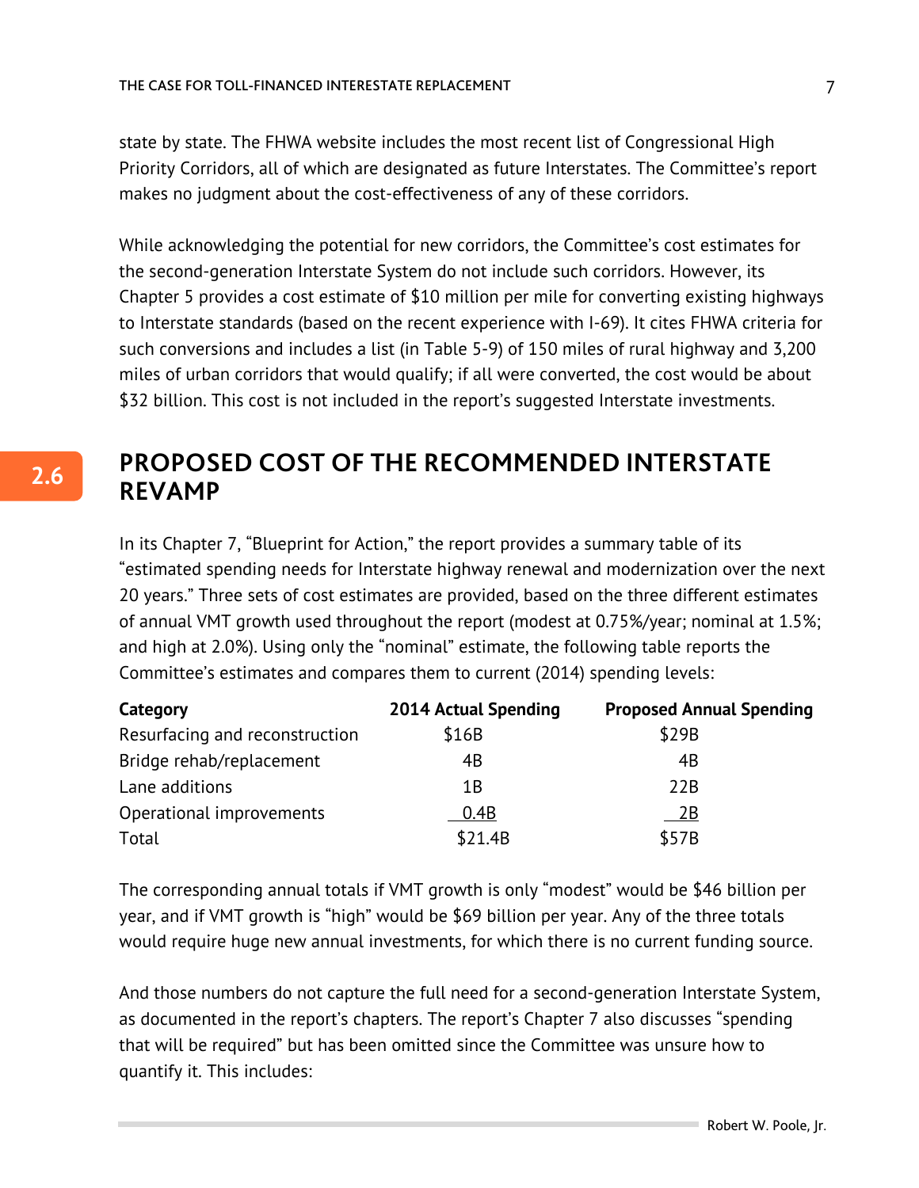state by state. The FHWA website includes the most recent list of Congressional High Priority Corridors, all of which are designated as future Interstates. The Committee's report makes no judgment about the cost-effectiveness of any of these corridors.

While acknowledging the potential for new corridors, the Committee's cost estimates for the second-generation Interstate System do not include such corridors. However, its Chapter 5 provides a cost estimate of $10 million per mile for converting existing highways to Interstate standards (based on the recent experience with I-69). It cites FHWA criteria for such conversions and includes a list (in Table 5-9) of 150 miles of rural highway and 3,200 miles of urban corridors that would qualify; if all were converted, the cost would be about $32 billion. This cost is not included in the report's suggested Interstate investments.

## 2.6 PROPOSED COST OF THE RECOMMENDED INTERSTATE REVAMP

In its Chapter 7, "Blueprint for Action," the report provides a summary table of its "estimated spending needs for Interstate highway renewal and modernization over the next 20 years." Three sets of cost estimates are provided, based on the three different estimates of annual VMT growth used throughout the report (modest at 0.75%/year; nominal at 1.5%; and high at 2.0%). Using only the "nominal" estimate, the following table reports the Committee's estimates and compares them to current (2014) spending levels:

| Category | 2014 Actual Spending | Proposed Annual Spending |
|---|---|---|
| Resurfacing and reconstruction | $16B | $29B |
| Bridge rehab/replacement | 4B | 4B |
| Lane additions | 1B | 22B |
| Operational improvements | 0.4B | 2B |
| Total | $21.4B | $57B |

The corresponding annual totals if VMT growth is only "modest" would be $46 billion per year, and if VMT growth is "high" would be $69 billion per year. Any of the three totals would require huge new annual investments, for which there is no current funding source.

And those numbers do not capture the full need for a second-generation Interstate System, as documented in the report's chapters. The report's Chapter 7 also discusses "spending that will be required" but has been omitted since the Committee was unsure how to quantify it. This includes: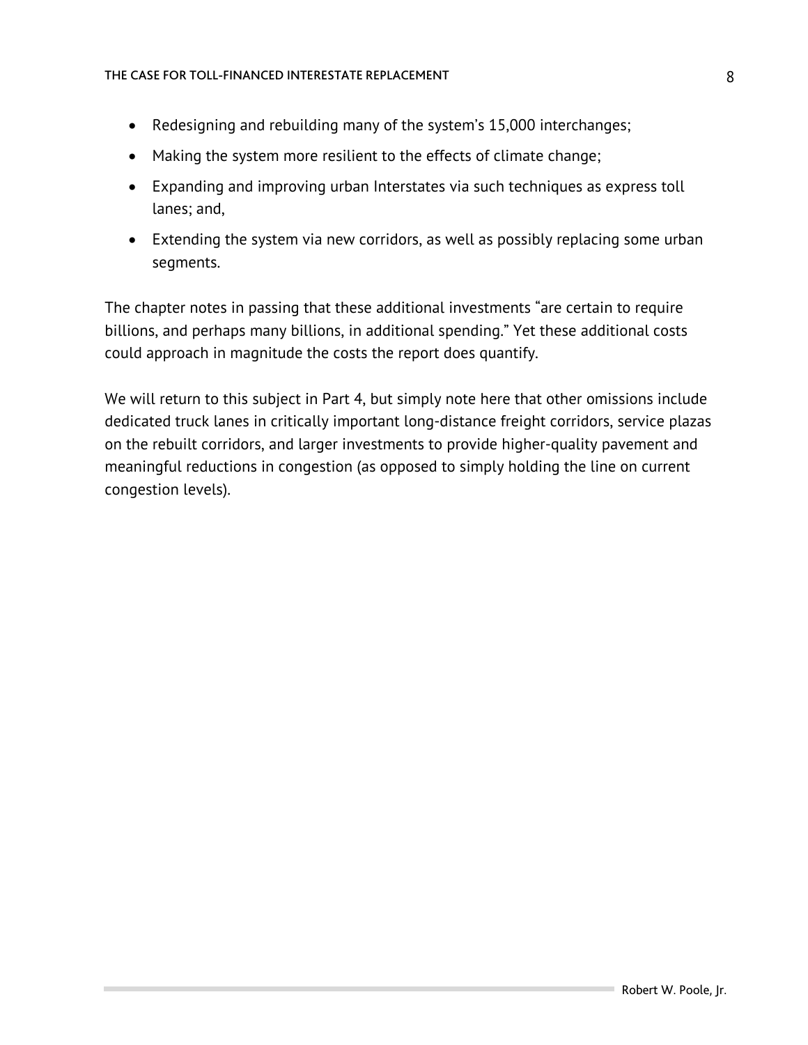- Redesigning and rebuilding many of the system's 15,000 interchanges;
- Making the system more resilient to the effects of climate change;
- Expanding and improving urban Interstates via such techniques as express toll lanes; and,
- Extending the system via new corridors, as well as possibly replacing some urban segments.

The chapter notes in passing that these additional investments "are certain to require billions, and perhaps many billions, in additional spending." Yet these additional costs could approach in magnitude the costs the report does quantify.

We will return to this subject in Part 4, but simply note here that other omissions include dedicated truck lanes in critically important long-distance freight corridors, service plazas on the rebuilt corridors, and larger investments to provide higher-quality pavement and meaningful reductions in congestion (as opposed to simply holding the line on current congestion levels).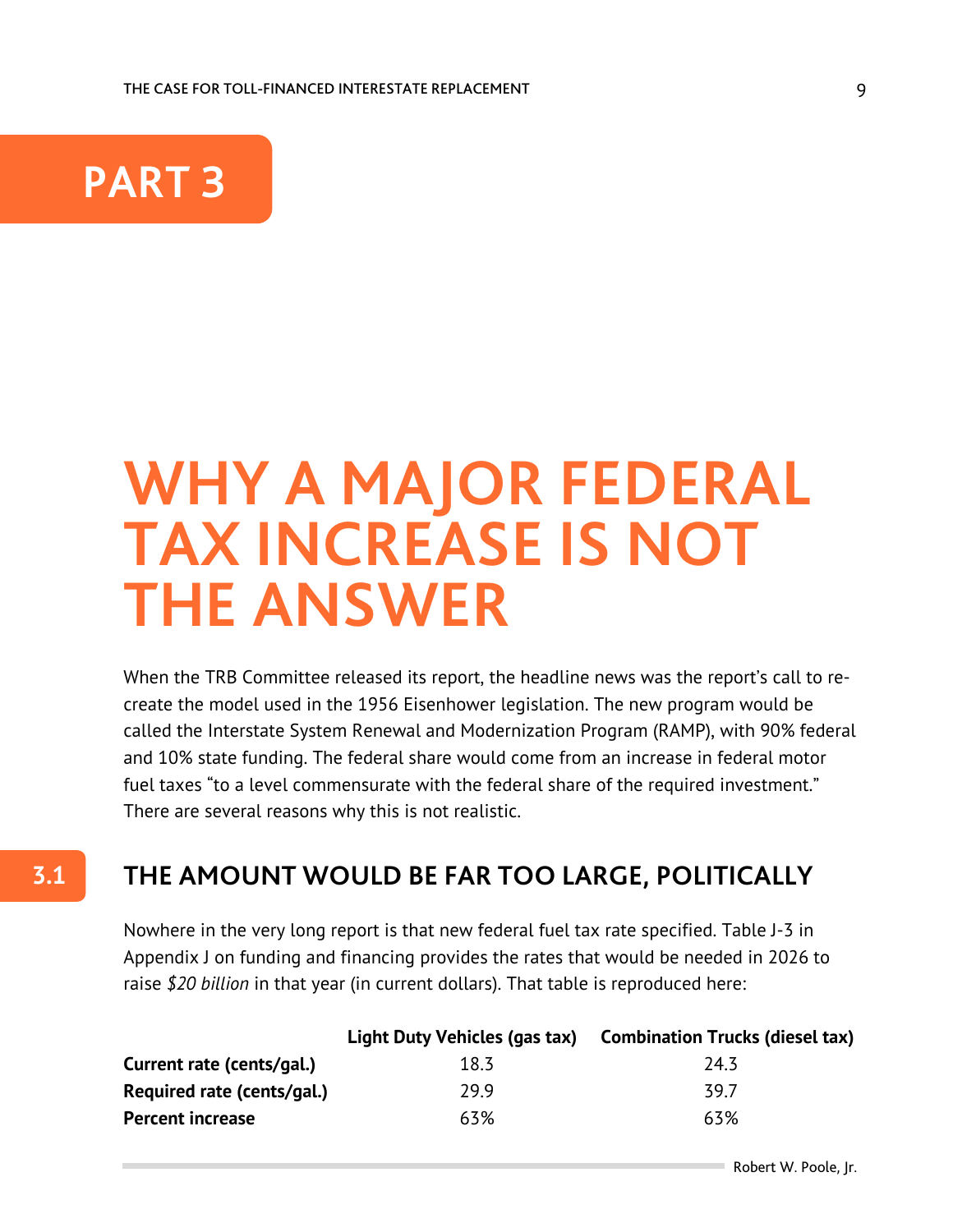# PART 3

# WHY A MAJOR FEDERAL TAX INCREASE IS NOT THE ANSWER

When the TRB Committee released its report, the headline news was the report's call to re-create the model used in the 1956 Eisenhower legislation. The new program would be called the Interstate System Renewal and Modernization Program (RAMP), with 90% federal and 10% state funding. The federal share would come from an increase in federal motor fuel taxes "to a level commensurate with the federal share of the required investment." There are several reasons why this is not realistic.

## 3.1 THE AMOUNT WOULD BE FAR TOO LARGE, POLITICALLY

Nowhere in the very long report is that new federal fuel tax rate specified. Table J-3 in Appendix J on funding and financing provides the rates that would be needed in 2026 to raise *$20 billion* in that year (in current dollars). That table is reproduced here:

| | Light Duty Vehicles (gas tax) | Combination Trucks (diesel tax) |
|---|---|---|
| **Current rate (cents/gal.)** | 18.3 | 24.3 |
| **Required rate (cents/gal.)** | 29.9 | 39.7 |
| **Percent increase** | 63% | 63% |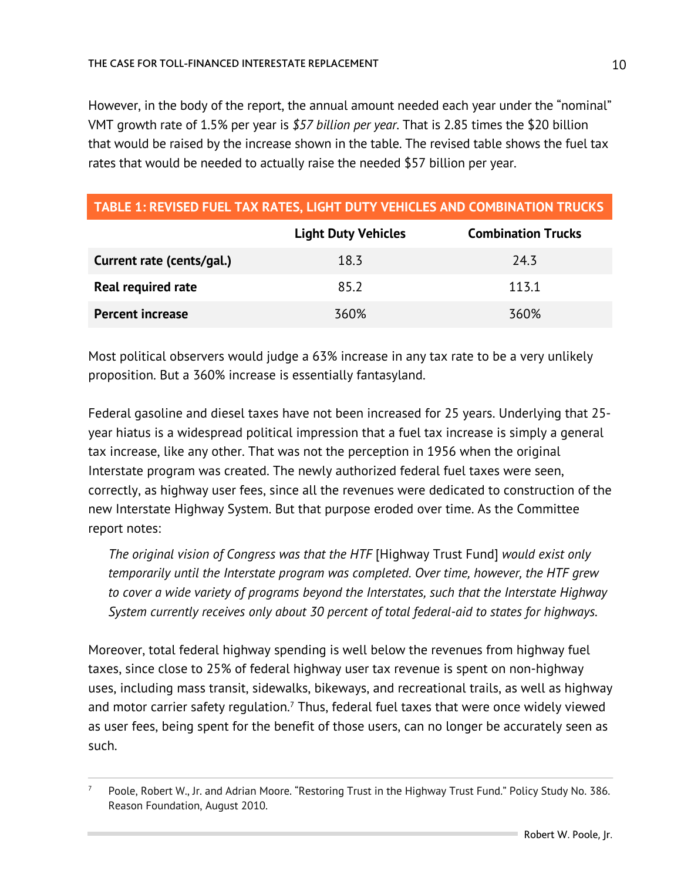However, in the body of the report, the annual amount needed each year under the "nominal" VMT growth rate of 1.5% per year is *$57 billion per year*. That is 2.85 times the $20 billion that would be raised by the increase shown in the table. The revised table shows the fuel tax rates that would be needed to actually raise the needed $57 billion per year.

**TABLE 1: REVISED FUEL TAX RATES, LIGHT DUTY VEHICLES AND COMBINATION TRUCKS**

| | Light Duty Vehicles | Combination Trucks |
|---|---|---|
| **Current rate (cents/gal.)** | 18.3 | 24.3 |
| **Real required rate** | 85.2 | 113.1 |
| **Percent increase** | 360% | 360% |

Most political observers would judge a 63% increase in any tax rate to be a very unlikely proposition. But a 360% increase is essentially fantasyland.

Federal gasoline and diesel taxes have not been increased for 25 years. Underlying that 25-year hiatus is a widespread political impression that a fuel tax increase is simply a general tax increase, like any other. That was not the perception in 1956 when the original Interstate program was created. The newly authorized federal fuel taxes were seen, correctly, as highway user fees, since all the revenues were dedicated to construction of the new Interstate Highway System. But that purpose eroded over time. As the Committee report notes:

> *The original vision of Congress was that the HTF* [Highway Trust Fund] *would exist only temporarily until the Interstate program was completed. Over time, however, the HTF grew to cover a wide variety of programs beyond the Interstates, such that the Interstate Highway System currently receives only about 30 percent of total federal-aid to states for highways.*

Moreover, total federal highway spending is well below the revenues from highway fuel taxes, since close to 25% of federal highway user tax revenue is spent on non-highway uses, including mass transit, sidewalks, bikeways, and recreational trails, as well as highway and motor carrier safety regulation.[7] Thus, federal fuel taxes that were once widely viewed as user fees, being spent for the benefit of those users, can no longer be accurately seen as such.

---

[7] Poole, Robert W., Jr. and Adrian Moore. "Restoring Trust in the Highway Trust Fund." Policy Study No. 386. Reason Foundation, August 2010.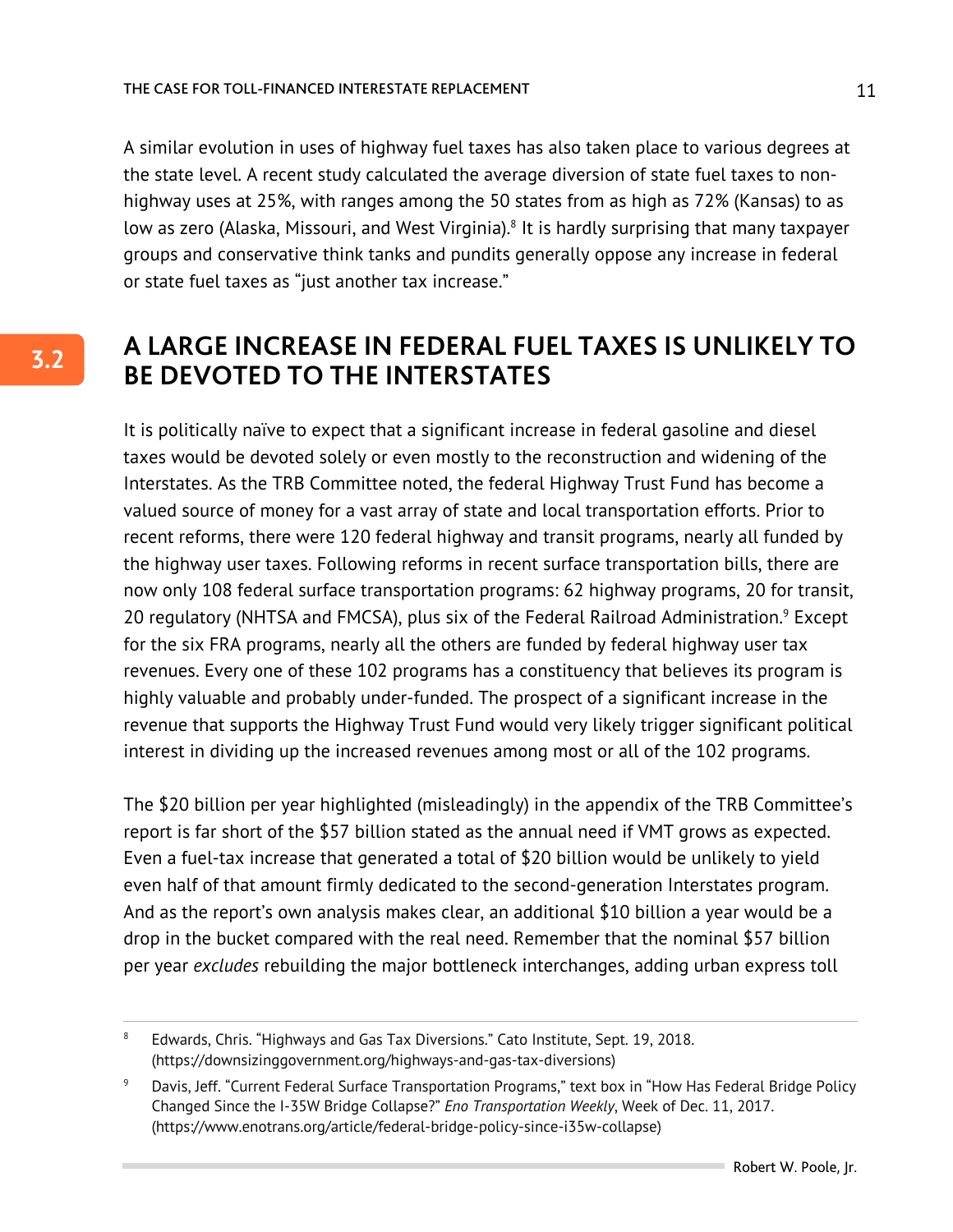A similar evolution in uses of highway fuel taxes has also taken place to various degrees at the state level. A recent study calculated the average diversion of state fuel taxes to non-highway uses at 25%, with ranges among the 50 states from as high as 72% (Kansas) to as low as zero (Alaska, Missouri, and West Virginia).[8] It is hardly surprising that many taxpayer groups and conservative think tanks and pundits generally oppose any increase in federal or state fuel taxes as "just another tax increase."

## 3.2 A LARGE INCREASE IN FEDERAL FUEL TAXES IS UNLIKELY TO BE DEVOTED TO THE INTERSTATES

It is politically naïve to expect that a significant increase in federal gasoline and diesel taxes would be devoted solely or even mostly to the reconstruction and widening of the Interstates. As the TRB Committee noted, the federal Highway Trust Fund has become a valued source of money for a vast array of state and local transportation efforts. Prior to recent reforms, there were 120 federal highway and transit programs, nearly all funded by the highway user taxes. Following reforms in recent surface transportation bills, there are now only 108 federal surface transportation programs: 62 highway programs, 20 for transit, 20 regulatory (NHTSA and FMCSA), plus six of the Federal Railroad Administration.[9] Except for the six FRA programs, nearly all the others are funded by federal highway user tax revenues. Every one of these 102 programs has a constituency that believes its program is highly valuable and probably under-funded. The prospect of a significant increase in the revenue that supports the Highway Trust Fund would very likely trigger significant political interest in dividing up the increased revenues among most or all of the 102 programs.

The $20 billion per year highlighted (misleadingly) in the appendix of the TRB Committee's report is far short of the $57 billion stated as the annual need if VMT grows as expected. Even a fuel-tax increase that generated a total of $20 billion would be unlikely to yield even half of that amount firmly dedicated to the second-generation Interstates program. And as the report's own analysis makes clear, an additional $10 billion a year would be a drop in the bucket compared with the real need. Remember that the nominal $57 billion per year *excludes* rebuilding the major bottleneck interchanges, adding urban express toll

---

[8] Edwards, Chris. "Highways and Gas Tax Diversions." Cato Institute, Sept. 19, 2018. (https://downsizinggovernment.org/highways-and-gas-tax-diversions)

[9] Davis, Jeff. "Current Federal Surface Transportation Programs," text box in "How Has Federal Bridge Policy Changed Since the I-35W Bridge Collapse?" *Eno Transportation Weekly*, Week of Dec. 11, 2017. (https://www.enotrans.org/article/federal-bridge-policy-since-i35w-collapse)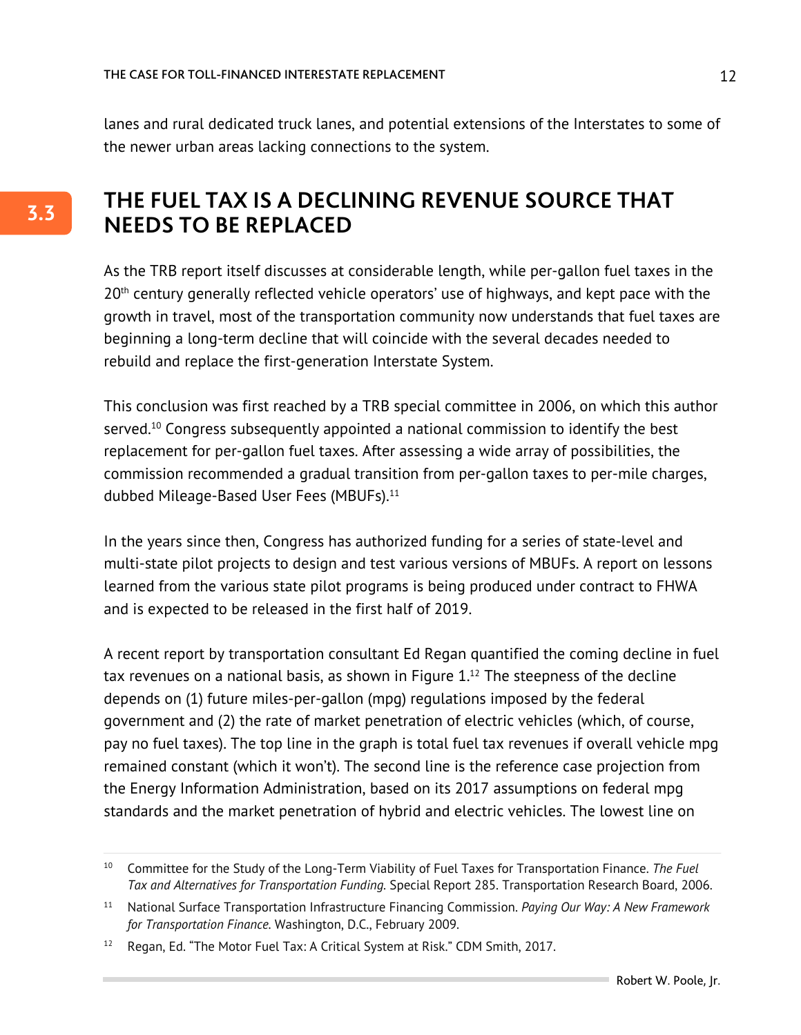lanes and rural dedicated truck lanes, and potential extensions of the Interstates to some of the newer urban areas lacking connections to the system.

## 3.3 THE FUEL TAX IS A DECLINING REVENUE SOURCE THAT NEEDS TO BE REPLACED

As the TRB report itself discusses at considerable length, while per-gallon fuel taxes in the 20th century generally reflected vehicle operators' use of highways, and kept pace with the growth in travel, most of the transportation community now understands that fuel taxes are beginning a long-term decline that will coincide with the several decades needed to rebuild and replace the first-generation Interstate System.

This conclusion was first reached by a TRB special committee in 2006, on which this author served.[10] Congress subsequently appointed a national commission to identify the best replacement for per-gallon fuel taxes. After assessing a wide array of possibilities, the commission recommended a gradual transition from per-gallon taxes to per-mile charges, dubbed Mileage-Based User Fees (MBUFs).[11]

In the years since then, Congress has authorized funding for a series of state-level and multi-state pilot projects to design and test various versions of MBUFs. A report on lessons learned from the various state pilot programs is being produced under contract to FHWA and is expected to be released in the first half of 2019.

A recent report by transportation consultant Ed Regan quantified the coming decline in fuel tax revenues on a national basis, as shown in Figure 1.[12] The steepness of the decline depends on (1) future miles-per-gallon (mpg) regulations imposed by the federal government and (2) the rate of market penetration of electric vehicles (which, of course, pay no fuel taxes). The top line in the graph is total fuel tax revenues if overall vehicle mpg remained constant (which it won't). The second line is the reference case projection from the Energy Information Administration, based on its 2017 assumptions on federal mpg standards and the market penetration of hybrid and electric vehicles. The lowest line on

---

[10] Committee for the Study of the Long-Term Viability of Fuel Taxes for Transportation Finance. *The Fuel Tax and Alternatives for Transportation Funding.* Special Report 285. Transportation Research Board, 2006.

[11] National Surface Transportation Infrastructure Financing Commission. *Paying Our Way: A New Framework for Transportation Finance.* Washington, D.C., February 2009.

[12] Regan, Ed. "The Motor Fuel Tax: A Critical System at Risk." CDM Smith, 2017.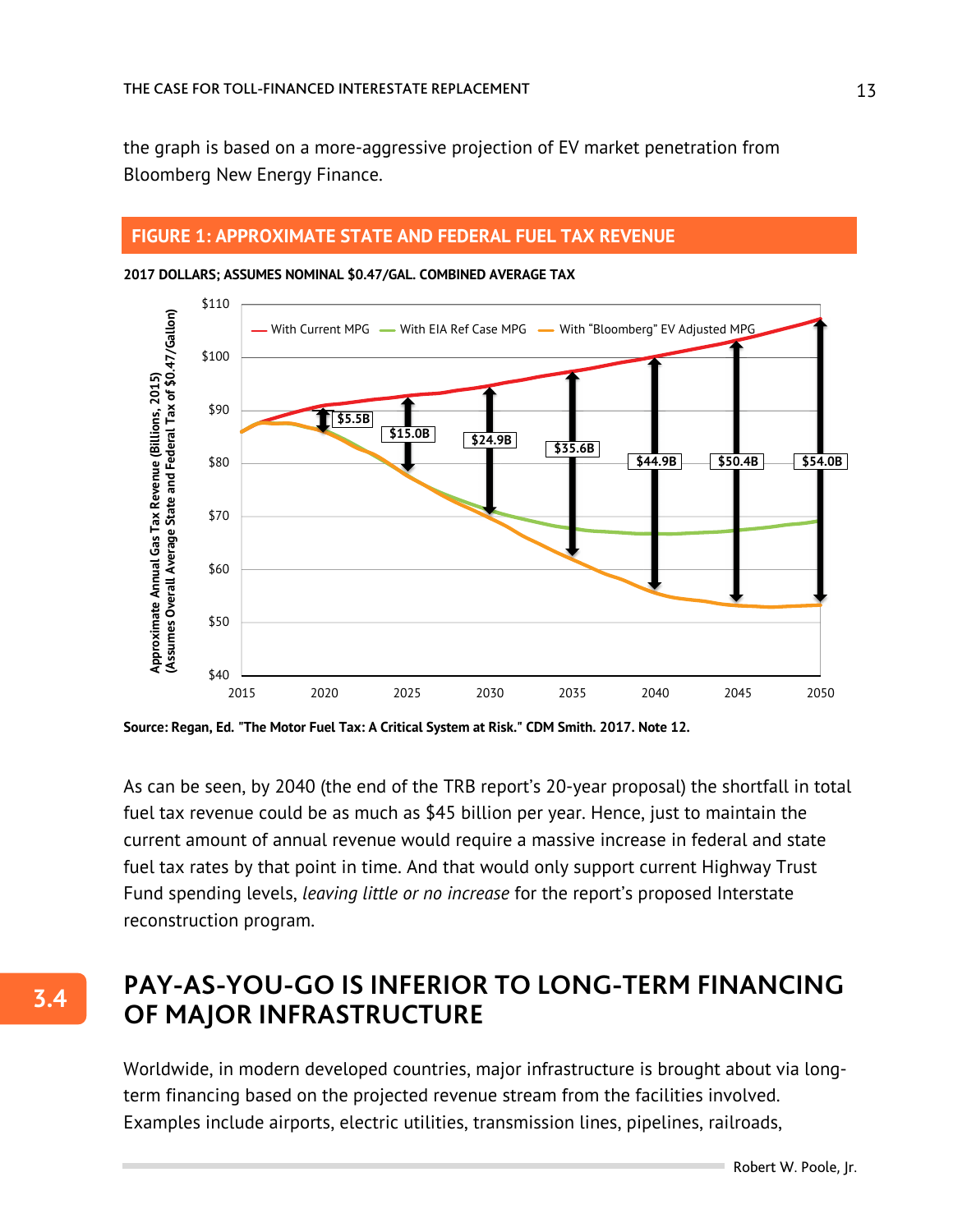the graph is based on a more-aggressive projection of EV market penetration from Bloomberg New Energy Finance.

**FIGURE 1: APPROXIMATE STATE AND FEDERAL FUEL TAX REVENUE**

**2017 DOLLARS; ASSUMES NOMINAL $0.47/GAL. COMBINED AVERAGE TAX**

**Source: Regan, Ed. "The Motor Fuel Tax: A Critical System at Risk." CDM Smith. 2017. Note 12.**

As can be seen, by 2040 (the end of the TRB report's 20-year proposal) the shortfall in total fuel tax revenue could be as much as $45 billion per year. Hence, just to maintain the current amount of annual revenue would require a massive increase in federal and state fuel tax rates by that point in time. And that would only support current Highway Trust Fund spending levels, *leaving little or no increase* for the report's proposed Interstate reconstruction program.

## 3.4 PAY-AS-YOU-GO IS INFERIOR TO LONG-TERM FINANCING OF MAJOR INFRASTRUCTURE

Worldwide, in modern developed countries, major infrastructure is brought about via long-term financing based on the projected revenue stream from the facilities involved. Examples include airports, electric utilities, transmission lines, pipelines, railroads,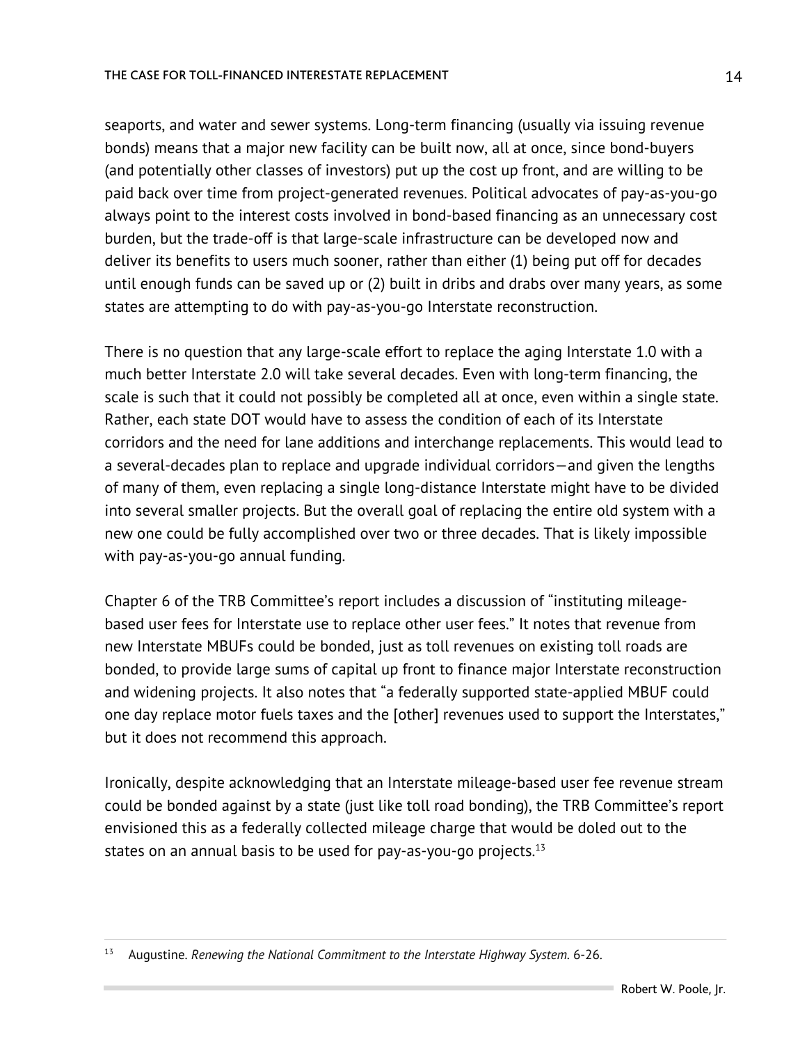seaports, and water and sewer systems. Long-term financing (usually via issuing revenue bonds) means that a major new facility can be built now, all at once, since bond-buyers (and potentially other classes of investors) put up the cost up front, and are willing to be paid back over time from project-generated revenues. Political advocates of pay-as-you-go always point to the interest costs involved in bond-based financing as an unnecessary cost burden, but the trade-off is that large-scale infrastructure can be developed now and deliver its benefits to users much sooner, rather than either (1) being put off for decades until enough funds can be saved up or (2) built in dribs and drabs over many years, as some states are attempting to do with pay-as-you-go Interstate reconstruction.

There is no question that any large-scale effort to replace the aging Interstate 1.0 with a much better Interstate 2.0 will take several decades. Even with long-term financing, the scale is such that it could not possibly be completed all at once, even within a single state. Rather, each state DOT would have to assess the condition of each of its Interstate corridors and the need for lane additions and interchange replacements. This would lead to a several-decades plan to replace and upgrade individual corridors—and given the lengths of many of them, even replacing a single long-distance Interstate might have to be divided into several smaller projects. But the overall goal of replacing the entire old system with a new one could be fully accomplished over two or three decades. That is likely impossible with pay-as-you-go annual funding.

Chapter 6 of the TRB Committee's report includes a discussion of "instituting mileage-based user fees for Interstate use to replace other user fees." It notes that revenue from new Interstate MBUFs could be bonded, just as toll revenues on existing toll roads are bonded, to provide large sums of capital up front to finance major Interstate reconstruction and widening projects. It also notes that "a federally supported state-applied MBUF could one day replace motor fuels taxes and the [other] revenues used to support the Interstates," but it does not recommend this approach.

Ironically, despite acknowledging that an Interstate mileage-based user fee revenue stream could be bonded against by a state (just like toll road bonding), the TRB Committee's report envisioned this as a federally collected mileage charge that would be doled out to the states on an annual basis to be used for pay-as-you-go projects.[13]

---

[13] Augustine. *Renewing the National Commitment to the Interstate Highway System.* 6-26.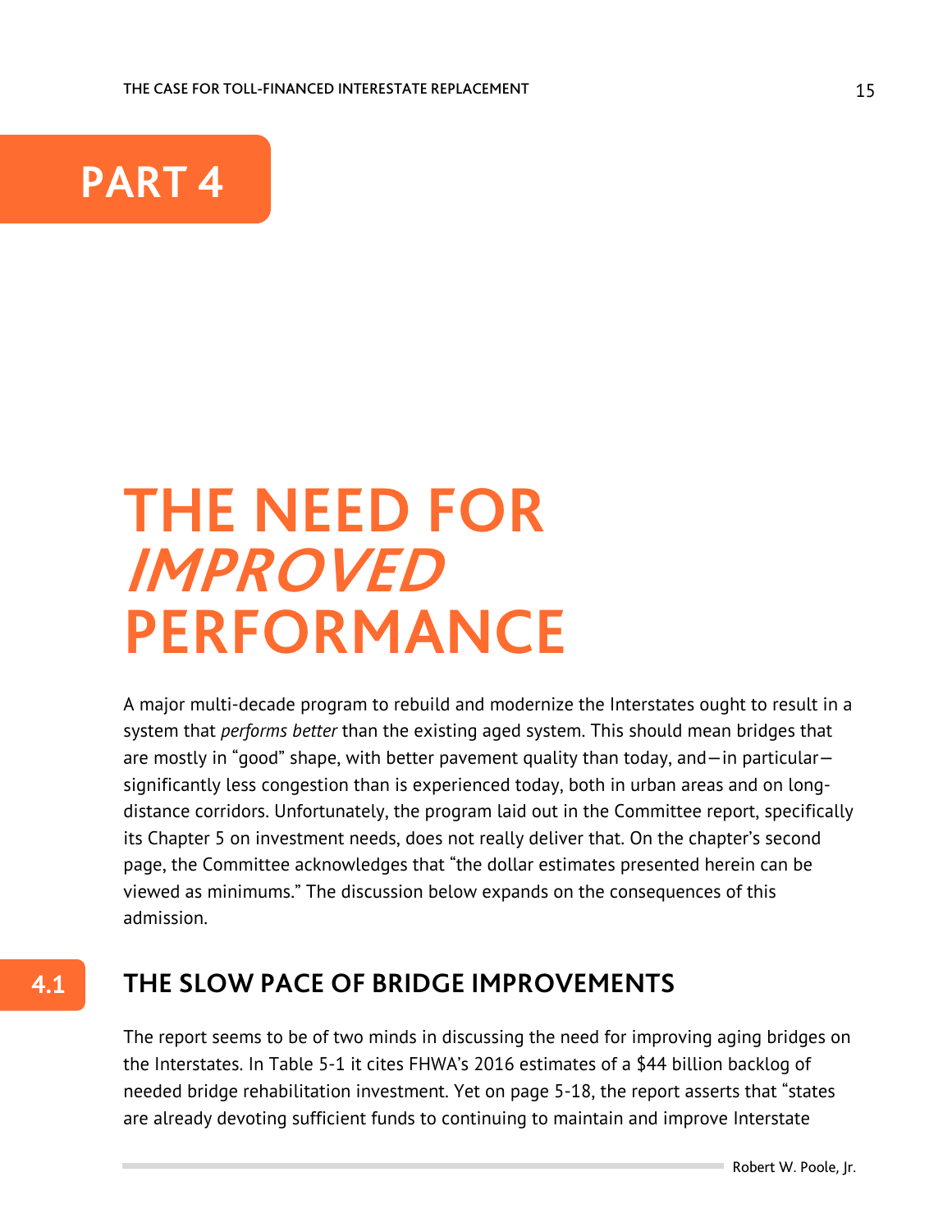# PART 4

# THE NEED FOR *IMPROVED* PERFORMANCE

A major multi-decade program to rebuild and modernize the Interstates ought to result in a system that *performs better* than the existing aged system. This should mean bridges that are mostly in "good" shape, with better pavement quality than today, and—in particular—significantly less congestion than is experienced today, both in urban areas and on long-distance corridors. Unfortunately, the program laid out in the Committee report, specifically its Chapter 5 on investment needs, does not really deliver that. On the chapter's second page, the Committee acknowledges that "the dollar estimates presented herein can be viewed as minimums." The discussion below expands on the consequences of this admission.

## 4.1 THE SLOW PACE OF BRIDGE IMPROVEMENTS

The report seems to be of two minds in discussing the need for improving aging bridges on the Interstates. In Table 5-1 it cites FHWA's 2016 estimates of a $44 billion backlog of needed bridge rehabilitation investment. Yet on page 5-18, the report asserts that "states are already devoting sufficient funds to continuing to maintain and improve Interstate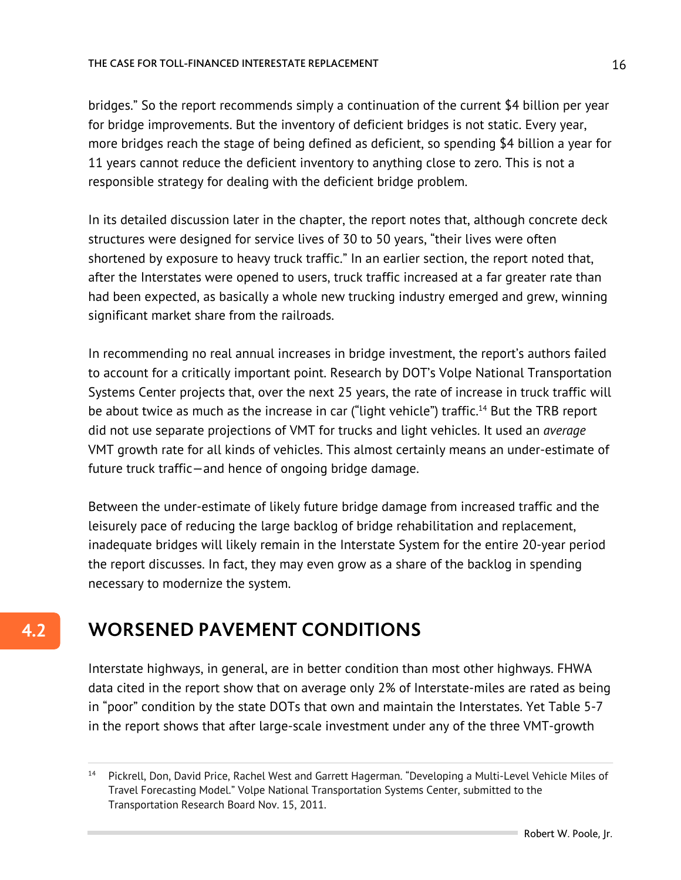bridges." So the report recommends simply a continuation of the current $4 billion per year for bridge improvements. But the inventory of deficient bridges is not static. Every year, more bridges reach the stage of being defined as deficient, so spending $4 billion a year for 11 years cannot reduce the deficient inventory to anything close to zero. This is not a responsible strategy for dealing with the deficient bridge problem.

In its detailed discussion later in the chapter, the report notes that, although concrete deck structures were designed for service lives of 30 to 50 years, "their lives were often shortened by exposure to heavy truck traffic." In an earlier section, the report noted that, after the Interstates were opened to users, truck traffic increased at a far greater rate than had been expected, as basically a whole new trucking industry emerged and grew, winning significant market share from the railroads.

In recommending no real annual increases in bridge investment, the report's authors failed to account for a critically important point. Research by DOT's Volpe National Transportation Systems Center projects that, over the next 25 years, the rate of increase in truck traffic will be about twice as much as the increase in car ("light vehicle") traffic.[14] But the TRB report did not use separate projections of VMT for trucks and light vehicles. It used an *average* VMT growth rate for all kinds of vehicles. This almost certainly means an under-estimate of future truck traffic—and hence of ongoing bridge damage.

Between the under-estimate of likely future bridge damage from increased traffic and the leisurely pace of reducing the large backlog of bridge rehabilitation and replacement, inadequate bridges will likely remain in the Interstate System for the entire 20-year period the report discusses. In fact, they may even grow as a share of the backlog in spending necessary to modernize the system.

## 4.2 WORSENED PAVEMENT CONDITIONS

Interstate highways, in general, are in better condition than most other highways. FHWA data cited in the report show that on average only 2% of Interstate-miles are rated as being in "poor" condition by the state DOTs that own and maintain the Interstates. Yet Table 5-7 in the report shows that after large-scale investment under any of the three VMT-growth

[14] Pickrell, Don, David Price, Rachel West and Garrett Hagerman. "Developing a Multi-Level Vehicle Miles of Travel Forecasting Model." Volpe National Transportation Systems Center, submitted to the Transportation Research Board Nov. 15, 2011.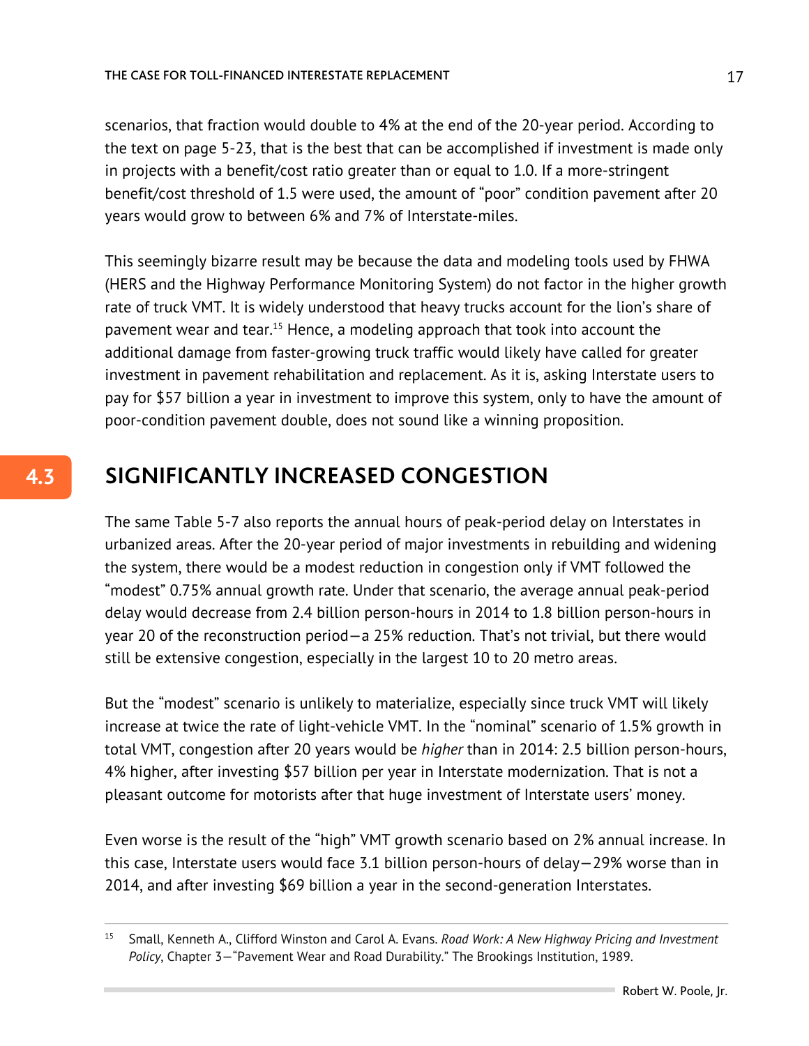scenarios, that fraction would double to 4% at the end of the 20-year period. According to the text on page 5-23, that is the best that can be accomplished if investment is made only in projects with a benefit/cost ratio greater than or equal to 1.0. If a more-stringent benefit/cost threshold of 1.5 were used, the amount of "poor" condition pavement after 20 years would grow to between 6% and 7% of Interstate-miles.

This seemingly bizarre result may be because the data and modeling tools used by FHWA (HERS and the Highway Performance Monitoring System) do not factor in the higher growth rate of truck VMT. It is widely understood that heavy trucks account for the lion's share of pavement wear and tear.[15] Hence, a modeling approach that took into account the additional damage from faster-growing truck traffic would likely have called for greater investment in pavement rehabilitation and replacement. As it is, asking Interstate users to pay for $57 billion a year in investment to improve this system, only to have the amount of poor-condition pavement double, does not sound like a winning proposition.

## 4.3 SIGNIFICANTLY INCREASED CONGESTION

The same Table 5-7 also reports the annual hours of peak-period delay on Interstates in urbanized areas. After the 20-year period of major investments in rebuilding and widening the system, there would be a modest reduction in congestion only if VMT followed the "modest" 0.75% annual growth rate. Under that scenario, the average annual peak-period delay would decrease from 2.4 billion person-hours in 2014 to 1.8 billion person-hours in year 20 of the reconstruction period—a 25% reduction. That's not trivial, but there would still be extensive congestion, especially in the largest 10 to 20 metro areas.

But the "modest" scenario is unlikely to materialize, especially since truck VMT will likely increase at twice the rate of light-vehicle VMT. In the "nominal" scenario of 1.5% growth in total VMT, congestion after 20 years would be *higher* than in 2014: 2.5 billion person-hours, 4% higher, after investing $57 billion per year in Interstate modernization. That is not a pleasant outcome for motorists after that huge investment of Interstate users' money.

Even worse is the result of the "high" VMT growth scenario based on 2% annual increase. In this case, Interstate users would face 3.1 billion person-hours of delay—29% worse than in 2014, and after investing $69 billion a year in the second-generation Interstates.

[15] Small, Kenneth A., Clifford Winston and Carol A. Evans. *Road Work: A New Highway Pricing and Investment Policy*, Chapter 3—"Pavement Wear and Road Durability." The Brookings Institution, 1989.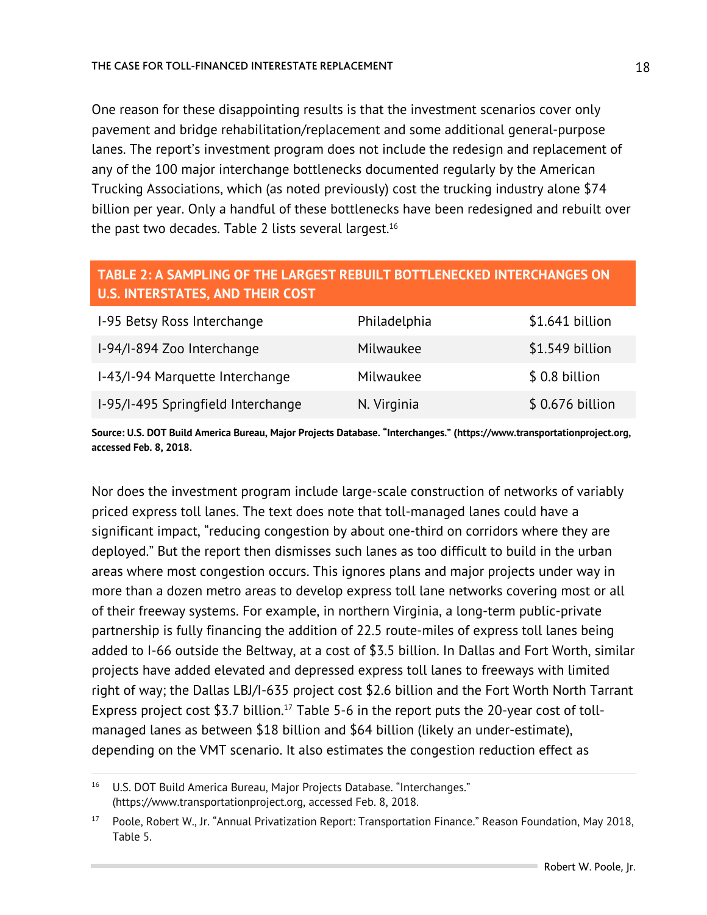One reason for these disappointing results is that the investment scenarios cover only pavement and bridge rehabilitation/replacement and some additional general-purpose lanes. The report's investment program does not include the redesign and replacement of any of the 100 major interchange bottlenecks documented regularly by the American Trucking Associations, which (as noted previously) cost the trucking industry alone $74 billion per year. Only a handful of these bottlenecks have been redesigned and rebuilt over the past two decades. Table 2 lists several largest.[16]

**TABLE 2: A SAMPLING OF THE LARGEST REBUILT BOTTLENECKED INTERCHANGES ON U.S. INTERSTATES, AND THEIR COST**

| | | |
|---|---|---|
| I-95 Betsy Ross Interchange | Philadelphia | $1.641 billion |
| I-94/I-894 Zoo Interchange | Milwaukee | $1.549 billion |
| I-43/I-94 Marquette Interchange | Milwaukee | $ 0.8 billion |
| I-95/I-495 Springfield Interchange | N. Virginia | $ 0.676 billion |

**Source: U.S. DOT Build America Bureau, Major Projects Database. "Interchanges." (https://www.transportationproject.org, accessed Feb. 8, 2018.**

Nor does the investment program include large-scale construction of networks of variably priced express toll lanes. The text does note that toll-managed lanes could have a significant impact, "reducing congestion by about one-third on corridors where they are deployed." But the report then dismisses such lanes as too difficult to build in the urban areas where most congestion occurs. This ignores plans and major projects under way in more than a dozen metro areas to develop express toll lane networks covering most or all of their freeway systems. For example, in northern Virginia, a long-term public-private partnership is fully financing the addition of 22.5 route-miles of express toll lanes being added to I-66 outside the Beltway, at a cost of $3.5 billion. In Dallas and Fort Worth, similar projects have added elevated and depressed express toll lanes to freeways with limited right of way; the Dallas LBJ/I-635 project cost $2.6 billion and the Fort Worth North Tarrant Express project cost $3.7 billion.[17] Table 5-6 in the report puts the 20-year cost of toll-managed lanes as between $18 billion and $64 billion (likely an under-estimate), depending on the VMT scenario. It also estimates the congestion reduction effect as

[16] U.S. DOT Build America Bureau, Major Projects Database. "Interchanges." (https://www.transportationproject.org, accessed Feb. 8, 2018.

[17] Poole, Robert W., Jr. "Annual Privatization Report: Transportation Finance." Reason Foundation, May 2018, Table 5.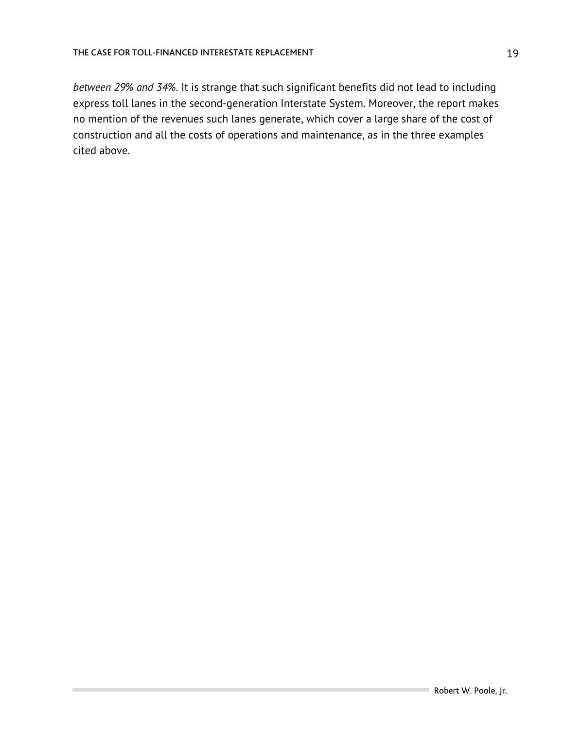*between 29% and 34%*. It is strange that such significant benefits did not lead to including express toll lanes in the second-generation Interstate System. Moreover, the report makes no mention of the revenues such lanes generate, which cover a large share of the cost of construction and all the costs of operations and maintenance, as in the three examples cited above.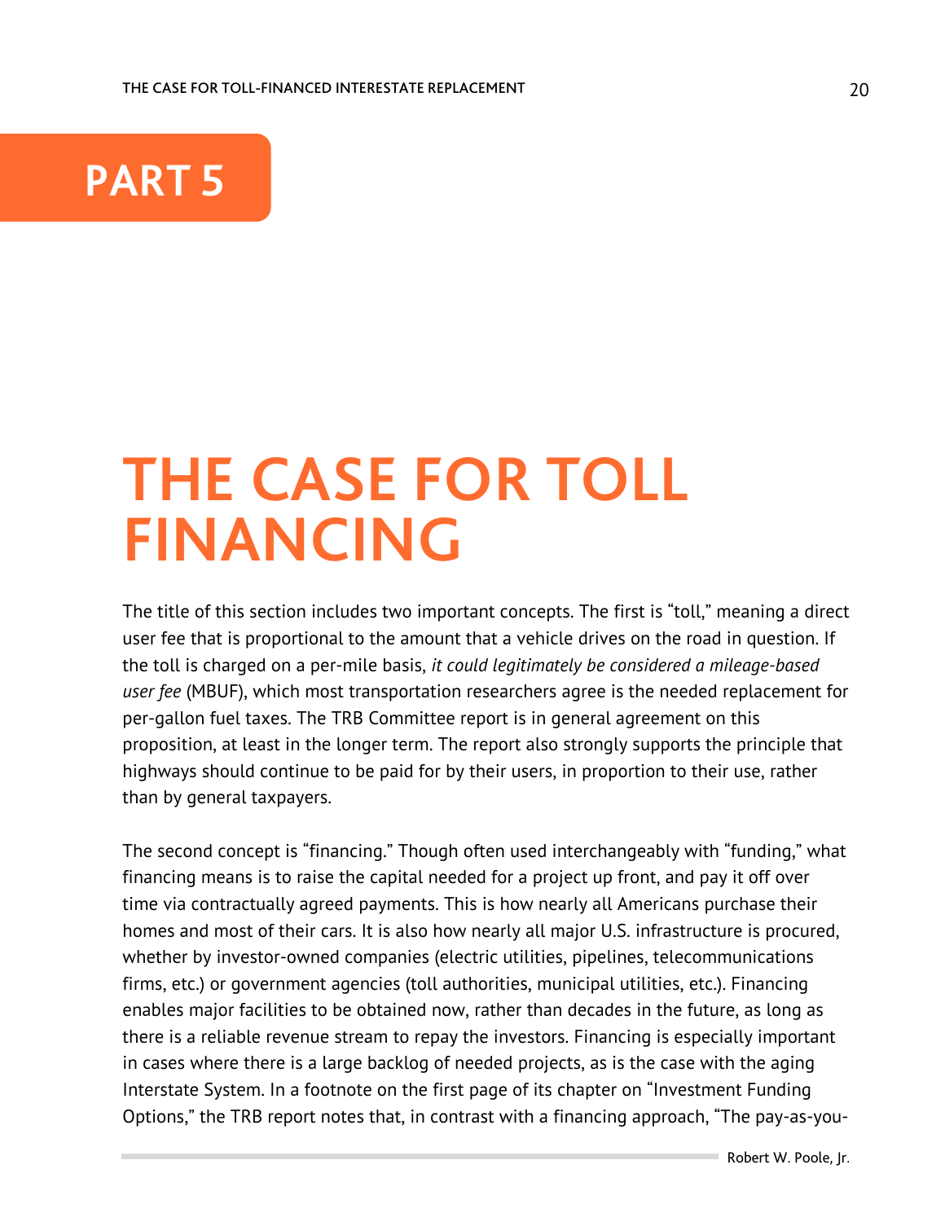## PART 5

# THE CASE FOR TOLL FINANCING

The title of this section includes two important concepts. The first is "toll," meaning a direct user fee that is proportional to the amount that a vehicle drives on the road in question. If the toll is charged on a per-mile basis, *it could legitimately be considered a mileage-based user fee* (MBUF), which most transportation researchers agree is the needed replacement for per-gallon fuel taxes. The TRB Committee report is in general agreement on this proposition, at least in the longer term. The report also strongly supports the principle that highways should continue to be paid for by their users, in proportion to their use, rather than by general taxpayers.

The second concept is "financing." Though often used interchangeably with "funding," what financing means is to raise the capital needed for a project up front, and pay it off over time via contractually agreed payments. This is how nearly all Americans purchase their homes and most of their cars. It is also how nearly all major U.S. infrastructure is procured, whether by investor-owned companies (electric utilities, pipelines, telecommunications firms, etc.) or government agencies (toll authorities, municipal utilities, etc.). Financing enables major facilities to be obtained now, rather than decades in the future, as long as there is a reliable revenue stream to repay the investors. Financing is especially important in cases where there is a large backlog of needed projects, as is the case with the aging Interstate System. In a footnote on the first page of its chapter on "Investment Funding Options," the TRB report notes that, in contrast with a financing approach, "The pay-as-you-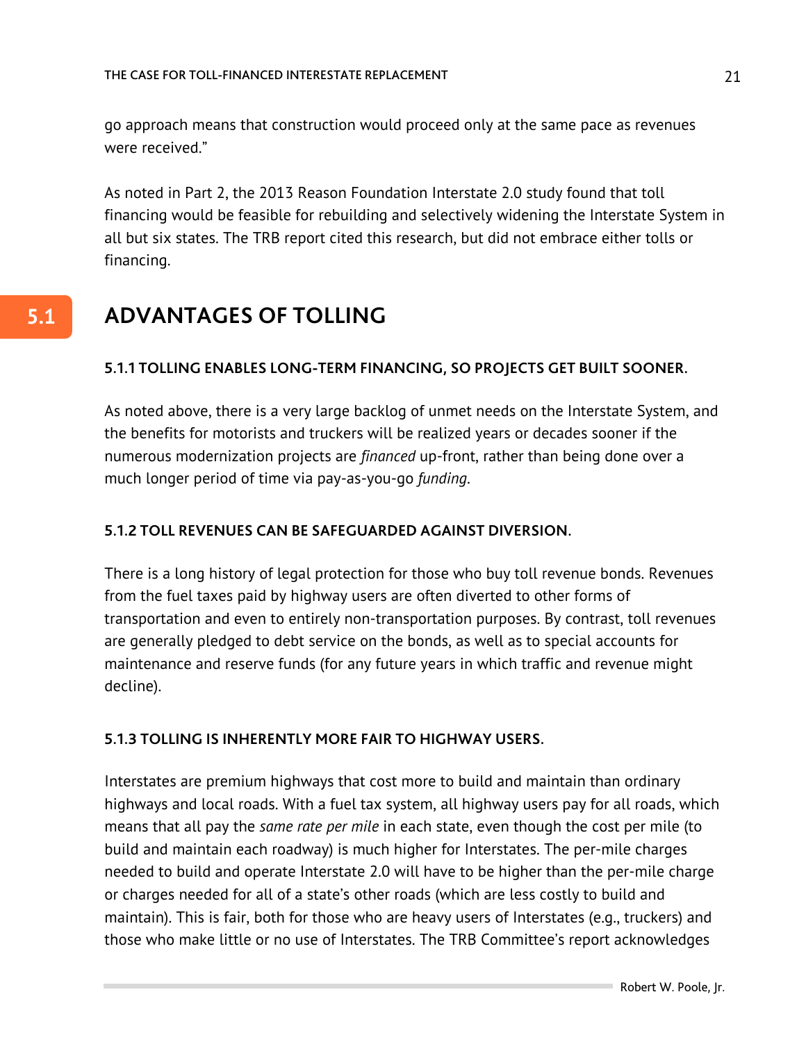go approach means that construction would proceed only at the same pace as revenues were received."

As noted in Part 2, the 2013 Reason Foundation Interstate 2.0 study found that toll financing would be feasible for rebuilding and selectively widening the Interstate System in all but six states. The TRB report cited this research, but did not embrace either tolls or financing.

## 5.1 ADVANTAGES OF TOLLING

### 5.1.1 TOLLING ENABLES LONG-TERM FINANCING, SO PROJECTS GET BUILT SOONER.

As noted above, there is a very large backlog of unmet needs on the Interstate System, and the benefits for motorists and truckers will be realized years or decades sooner if the numerous modernization projects are *financed* up-front, rather than being done over a much longer period of time via pay-as-you-go *funding*.

### 5.1.2 TOLL REVENUES CAN BE SAFEGUARDED AGAINST DIVERSION.

There is a long history of legal protection for those who buy toll revenue bonds. Revenues from the fuel taxes paid by highway users are often diverted to other forms of transportation and even to entirely non-transportation purposes. By contrast, toll revenues are generally pledged to debt service on the bonds, as well as to special accounts for maintenance and reserve funds (for any future years in which traffic and revenue might decline).

### 5.1.3 TOLLING IS INHERENTLY MORE FAIR TO HIGHWAY USERS.

Interstates are premium highways that cost more to build and maintain than ordinary highways and local roads. With a fuel tax system, all highway users pay for all roads, which means that all pay the *same rate per mile* in each state, even though the cost per mile (to build and maintain each roadway) is much higher for Interstates. The per-mile charges needed to build and operate Interstate 2.0 will have to be higher than the per-mile charge or charges needed for all of a state's other roads (which are less costly to build and maintain). This is fair, both for those who are heavy users of Interstates (e.g., truckers) and those who make little or no use of Interstates. The TRB Committee's report acknowledges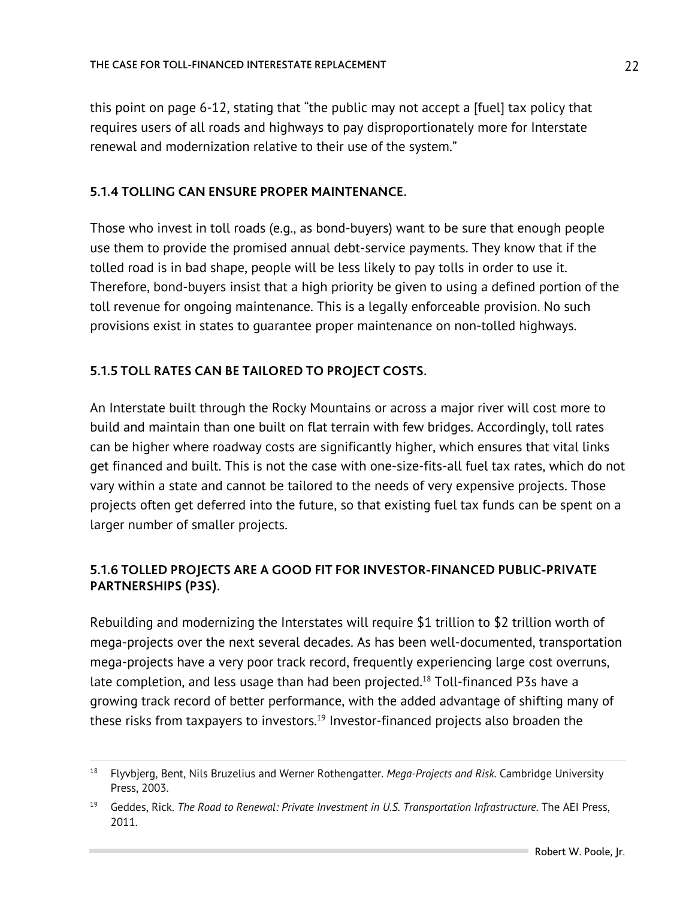this point on page 6-12, stating that "the public may not accept a [fuel] tax policy that requires users of all roads and highways to pay disproportionately more for Interstate renewal and modernization relative to their use of the system."

### 5.1.4 TOLLING CAN ENSURE PROPER MAINTENANCE.

Those who invest in toll roads (e.g., as bond-buyers) want to be sure that enough people use them to provide the promised annual debt-service payments. They know that if the tolled road is in bad shape, people will be less likely to pay tolls in order to use it. Therefore, bond-buyers insist that a high priority be given to using a defined portion of the toll revenue for ongoing maintenance. This is a legally enforceable provision. No such provisions exist in states to guarantee proper maintenance on non-tolled highways.

### 5.1.5 TOLL RATES CAN BE TAILORED TO PROJECT COSTS.

An Interstate built through the Rocky Mountains or across a major river will cost more to build and maintain than one built on flat terrain with few bridges. Accordingly, toll rates can be higher where roadway costs are significantly higher, which ensures that vital links get financed and built. This is not the case with one-size-fits-all fuel tax rates, which do not vary within a state and cannot be tailored to the needs of very expensive projects. Those projects often get deferred into the future, so that existing fuel tax funds can be spent on a larger number of smaller projects.

### 5.1.6 TOLLED PROJECTS ARE A GOOD FIT FOR INVESTOR-FINANCED PUBLIC-PRIVATE PARTNERSHIPS (P3S).

Rebuilding and modernizing the Interstates will require $1 trillion to $2 trillion worth of mega-projects over the next several decades. As has been well-documented, transportation mega-projects have a very poor track record, frequently experiencing large cost overruns, late completion, and less usage than had been projected.[18] Toll-financed P3s have a growing track record of better performance, with the added advantage of shifting many of these risks from taxpayers to investors.[19] Investor-financed projects also broaden the

---

[18] Flyvbjerg, Bent, Nils Bruzelius and Werner Rothengatter. *Mega-Projects and Risk*. Cambridge University Press, 2003.

[19] Geddes, Rick. *The Road to Renewal: Private Investment in U.S. Transportation Infrastructure*. The AEI Press, 2011.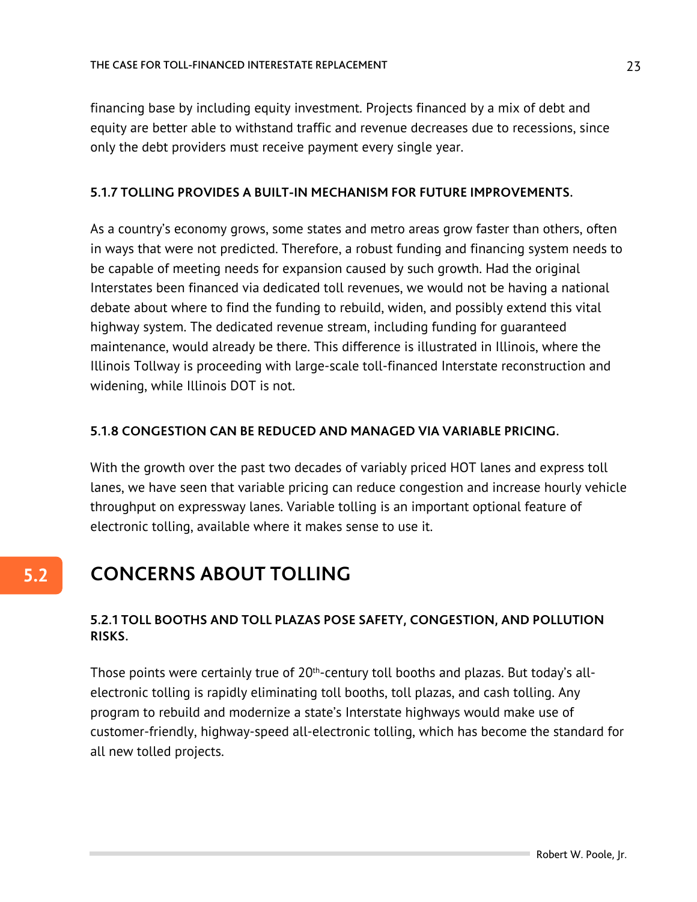financing base by including equity investment. Projects financed by a mix of debt and equity are better able to withstand traffic and revenue decreases due to recessions, since only the debt providers must receive payment every single year.

### 5.1.7 TOLLING PROVIDES A BUILT-IN MECHANISM FOR FUTURE IMPROVEMENTS.

As a country's economy grows, some states and metro areas grow faster than others, often in ways that were not predicted. Therefore, a robust funding and financing system needs to be capable of meeting needs for expansion caused by such growth. Had the original Interstates been financed via dedicated toll revenues, we would not be having a national debate about where to find the funding to rebuild, widen, and possibly extend this vital highway system. The dedicated revenue stream, including funding for guaranteed maintenance, would already be there. This difference is illustrated in Illinois, where the Illinois Tollway is proceeding with large-scale toll-financed Interstate reconstruction and widening, while Illinois DOT is not.

### 5.1.8 CONGESTION CAN BE REDUCED AND MANAGED VIA VARIABLE PRICING.

With the growth over the past two decades of variably priced HOT lanes and express toll lanes, we have seen that variable pricing can reduce congestion and increase hourly vehicle throughput on expressway lanes. Variable tolling is an important optional feature of electronic tolling, available where it makes sense to use it.

## 5.2 CONCERNS ABOUT TOLLING

### 5.2.1 TOLL BOOTHS AND TOLL PLAZAS POSE SAFETY, CONGESTION, AND POLLUTION RISKS.

Those points were certainly true of 20th-century toll booths and plazas. But today's all-electronic tolling is rapidly eliminating toll booths, toll plazas, and cash tolling. Any program to rebuild and modernize a state's Interstate highways would make use of customer-friendly, highway-speed all-electronic tolling, which has become the standard for all new tolled projects.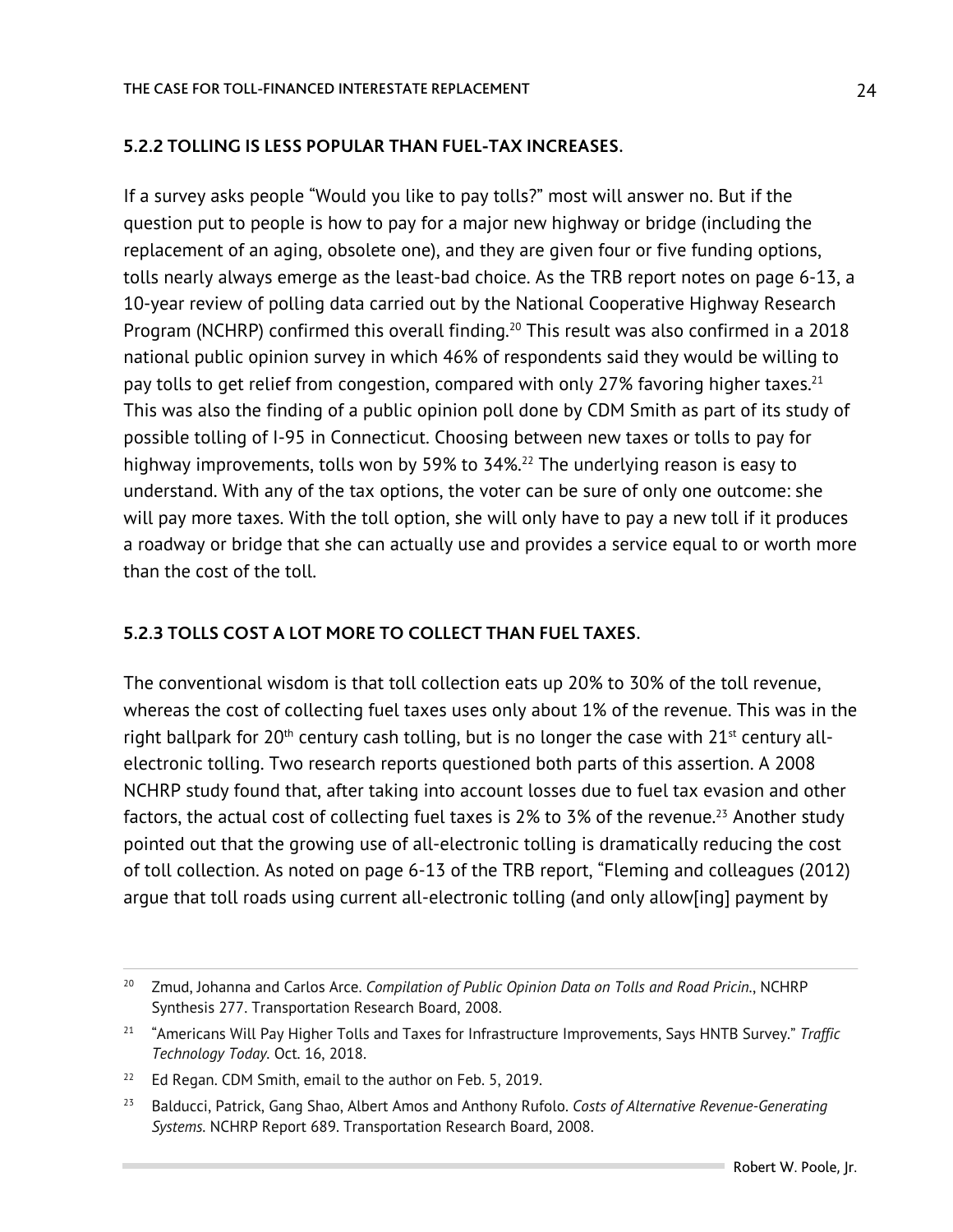### 5.2.2 TOLLING IS LESS POPULAR THAN FUEL-TAX INCREASES.

If a survey asks people "Would you like to pay tolls?" most will answer no. But if the question put to people is how to pay for a major new highway or bridge (including the replacement of an aging, obsolete one), and they are given four or five funding options, tolls nearly always emerge as the least-bad choice. As the TRB report notes on page 6-13, a 10-year review of polling data carried out by the National Cooperative Highway Research Program (NCHRP) confirmed this overall finding.[20] This result was also confirmed in a 2018 national public opinion survey in which 46% of respondents said they would be willing to pay tolls to get relief from congestion, compared with only 27% favoring higher taxes.[21] This was also the finding of a public opinion poll done by CDM Smith as part of its study of possible tolling of I-95 in Connecticut. Choosing between new taxes or tolls to pay for highway improvements, tolls won by 59% to 34%.[22] The underlying reason is easy to understand. With any of the tax options, the voter can be sure of only one outcome: she will pay more taxes. With the toll option, she will only have to pay a new toll if it produces a roadway or bridge that she can actually use and provides a service equal to or worth more than the cost of the toll.

### 5.2.3 TOLLS COST A LOT MORE TO COLLECT THAN FUEL TAXES.

The conventional wisdom is that toll collection eats up 20% to 30% of the toll revenue, whereas the cost of collecting fuel taxes uses only about 1% of the revenue. This was in the right ballpark for 20th century cash tolling, but is no longer the case with 21st century all-electronic tolling. Two research reports questioned both parts of this assertion. A 2008 NCHRP study found that, after taking into account losses due to fuel tax evasion and other factors, the actual cost of collecting fuel taxes is 2% to 3% of the revenue.[23] Another study pointed out that the growing use of all-electronic tolling is dramatically reducing the cost of toll collection. As noted on page 6-13 of the TRB report, "Fleming and colleagues (2012) argue that toll roads using current all-electronic tolling (and only allow[ing] payment by

---

[20] Zmud, Johanna and Carlos Arce. *Compilation of Public Opinion Data on Tolls and Road Pricin.*, NCHRP Synthesis 277. Transportation Research Board, 2008.

[21] "Americans Will Pay Higher Tolls and Taxes for Infrastructure Improvements, Says HNTB Survey." *Traffic Technology Today.* Oct. 16, 2018.

[22] Ed Regan. CDM Smith, email to the author on Feb. 5, 2019.

[23] Balducci, Patrick, Gang Shao, Albert Amos and Anthony Rufolo. *Costs of Alternative Revenue-Generating Systems.* NCHRP Report 689. Transportation Research Board, 2008.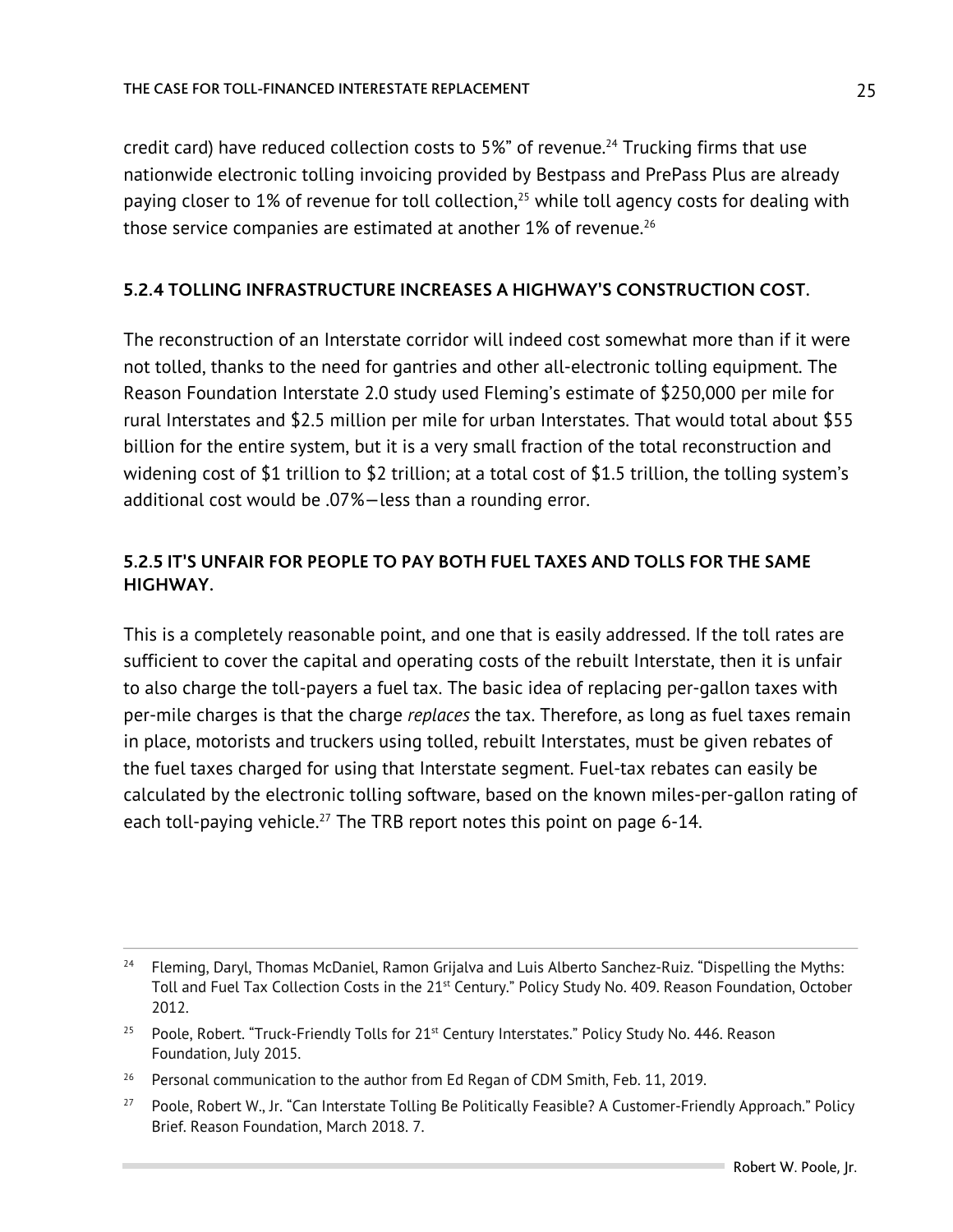credit card) have reduced collection costs to 5%" of revenue.[24] Trucking firms that use nationwide electronic tolling invoicing provided by Bestpass and PrePass Plus are already paying closer to 1% of revenue for toll collection,[25] while toll agency costs for dealing with those service companies are estimated at another 1% of revenue.[26]

### 5.2.4 TOLLING INFRASTRUCTURE INCREASES A HIGHWAY'S CONSTRUCTION COST.

The reconstruction of an Interstate corridor will indeed cost somewhat more than if it were not tolled, thanks to the need for gantries and other all-electronic tolling equipment. The Reason Foundation Interstate 2.0 study used Fleming's estimate of $250,000 per mile for rural Interstates and $2.5 million per mile for urban Interstates. That would total about $55 billion for the entire system, but it is a very small fraction of the total reconstruction and widening cost of $1 trillion to $2 trillion; at a total cost of $1.5 trillion, the tolling system's additional cost would be .07%—less than a rounding error.

### 5.2.5 IT'S UNFAIR FOR PEOPLE TO PAY BOTH FUEL TAXES AND TOLLS FOR THE SAME HIGHWAY.

This is a completely reasonable point, and one that is easily addressed. If the toll rates are sufficient to cover the capital and operating costs of the rebuilt Interstate, then it is unfair to also charge the toll-payers a fuel tax. The basic idea of replacing per-gallon taxes with per-mile charges is that the charge *replaces* the tax. Therefore, as long as fuel taxes remain in place, motorists and truckers using tolled, rebuilt Interstates, must be given rebates of the fuel taxes charged for using that Interstate segment. Fuel-tax rebates can easily be calculated by the electronic tolling software, based on the known miles-per-gallon rating of each toll-paying vehicle.[27] The TRB report notes this point on page 6-14.

---

[24] Fleming, Daryl, Thomas McDaniel, Ramon Grijalva and Luis Alberto Sanchez-Ruiz. "Dispelling the Myths: Toll and Fuel Tax Collection Costs in the 21st Century." Policy Study No. 409. Reason Foundation, October 2012.

[25] Poole, Robert. "Truck-Friendly Tolls for 21st Century Interstates." Policy Study No. 446. Reason Foundation, July 2015.

[26] Personal communication to the author from Ed Regan of CDM Smith, Feb. 11, 2019.

[27] Poole, Robert W., Jr. "Can Interstate Tolling Be Politically Feasible? A Customer-Friendly Approach." Policy Brief. Reason Foundation, March 2018. 7.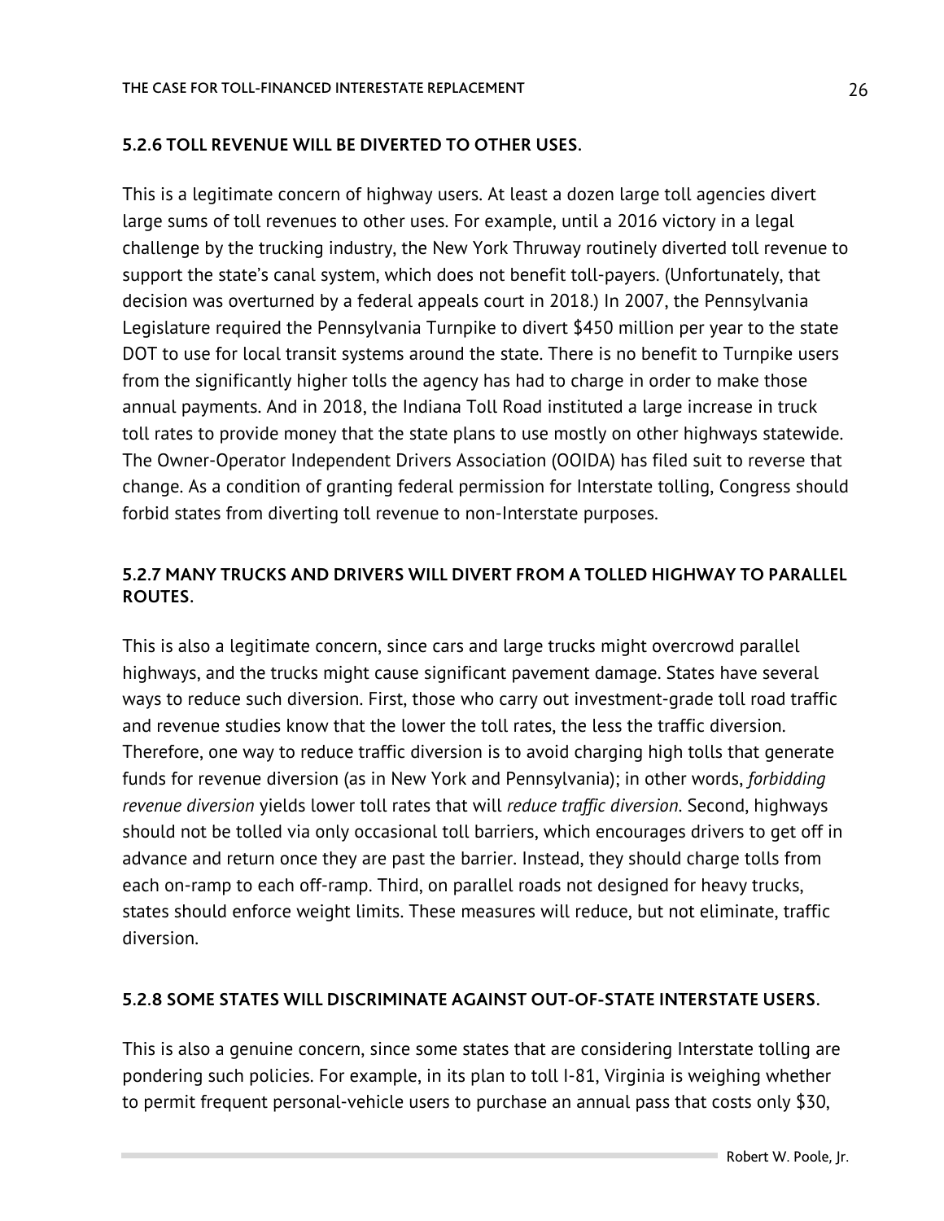### 5.2.6 TOLL REVENUE WILL BE DIVERTED TO OTHER USES.

This is a legitimate concern of highway users. At least a dozen large toll agencies divert large sums of toll revenues to other uses. For example, until a 2016 victory in a legal challenge by the trucking industry, the New York Thruway routinely diverted toll revenue to support the state's canal system, which does not benefit toll-payers. (Unfortunately, that decision was overturned by a federal appeals court in 2018.) In 2007, the Pennsylvania Legislature required the Pennsylvania Turnpike to divert $450 million per year to the state DOT to use for local transit systems around the state. There is no benefit to Turnpike users from the significantly higher tolls the agency has had to charge in order to make those annual payments. And in 2018, the Indiana Toll Road instituted a large increase in truck toll rates to provide money that the state plans to use mostly on other highways statewide. The Owner-Operator Independent Drivers Association (OOIDA) has filed suit to reverse that change. As a condition of granting federal permission for Interstate tolling, Congress should forbid states from diverting toll revenue to non-Interstate purposes.

### 5.2.7 MANY TRUCKS AND DRIVERS WILL DIVERT FROM A TOLLED HIGHWAY TO PARALLEL ROUTES.

This is also a legitimate concern, since cars and large trucks might overcrowd parallel highways, and the trucks might cause significant pavement damage. States have several ways to reduce such diversion. First, those who carry out investment-grade toll road traffic and revenue studies know that the lower the toll rates, the less the traffic diversion. Therefore, one way to reduce traffic diversion is to avoid charging high tolls that generate funds for revenue diversion (as in New York and Pennsylvania); in other words, *forbidding revenue diversion* yields lower toll rates that will *reduce traffic diversion*. Second, highways should not be tolled via only occasional toll barriers, which encourages drivers to get off in advance and return once they are past the barrier. Instead, they should charge tolls from each on-ramp to each off-ramp. Third, on parallel roads not designed for heavy trucks, states should enforce weight limits. These measures will reduce, but not eliminate, traffic diversion.

### 5.2.8 SOME STATES WILL DISCRIMINATE AGAINST OUT-OF-STATE INTERSTATE USERS.

This is also a genuine concern, since some states that are considering Interstate tolling are pondering such policies. For example, in its plan to toll I-81, Virginia is weighing whether to permit frequent personal-vehicle users to purchase an annual pass that costs only $30,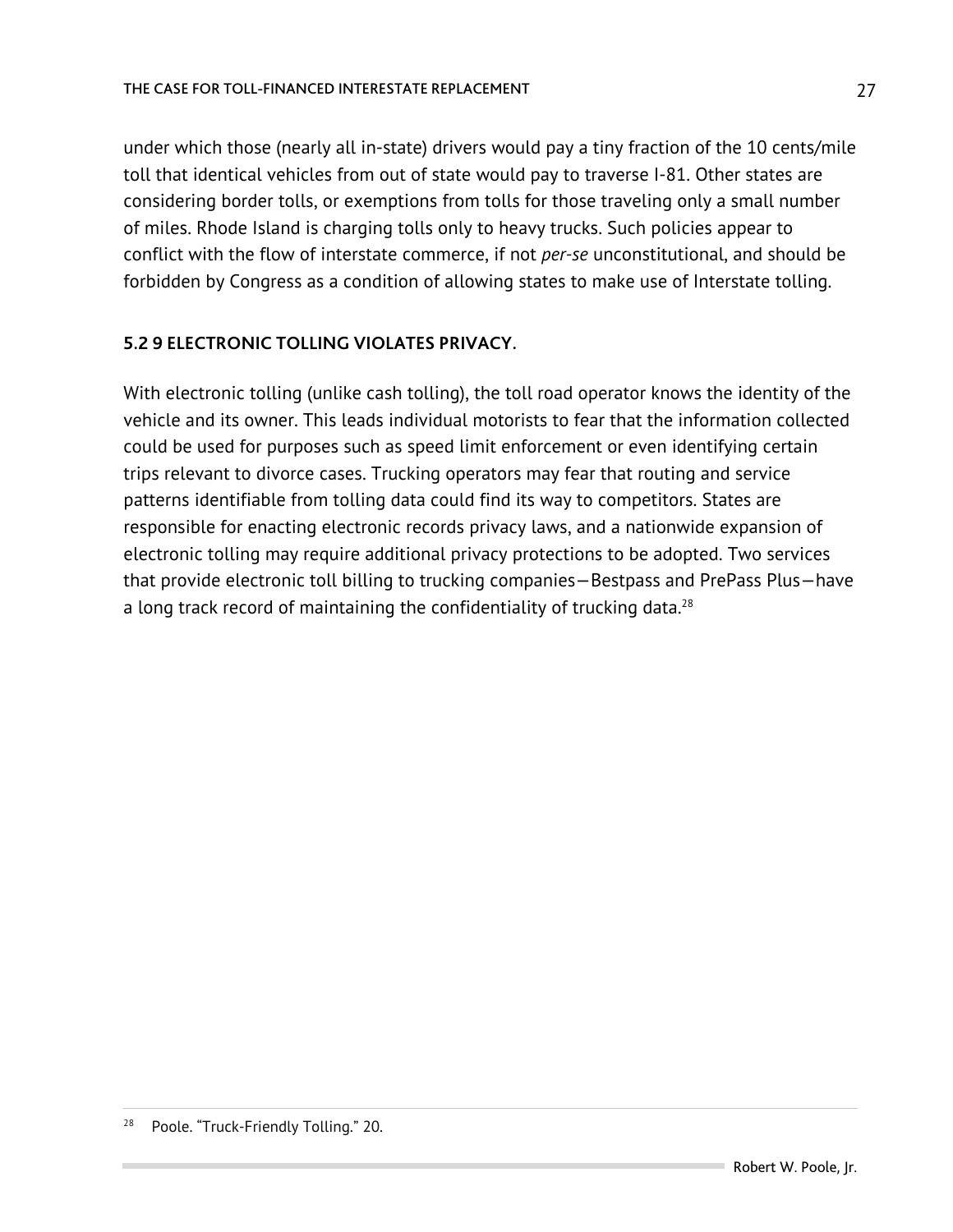under which those (nearly all in-state) drivers would pay a tiny fraction of the 10 cents/mile toll that identical vehicles from out of state would pay to traverse I-81. Other states are considering border tolls, or exemptions from tolls for those traveling only a small number of miles. Rhode Island is charging tolls only to heavy trucks. Such policies appear to conflict with the flow of interstate commerce, if not *per-se* unconstitutional, and should be forbidden by Congress as a condition of allowing states to make use of Interstate tolling.

### 5.2 9 ELECTRONIC TOLLING VIOLATES PRIVACY.

With electronic tolling (unlike cash tolling), the toll road operator knows the identity of the vehicle and its owner. This leads individual motorists to fear that the information collected could be used for purposes such as speed limit enforcement or even identifying certain trips relevant to divorce cases. Trucking operators may fear that routing and service patterns identifiable from tolling data could find its way to competitors. States are responsible for enacting electronic records privacy laws, and a nationwide expansion of electronic tolling may require additional privacy protections to be adopted. Two services that provide electronic toll billing to trucking companies—Bestpass and PrePass Plus—have a long track record of maintaining the confidentiality of trucking data.[28]

---

[28] Poole. "Truck-Friendly Tolling." 20.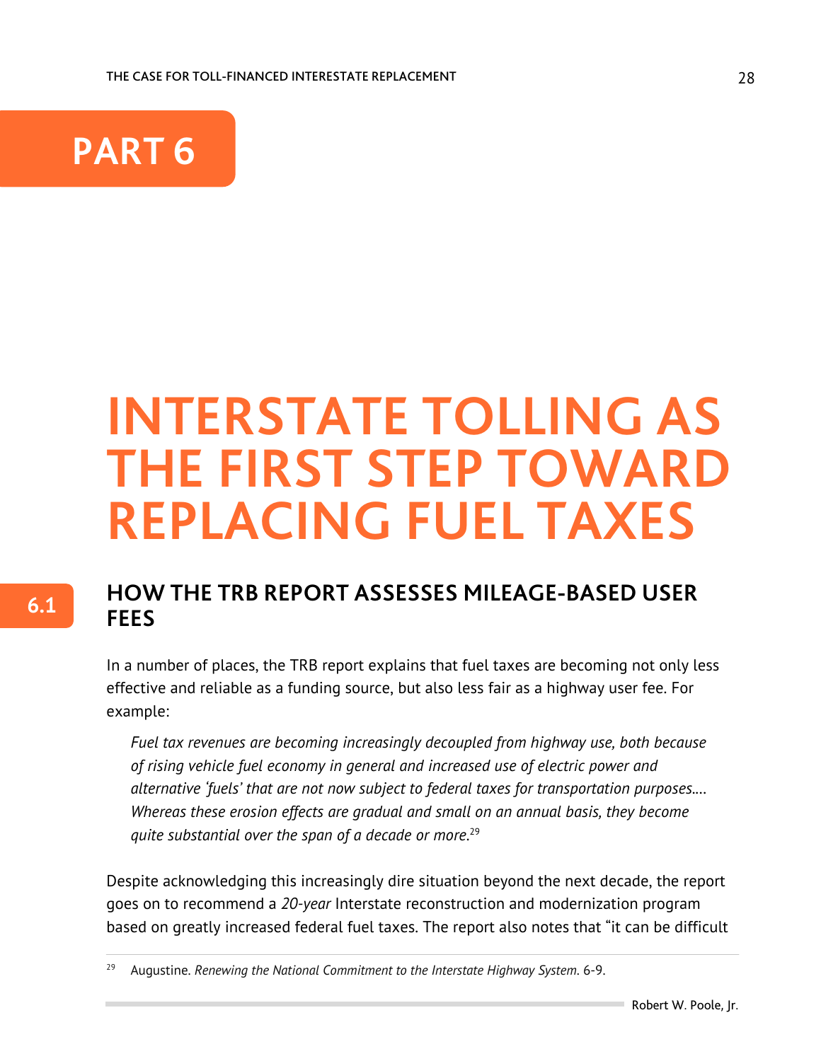# PART 6

# INTERSTATE TOLLING AS THE FIRST STEP TOWARD REPLACING FUEL TAXES

## 6.1 HOW THE TRB REPORT ASSESSES MILEAGE-BASED USER FEES

In a number of places, the TRB report explains that fuel taxes are becoming not only less effective and reliable as a funding source, but also less fair as a highway user fee. For example:

> *Fuel tax revenues are becoming increasingly decoupled from highway use, both because of rising vehicle fuel economy in general and increased use of electric power and alternative 'fuels' that are not now subject to federal taxes for transportation purposes.... Whereas these erosion effects are gradual and small on an annual basis, they become quite substantial over the span of a decade or more.*[29]

Despite acknowledging this increasingly dire situation beyond the next decade, the report goes on to recommend a *20-year* Interstate reconstruction and modernization program based on greatly increased federal fuel taxes. The report also notes that "it can be difficult

[29] Augustine. *Renewing the National Commitment to the Interstate Highway System*. 6-9.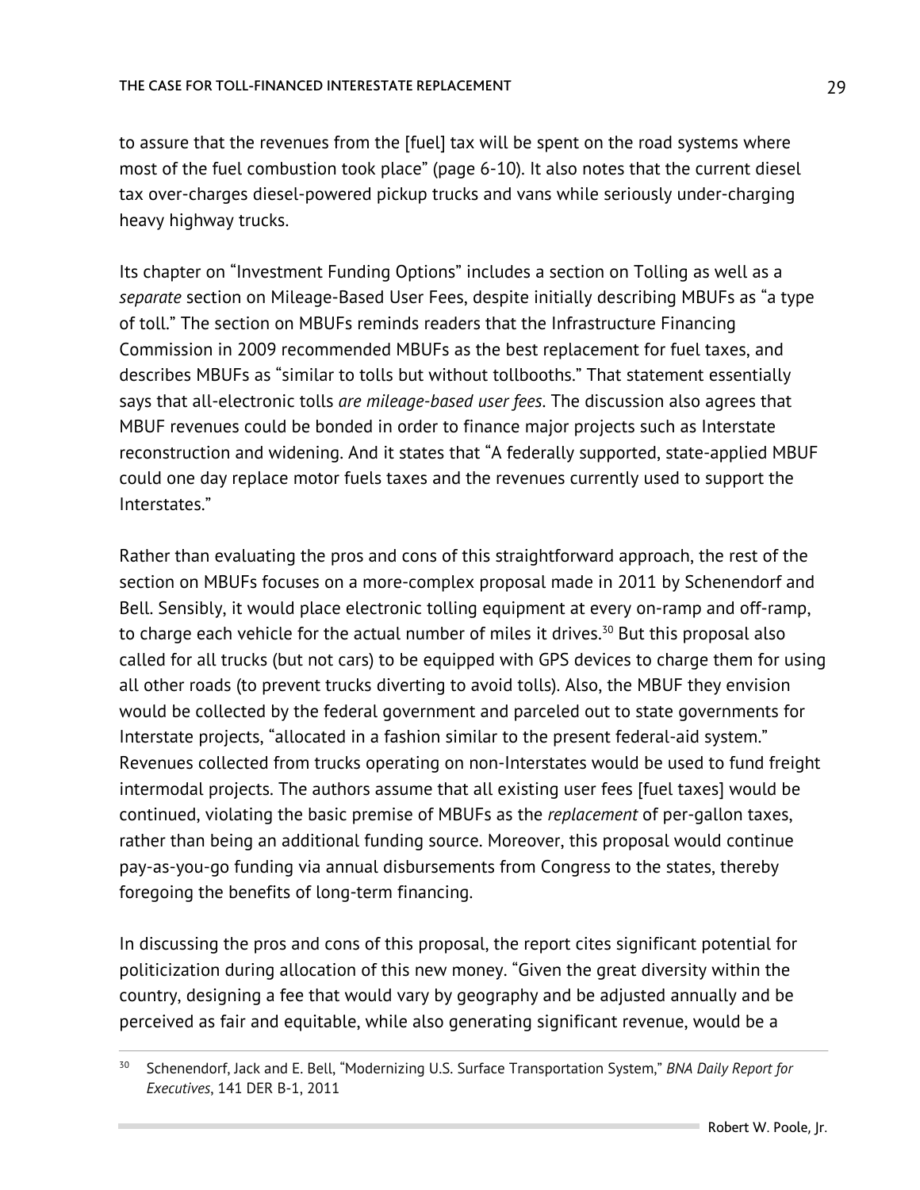to assure that the revenues from the [fuel] tax will be spent on the road systems where most of the fuel combustion took place" (page 6-10). It also notes that the current diesel tax over-charges diesel-powered pickup trucks and vans while seriously under-charging heavy highway trucks.

Its chapter on "Investment Funding Options" includes a section on Tolling as well as a *separate* section on Mileage-Based User Fees, despite initially describing MBUFs as "a type of toll." The section on MBUFs reminds readers that the Infrastructure Financing Commission in 2009 recommended MBUFs as the best replacement for fuel taxes, and describes MBUFs as "similar to tolls but without tollbooths." That statement essentially says that all-electronic tolls *are mileage-based user fees*. The discussion also agrees that MBUF revenues could be bonded in order to finance major projects such as Interstate reconstruction and widening. And it states that "A federally supported, state-applied MBUF could one day replace motor fuels taxes and the revenues currently used to support the Interstates."

Rather than evaluating the pros and cons of this straightforward approach, the rest of the section on MBUFs focuses on a more-complex proposal made in 2011 by Schenendorf and Bell. Sensibly, it would place electronic tolling equipment at every on-ramp and off-ramp, to charge each vehicle for the actual number of miles it drives.[30] But this proposal also called for all trucks (but not cars) to be equipped with GPS devices to charge them for using all other roads (to prevent trucks diverting to avoid tolls). Also, the MBUF they envision would be collected by the federal government and parceled out to state governments for Interstate projects, "allocated in a fashion similar to the present federal-aid system." Revenues collected from trucks operating on non-Interstates would be used to fund freight intermodal projects. The authors assume that all existing user fees [fuel taxes] would be continued, violating the basic premise of MBUFs as the *replacement* of per-gallon taxes, rather than being an additional funding source. Moreover, this proposal would continue pay-as-you-go funding via annual disbursements from Congress to the states, thereby foregoing the benefits of long-term financing.

In discussing the pros and cons of this proposal, the report cites significant potential for politicization during allocation of this new money. "Given the great diversity within the country, designing a fee that would vary by geography and be adjusted annually and be perceived as fair and equitable, while also generating significant revenue, would be a

[30] Schenendorf, Jack and E. Bell, "Modernizing U.S. Surface Transportation System," *BNA Daily Report for Executives*, 141 DER B-1, 2011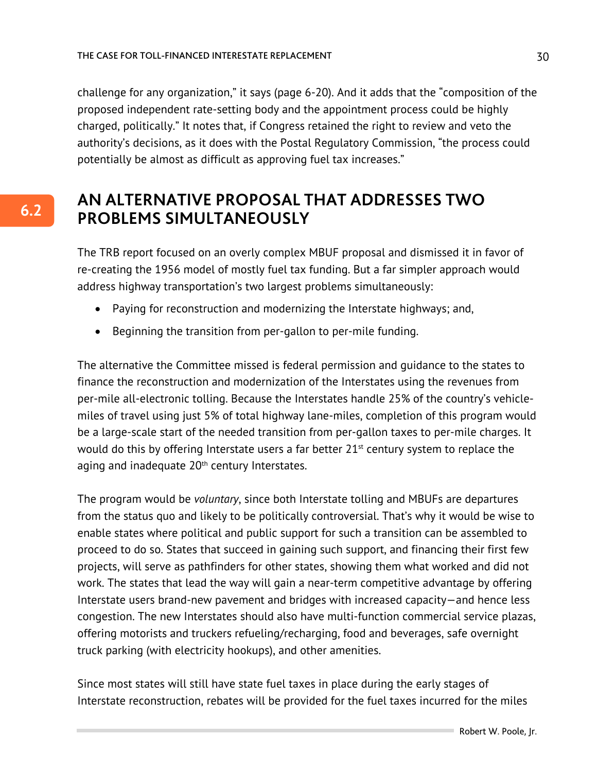challenge for any organization," it says (page 6-20). And it adds that the "composition of the proposed independent rate-setting body and the appointment process could be highly charged, politically." It notes that, if Congress retained the right to review and veto the authority's decisions, as it does with the Postal Regulatory Commission, "the process could potentially be almost as difficult as approving fuel tax increases."

## 6.2 AN ALTERNATIVE PROPOSAL THAT ADDRESSES TWO PROBLEMS SIMULTANEOUSLY

The TRB report focused on an overly complex MBUF proposal and dismissed it in favor of re-creating the 1956 model of mostly fuel tax funding. But a far simpler approach would address highway transportation's two largest problems simultaneously:

- Paying for reconstruction and modernizing the Interstate highways; and,
- Beginning the transition from per-gallon to per-mile funding.

The alternative the Committee missed is federal permission and guidance to the states to finance the reconstruction and modernization of the Interstates using the revenues from per-mile all-electronic tolling. Because the Interstates handle 25% of the country's vehicle-miles of travel using just 5% of total highway lane-miles, completion of this program would be a large-scale start of the needed transition from per-gallon taxes to per-mile charges. It would do this by offering Interstate users a far better 21st century system to replace the aging and inadequate 20th century Interstates.

The program would be *voluntary*, since both Interstate tolling and MBUFs are departures from the status quo and likely to be politically controversial. That's why it would be wise to enable states where political and public support for such a transition can be assembled to proceed to do so. States that succeed in gaining such support, and financing their first few projects, will serve as pathfinders for other states, showing them what worked and did not work. The states that lead the way will gain a near-term competitive advantage by offering Interstate users brand-new pavement and bridges with increased capacity—and hence less congestion. The new Interstates should also have multi-function commercial service plazas, offering motorists and truckers refueling/recharging, food and beverages, safe overnight truck parking (with electricity hookups), and other amenities.

Since most states will still have state fuel taxes in place during the early stages of Interstate reconstruction, rebates will be provided for the fuel taxes incurred for the miles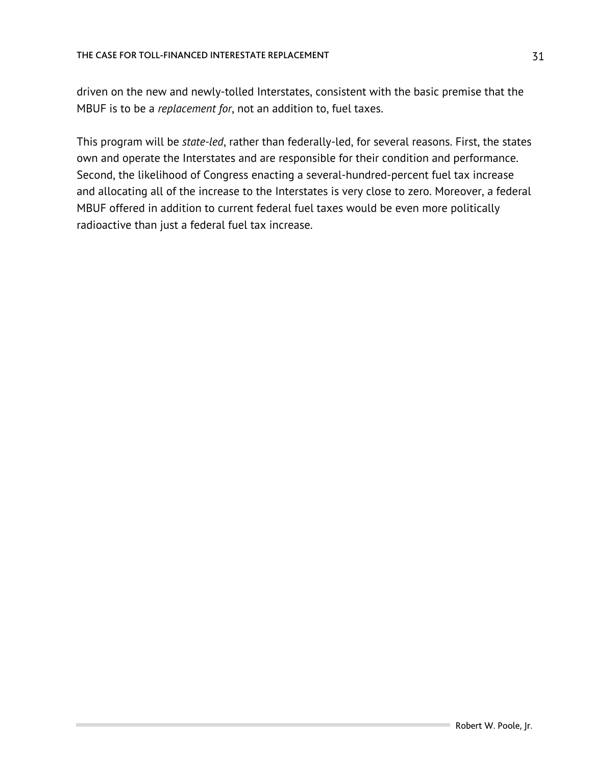driven on the new and newly-tolled Interstates, consistent with the basic premise that the MBUF is to be a *replacement for*, not an addition to, fuel taxes.

This program will be *state-led*, rather than federally-led, for several reasons. First, the states own and operate the Interstates and are responsible for their condition and performance. Second, the likelihood of Congress enacting a several-hundred-percent fuel tax increase and allocating all of the increase to the Interstates is very close to zero. Moreover, a federal MBUF offered in addition to current federal fuel taxes would be even more politically radioactive than just a federal fuel tax increase.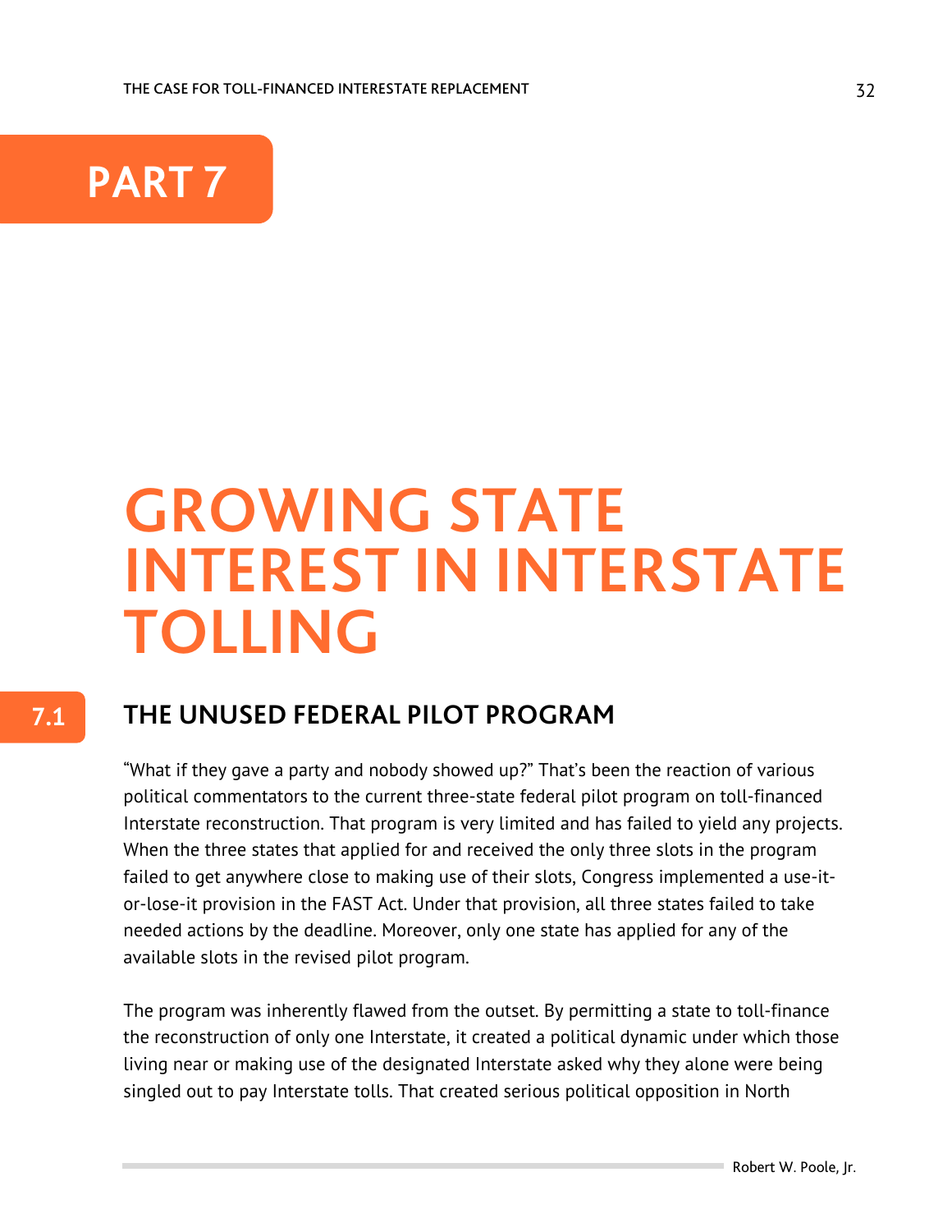# PART 7

# GROWING STATE INTEREST IN INTERSTATE TOLLING

## 7.1 THE UNUSED FEDERAL PILOT PROGRAM

"What if they gave a party and nobody showed up?" That's been the reaction of various political commentators to the current three-state federal pilot program on toll-financed Interstate reconstruction. That program is very limited and has failed to yield any projects. When the three states that applied for and received the only three slots in the program failed to get anywhere close to making use of their slots, Congress implemented a use-it-or-lose-it provision in the FAST Act. Under that provision, all three states failed to take needed actions by the deadline. Moreover, only one state has applied for any of the available slots in the revised pilot program.

The program was inherently flawed from the outset. By permitting a state to toll-finance the reconstruction of only one Interstate, it created a political dynamic under which those living near or making use of the designated Interstate asked why they alone were being singled out to pay Interstate tolls. That created serious political opposition in North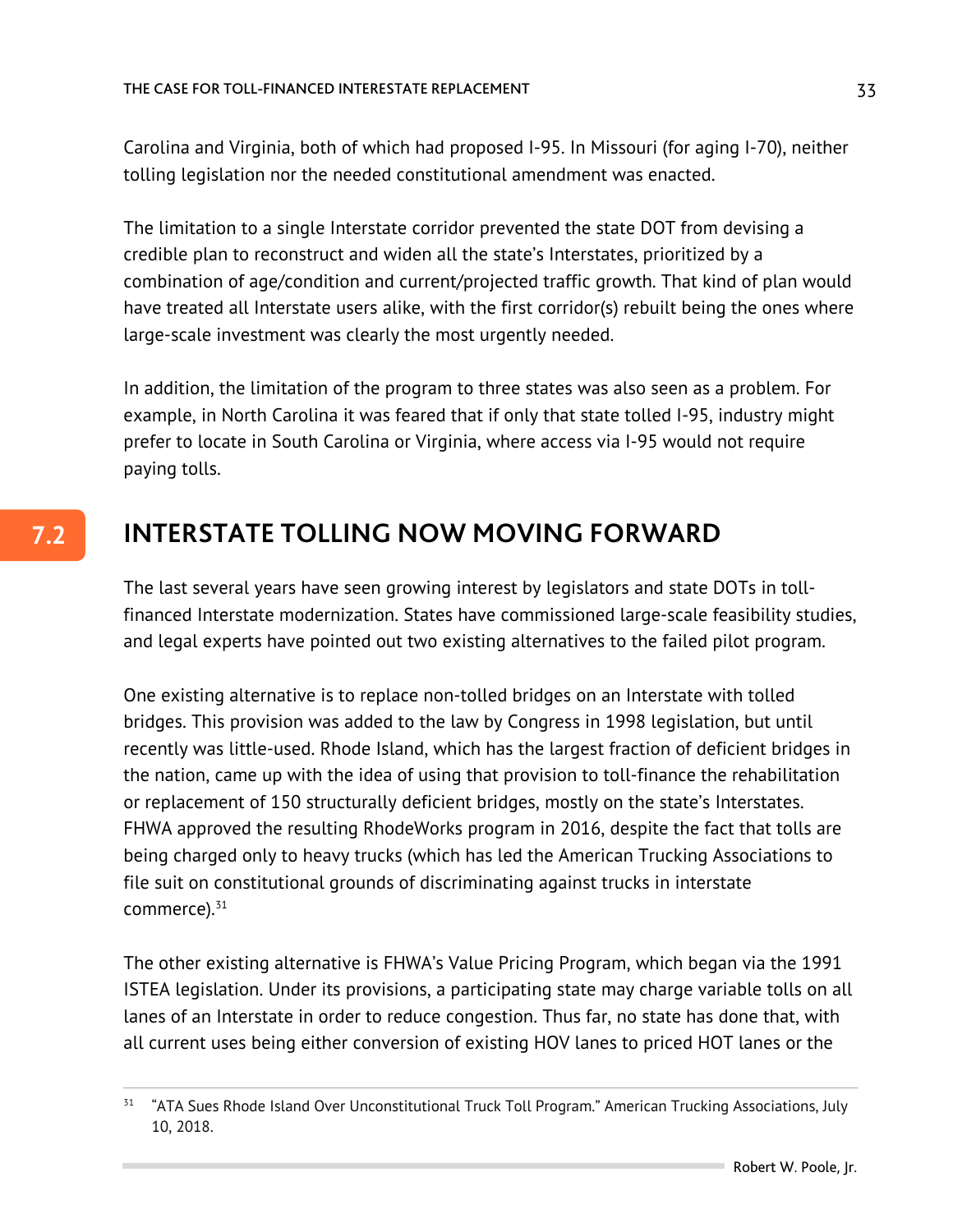Carolina and Virginia, both of which had proposed I-95. In Missouri (for aging I-70), neither tolling legislation nor the needed constitutional amendment was enacted.

The limitation to a single Interstate corridor prevented the state DOT from devising a credible plan to reconstruct and widen all the state's Interstates, prioritized by a combination of age/condition and current/projected traffic growth. That kind of plan would have treated all Interstate users alike, with the first corridor(s) rebuilt being the ones where large-scale investment was clearly the most urgently needed.

In addition, the limitation of the program to three states was also seen as a problem. For example, in North Carolina it was feared that if only that state tolled I-95, industry might prefer to locate in South Carolina or Virginia, where access via I-95 would not require paying tolls.

## 7.2 INTERSTATE TOLLING NOW MOVING FORWARD

The last several years have seen growing interest by legislators and state DOTs in toll-financed Interstate modernization. States have commissioned large-scale feasibility studies, and legal experts have pointed out two existing alternatives to the failed pilot program.

One existing alternative is to replace non-tolled bridges on an Interstate with tolled bridges. This provision was added to the law by Congress in 1998 legislation, but until recently was little-used. Rhode Island, which has the largest fraction of deficient bridges in the nation, came up with the idea of using that provision to toll-finance the rehabilitation or replacement of 150 structurally deficient bridges, mostly on the state's Interstates. FHWA approved the resulting RhodeWorks program in 2016, despite the fact that tolls are being charged only to heavy trucks (which has led the American Trucking Associations to file suit on constitutional grounds of discriminating against trucks in interstate commerce).[31]

The other existing alternative is FHWA's Value Pricing Program, which began via the 1991 ISTEA legislation. Under its provisions, a participating state may charge variable tolls on all lanes of an Interstate in order to reduce congestion. Thus far, no state has done that, with all current uses being either conversion of existing HOV lanes to priced HOT lanes or the

[31] "ATA Sues Rhode Island Over Unconstitutional Truck Toll Program." American Trucking Associations, July 10, 2018.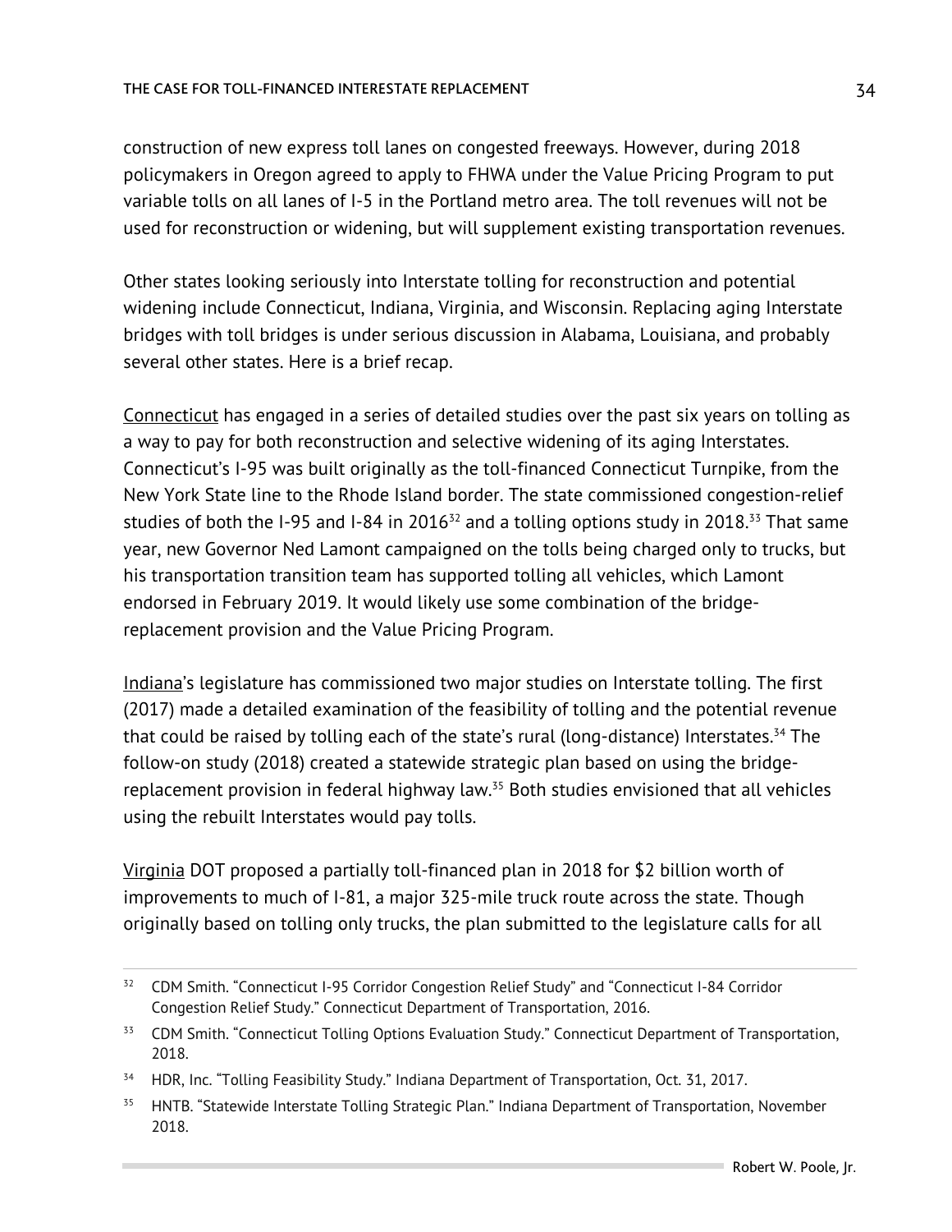construction of new express toll lanes on congested freeways. However, during 2018 policymakers in Oregon agreed to apply to FHWA under the Value Pricing Program to put variable tolls on all lanes of I-5 in the Portland metro area. The toll revenues will not be used for reconstruction or widening, but will supplement existing transportation revenues.

Other states looking seriously into Interstate tolling for reconstruction and potential widening include Connecticut, Indiana, Virginia, and Wisconsin. Replacing aging Interstate bridges with toll bridges is under serious discussion in Alabama, Louisiana, and probably several other states. Here is a brief recap.

Connecticut has engaged in a series of detailed studies over the past six years on tolling as a way to pay for both reconstruction and selective widening of its aging Interstates. Connecticut's I-95 was built originally as the toll-financed Connecticut Turnpike, from the New York State line to the Rhode Island border. The state commissioned congestion-relief studies of both the I-95 and I-84 in 2016[32] and a tolling options study in 2018.[33] That same year, new Governor Ned Lamont campaigned on the tolls being charged only to trucks, but his transportation transition team has supported tolling all vehicles, which Lamont endorsed in February 2019. It would likely use some combination of the bridge-replacement provision and the Value Pricing Program.

Indiana's legislature has commissioned two major studies on Interstate tolling. The first (2017) made a detailed examination of the feasibility of tolling and the potential revenue that could be raised by tolling each of the state's rural (long-distance) Interstates.[34] The follow-on study (2018) created a statewide strategic plan based on using the bridge-replacement provision in federal highway law.[35] Both studies envisioned that all vehicles using the rebuilt Interstates would pay tolls.

Virginia DOT proposed a partially toll-financed plan in 2018 for $2 billion worth of improvements to much of I-81, a major 325-mile truck route across the state. Though originally based on tolling only trucks, the plan submitted to the legislature calls for all

---

[32] CDM Smith. "Connecticut I-95 Corridor Congestion Relief Study" and "Connecticut I-84 Corridor Congestion Relief Study." Connecticut Department of Transportation, 2016.

[33] CDM Smith. "Connecticut Tolling Options Evaluation Study." Connecticut Department of Transportation, 2018.

[34] HDR, Inc. "Tolling Feasibility Study." Indiana Department of Transportation, Oct. 31, 2017.

[35] HNTB. "Statewide Interstate Tolling Strategic Plan." Indiana Department of Transportation, November 2018.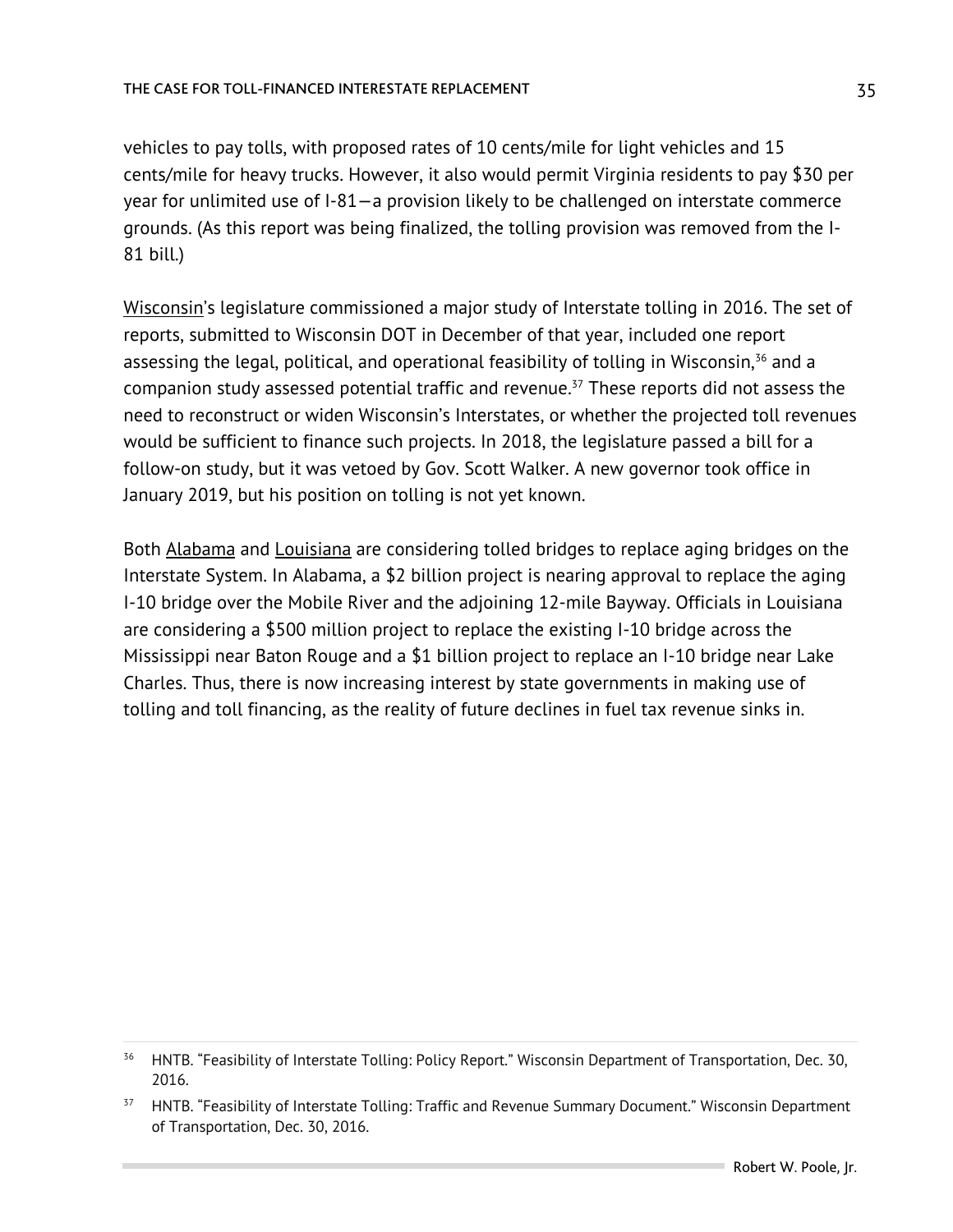vehicles to pay tolls, with proposed rates of 10 cents/mile for light vehicles and 15 cents/mile for heavy trucks. However, it also would permit Virginia residents to pay $30 per year for unlimited use of I-81—a provision likely to be challenged on interstate commerce grounds. (As this report was being finalized, the tolling provision was removed from the I-81 bill.)

Wisconsin's legislature commissioned a major study of Interstate tolling in 2016. The set of reports, submitted to Wisconsin DOT in December of that year, included one report assessing the legal, political, and operational feasibility of tolling in Wisconsin,[36] and a companion study assessed potential traffic and revenue.[37] These reports did not assess the need to reconstruct or widen Wisconsin's Interstates, or whether the projected toll revenues would be sufficient to finance such projects. In 2018, the legislature passed a bill for a follow-on study, but it was vetoed by Gov. Scott Walker. A new governor took office in January 2019, but his position on tolling is not yet known.

Both Alabama and Louisiana are considering tolled bridges to replace aging bridges on the Interstate System. In Alabama, a $2 billion project is nearing approval to replace the aging I-10 bridge over the Mobile River and the adjoining 12-mile Bayway. Officials in Louisiana are considering a $500 million project to replace the existing I-10 bridge across the Mississippi near Baton Rouge and a $1 billion project to replace an I-10 bridge near Lake Charles. Thus, there is now increasing interest by state governments in making use of tolling and toll financing, as the reality of future declines in fuel tax revenue sinks in.

---

[36] HNTB. "Feasibility of Interstate Tolling: Policy Report." Wisconsin Department of Transportation, Dec. 30, 2016.

[37] HNTB. "Feasibility of Interstate Tolling: Traffic and Revenue Summary Document." Wisconsin Department of Transportation, Dec. 30, 2016.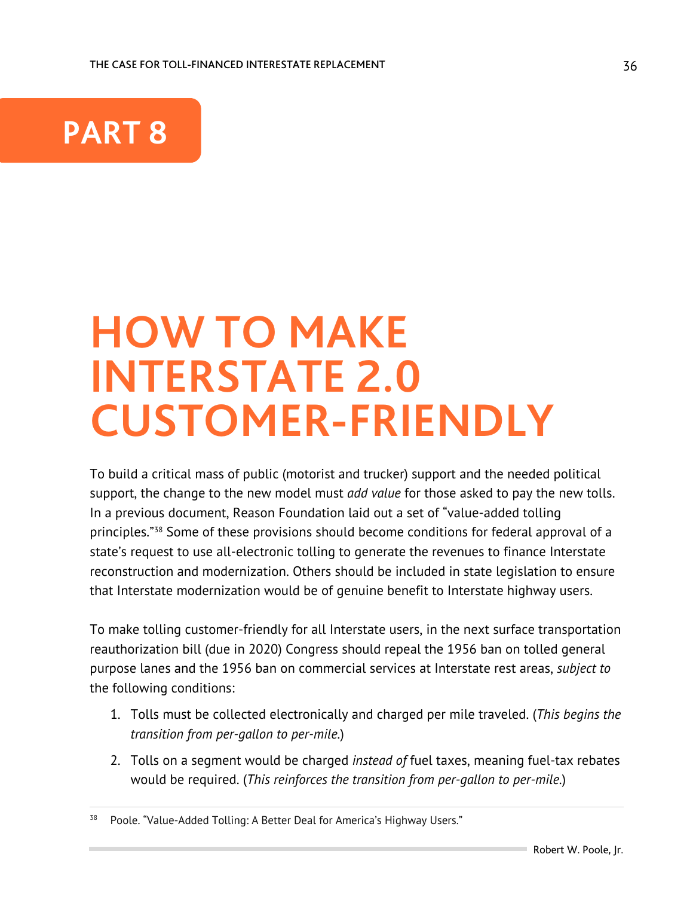# PART 8

# HOW TO MAKE INTERSTATE 2.0 CUSTOMER-FRIENDLY

To build a critical mass of public (motorist and trucker) support and the needed political support, the change to the new model must *add value* for those asked to pay the new tolls. In a previous document, Reason Foundation laid out a set of "value-added tolling principles."[38] Some of these provisions should become conditions for federal approval of a state's request to use all-electronic tolling to generate the revenues to finance Interstate reconstruction and modernization. Others should be included in state legislation to ensure that Interstate modernization would be of genuine benefit to Interstate highway users.

To make tolling customer-friendly for all Interstate users, in the next surface transportation reauthorization bill (due in 2020) Congress should repeal the 1956 ban on tolled general purpose lanes and the 1956 ban on commercial services at Interstate rest areas, *subject to* the following conditions:

1. Tolls must be collected electronically and charged per mile traveled. (*This begins the transition from per-gallon to per-mile.*)
2. Tolls on a segment would be charged *instead of* fuel taxes, meaning fuel-tax rebates would be required. (*This reinforces the transition from per-gallon to per-mile.*)

[38] Poole. "Value-Added Tolling: A Better Deal for America's Highway Users."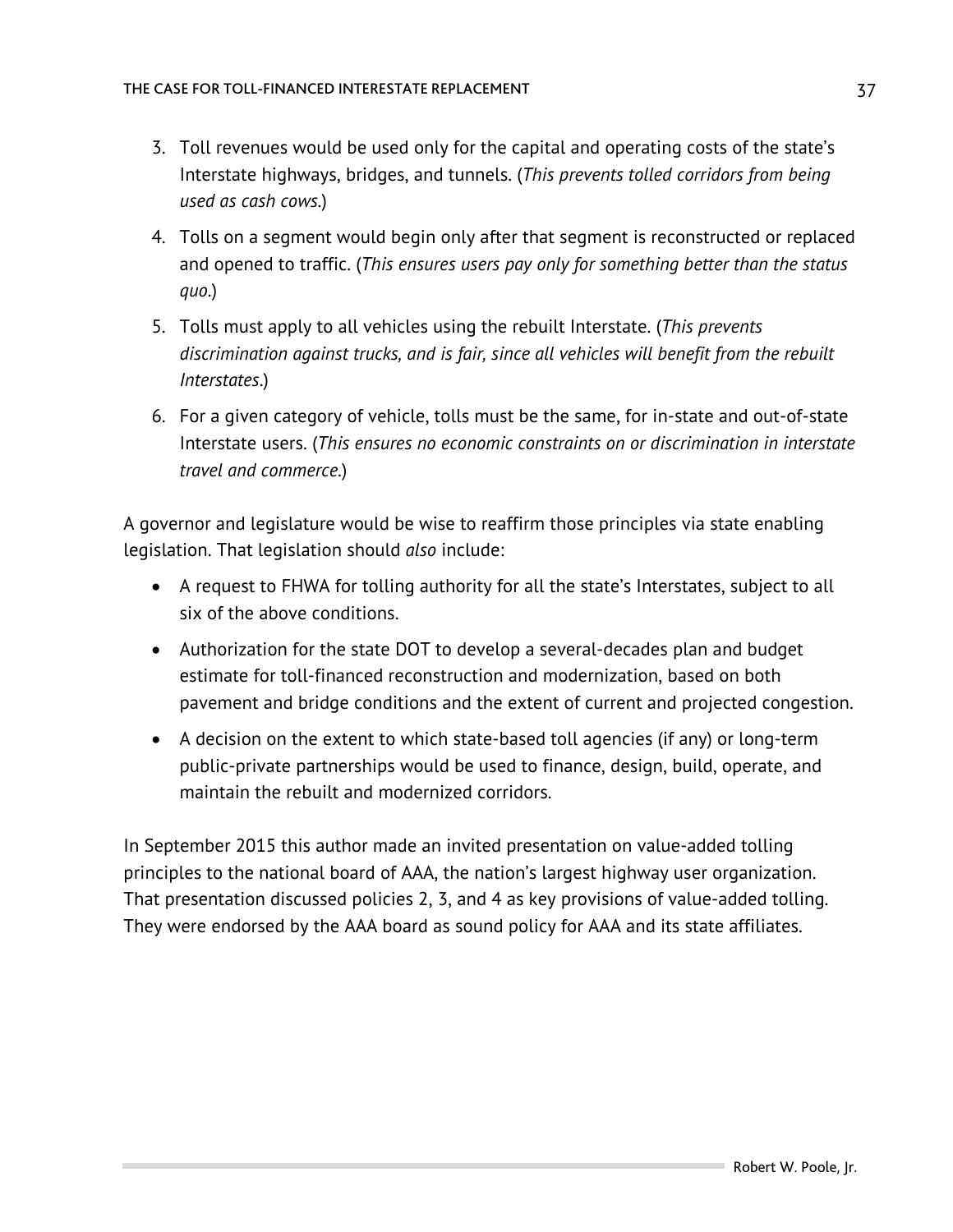3. Toll revenues would be used only for the capital and operating costs of the state's Interstate highways, bridges, and tunnels. (*This prevents tolled corridors from being used as cash cows.*)
4. Tolls on a segment would begin only after that segment is reconstructed or replaced and opened to traffic. (*This ensures users pay only for something better than the status quo.*)
5. Tolls must apply to all vehicles using the rebuilt Interstate. (*This prevents discrimination against trucks, and is fair, since all vehicles will benefit from the rebuilt Interstates*.)
6. For a given category of vehicle, tolls must be the same, for in-state and out-of-state Interstate users. (*This ensures no economic constraints on or discrimination in interstate travel and commerce.*)

A governor and legislature would be wise to reaffirm those principles via state enabling legislation. That legislation should *also* include:

- A request to FHWA for tolling authority for all the state's Interstates, subject to all six of the above conditions.
- Authorization for the state DOT to develop a several-decades plan and budget estimate for toll-financed reconstruction and modernization, based on both pavement and bridge conditions and the extent of current and projected congestion.
- A decision on the extent to which state-based toll agencies (if any) or long-term public-private partnerships would be used to finance, design, build, operate, and maintain the rebuilt and modernized corridors.

In September 2015 this author made an invited presentation on value-added tolling principles to the national board of AAA, the nation's largest highway user organization. That presentation discussed policies 2, 3, and 4 as key provisions of value-added tolling. They were endorsed by the AAA board as sound policy for AAA and its state affiliates.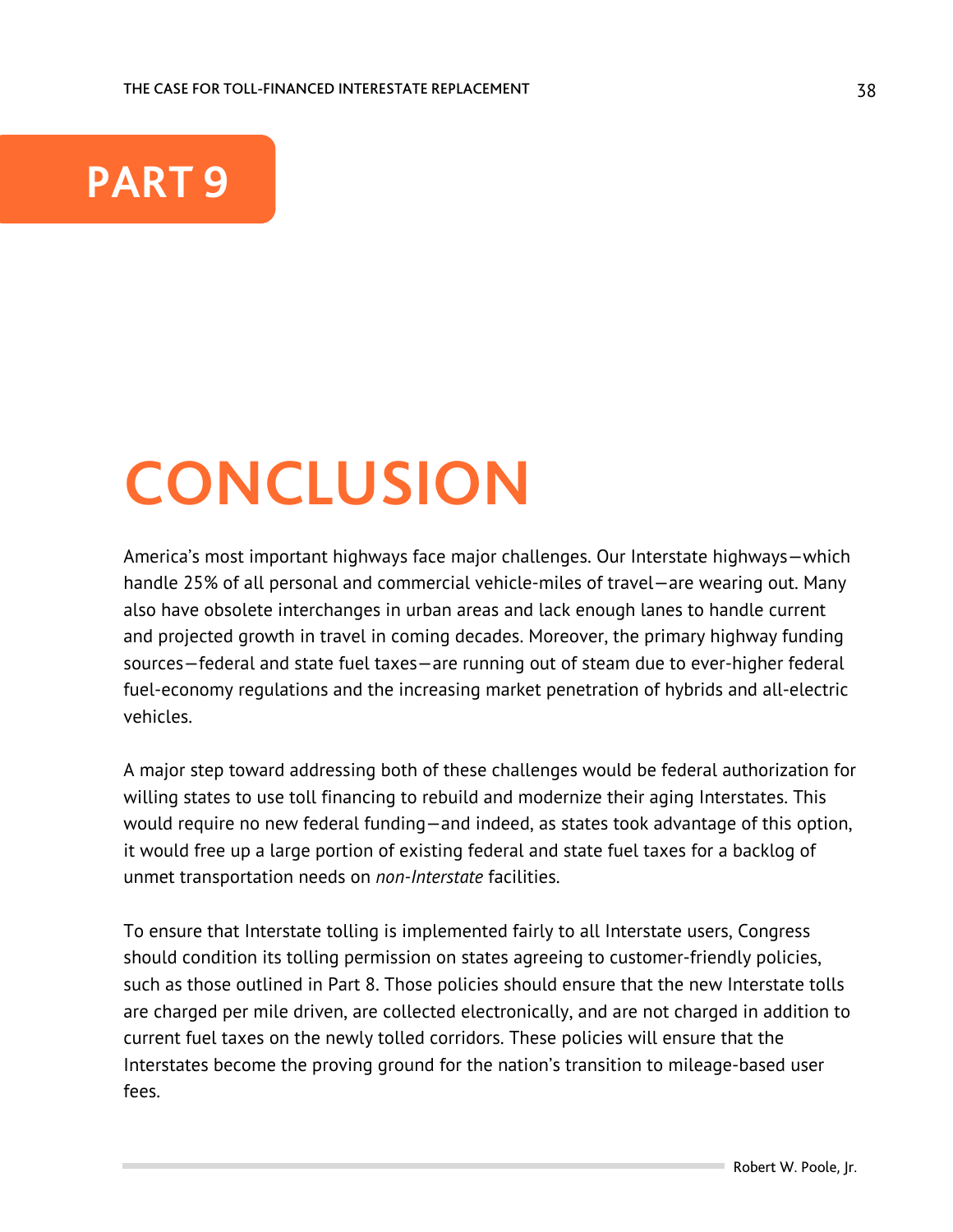# PART 9

# CONCLUSION

America's most important highways face major challenges. Our Interstate highways—which handle 25% of all personal and commercial vehicle-miles of travel—are wearing out. Many also have obsolete interchanges in urban areas and lack enough lanes to handle current and projected growth in travel in coming decades. Moreover, the primary highway funding sources—federal and state fuel taxes—are running out of steam due to ever-higher federal fuel-economy regulations and the increasing market penetration of hybrids and all-electric vehicles.

A major step toward addressing both of these challenges would be federal authorization for willing states to use toll financing to rebuild and modernize their aging Interstates. This would require no new federal funding—and indeed, as states took advantage of this option, it would free up a large portion of existing federal and state fuel taxes for a backlog of unmet transportation needs on *non-Interstate* facilities.

To ensure that Interstate tolling is implemented fairly to all Interstate users, Congress should condition its tolling permission on states agreeing to customer-friendly policies, such as those outlined in Part 8. Those policies should ensure that the new Interstate tolls are charged per mile driven, are collected electronically, and are not charged in addition to current fuel taxes on the newly tolled corridors. These policies will ensure that the Interstates become the proving ground for the nation's transition to mileage-based user fees.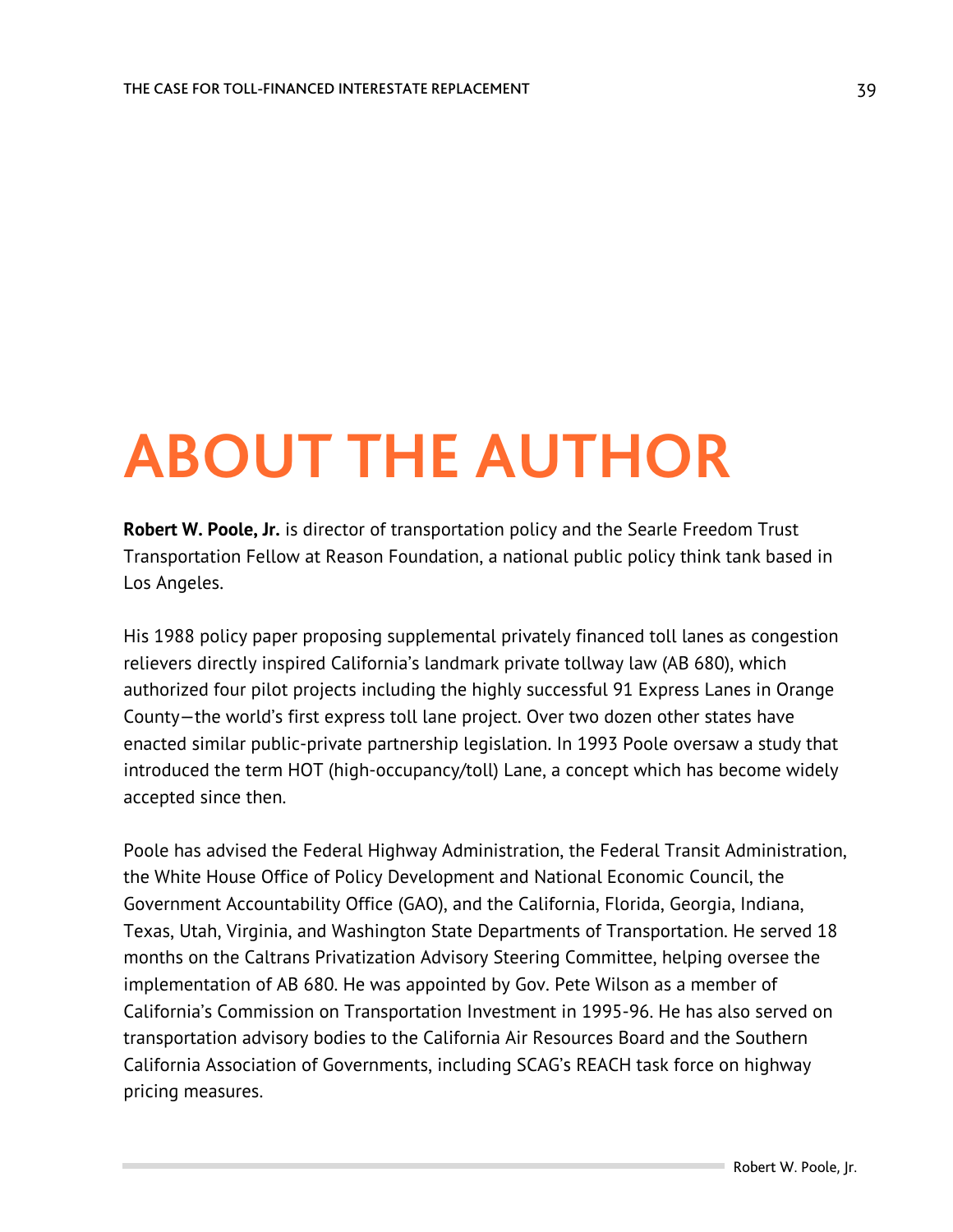# ABOUT THE AUTHOR

**Robert W. Poole, Jr.** is director of transportation policy and the Searle Freedom Trust Transportation Fellow at Reason Foundation, a national public policy think tank based in Los Angeles.

His 1988 policy paper proposing supplemental privately financed toll lanes as congestion relievers directly inspired California's landmark private tollway law (AB 680), which authorized four pilot projects including the highly successful 91 Express Lanes in Orange County—the world's first express toll lane project. Over two dozen other states have enacted similar public-private partnership legislation. In 1993 Poole oversaw a study that introduced the term HOT (high-occupancy/toll) Lane, a concept which has become widely accepted since then.

Poole has advised the Federal Highway Administration, the Federal Transit Administration, the White House Office of Policy Development and National Economic Council, the Government Accountability Office (GAO), and the California, Florida, Georgia, Indiana, Texas, Utah, Virginia, and Washington State Departments of Transportation. He served 18 months on the Caltrans Privatization Advisory Steering Committee, helping oversee the implementation of AB 680. He was appointed by Gov. Pete Wilson as a member of California's Commission on Transportation Investment in 1995-96. He has also served on transportation advisory bodies to the California Air Resources Board and the Southern California Association of Governments, including SCAG's REACH task force on highway pricing measures.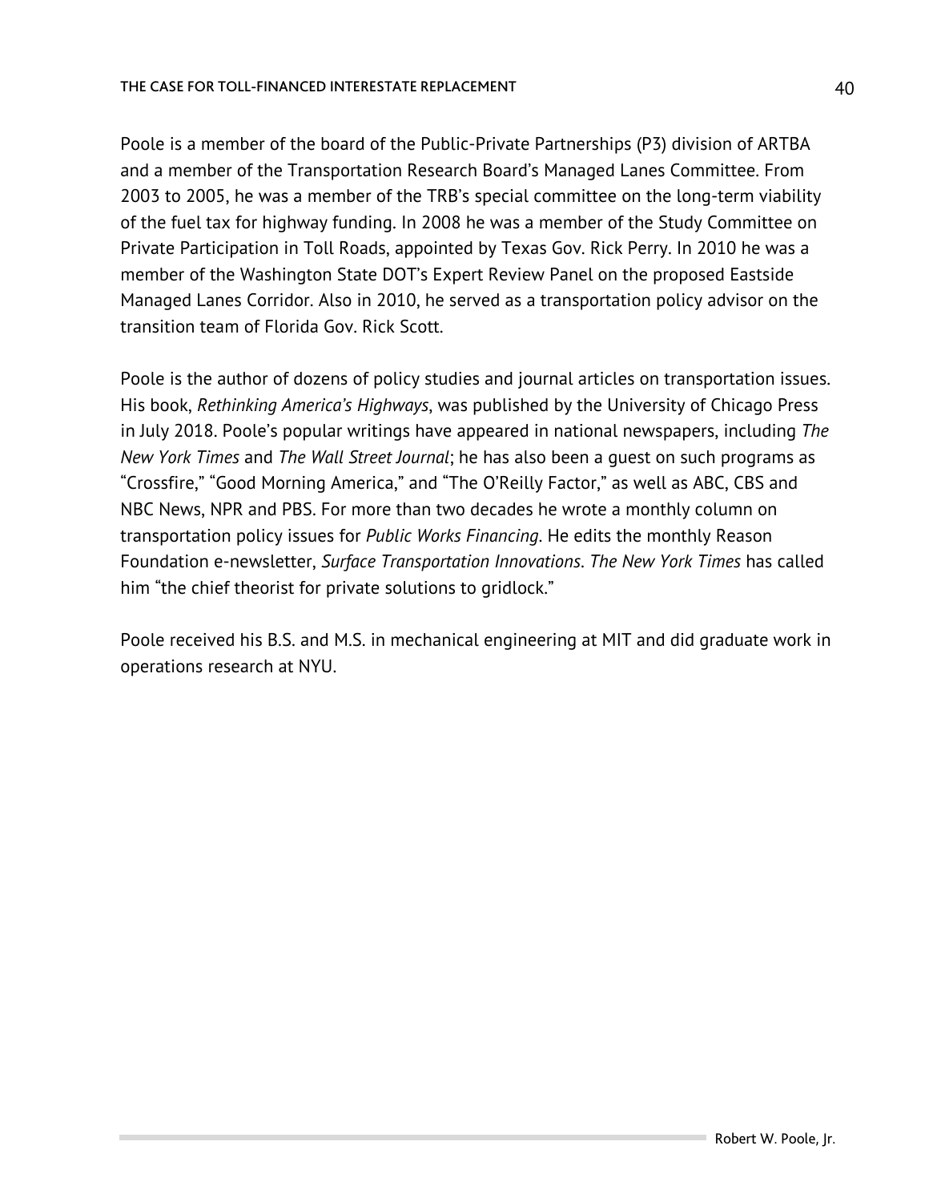Poole is a member of the board of the Public-Private Partnerships (P3) division of ARTBA and a member of the Transportation Research Board's Managed Lanes Committee. From 2003 to 2005, he was a member of the TRB's special committee on the long-term viability of the fuel tax for highway funding. In 2008 he was a member of the Study Committee on Private Participation in Toll Roads, appointed by Texas Gov. Rick Perry. In 2010 he was a member of the Washington State DOT's Expert Review Panel on the proposed Eastside Managed Lanes Corridor. Also in 2010, he served as a transportation policy advisor on the transition team of Florida Gov. Rick Scott.

Poole is the author of dozens of policy studies and journal articles on transportation issues. His book, *Rethinking America's Highways*, was published by the University of Chicago Press in July 2018. Poole's popular writings have appeared in national newspapers, including *The New York Times* and *The Wall Street Journal*; he has also been a guest on such programs as "Crossfire," "Good Morning America," and "The O'Reilly Factor," as well as ABC, CBS and NBC News, NPR and PBS. For more than two decades he wrote a monthly column on transportation policy issues for *Public Works Financing*. He edits the monthly Reason Foundation e-newsletter, *Surface Transportation Innovations*. *The New York Times* has called him "the chief theorist for private solutions to gridlock."

Poole received his B.S. and M.S. in mechanical engineering at MIT and did graduate work in operations research at NYU.